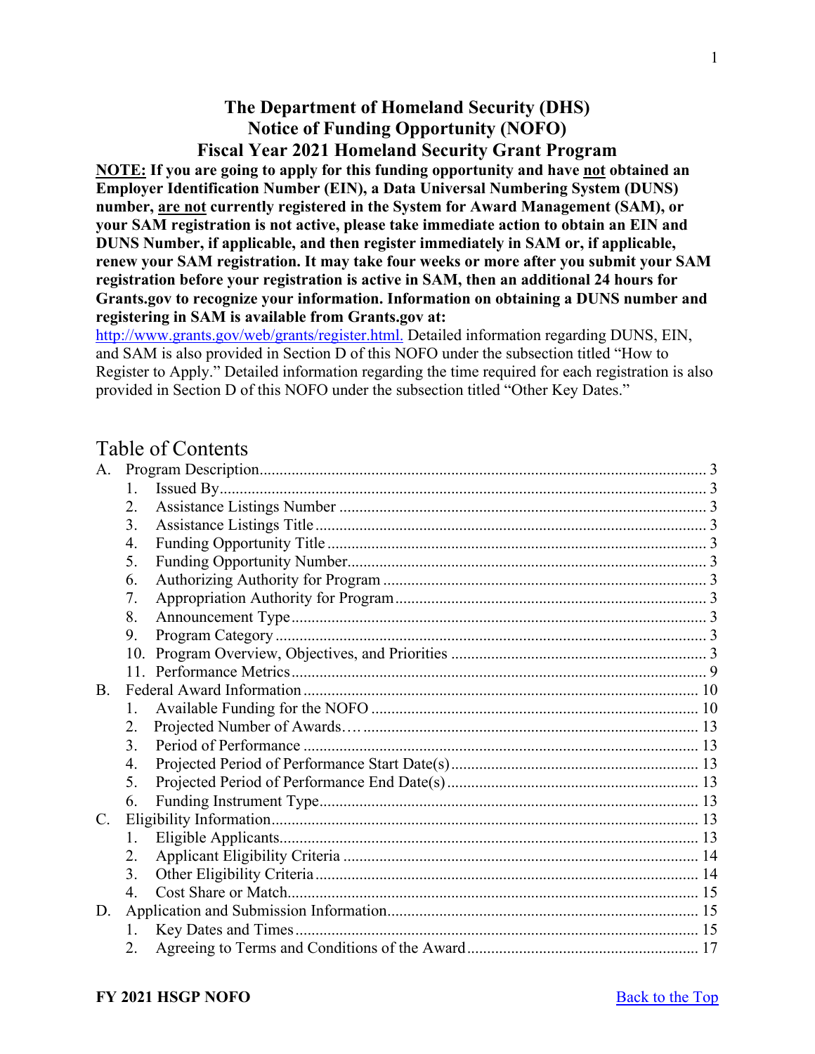# The Department of Homeland Security (DHS) Notice of Funding Opportunity (NOFO) Fiscal Year 2021 Homeland Security Grant Program

**NOTE: If you are going to apply for this funding opportunity and have not obtained an Employer Identification Number (EIN), a Data Universal Numbering System (DUNS) number, are not currently registered in the System for Award Management (SAM), or your SAM registration is not active, please take immediate action to obtain an EIN and DUNS Number, if applicable, and then register immediately in SAM or, if applicable, renew your SAM registration. It may take four weeks or more after you submit your SAM registration before your registration is active in SAM, then an additional 24 hours for Grants.gov to recognize your information. Information on obtaining a DUNS number and registering in SAM is available from Grants.gov at:**
http://www.grants.gov/web/grants/register.html. Detailed information regarding DUNS, EIN, and SAM is also provided in Section D of this NOFO under the subsection titled "How to Register to Apply." Detailed information regarding the time required for each registration is also provided in Section D of this NOFO under the subsection titled "Other Key Dates."

## Table of Contents

- A. Program Description ... 3
  1. Issued By ... 3
  2. Assistance Listings Number ... 3
  3. Assistance Listings Title ... 3
  4. Funding Opportunity Title ... 3
  5. Funding Opportunity Number ... 3
  6. Authorizing Authority for Program ... 3
  7. Appropriation Authority for Program ... 3
  8. Announcement Type ... 3
  9. Program Category ... 3
  10. Program Overview, Objectives, and Priorities ... 3
  11. Performance Metrics ... 9
- B. Federal Award Information ... 10
  1. Available Funding for the NOFO ... 10
  2. Projected Number of Awards… ... 13
  3. Period of Performance ... 13
  4. Projected Period of Performance Start Date(s) ... 13
  5. Projected Period of Performance End Date(s) ... 13
  6. Funding Instrument Type ... 13
- C. Eligibility Information ... 13
  1. Eligible Applicants ... 13
  2. Applicant Eligibility Criteria ... 14
  3. Other Eligibility Criteria ... 14
  4. Cost Share or Match ... 15
- D. Application and Submission Information ... 15
  1. Key Dates and Times ... 15
  2. Agreeing to Terms and Conditions of the Award ... 17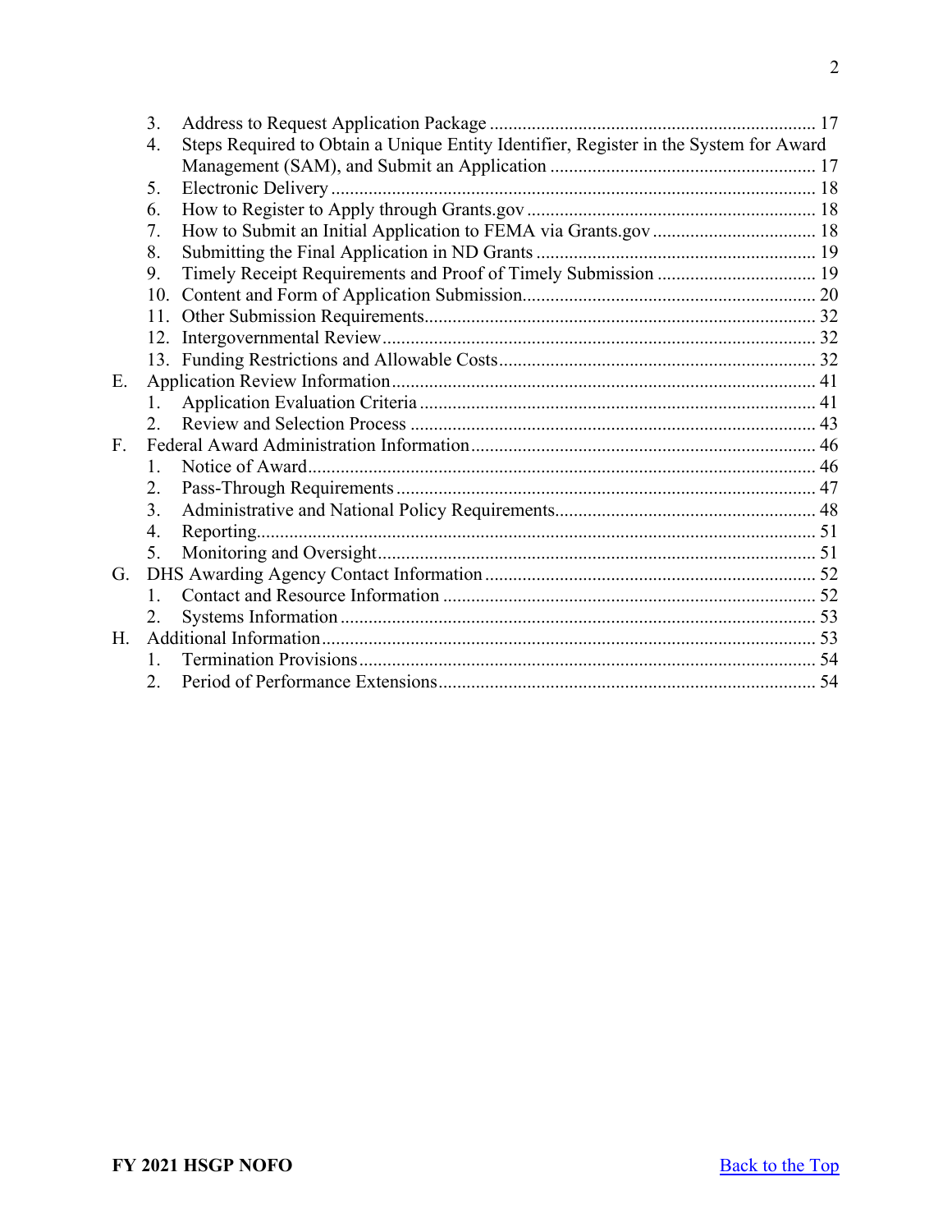3. Address to Request Application Package ..................................................................... 17
4. Steps Required to Obtain a Unique Entity Identifier, Register in the System for Award Management (SAM), and Submit an Application ........................................................ 17
5. Electronic Delivery ....................................................................................................... 18
6. How to Register to Apply through Grants.gov ............................................................. 18
7. How to Submit an Initial Application to FEMA via Grants.gov .................................. 18
8. Submitting the Final Application in ND Grants ........................................................... 19
9. Timely Receipt Requirements and Proof of Timely Submission ................................. 19
10. Content and Form of Application Submission.............................................................. 20
11. Other Submission Requirements................................................................................... 32
12. Intergovernmental Review............................................................................................ 32
13. Funding Restrictions and Allowable Costs................................................................... 32

E. Application Review Information.......................................................................................... 41
   1. Application Evaluation Criteria .................................................................................... 41
   2. Review and Selection Process ...................................................................................... 43

F. Federal Award Administration Information......................................................................... 46
   1. Notice of Award............................................................................................................ 46
   2. Pass-Through Requirements ......................................................................................... 47
   3. Administrative and National Policy Requirements....................................................... 48
   4. Reporting....................................................................................................................... 51
   5. Monitoring and Oversight............................................................................................. 51

G. DHS Awarding Agency Contact Information ...................................................................... 52
   1. Contact and Resource Information ............................................................................... 52
   2. Systems Information ..................................................................................................... 53

H. Additional Information......................................................................................................... 53
   1. Termination Provisions................................................................................................. 54
   2. Period of Performance Extensions................................................................................ 54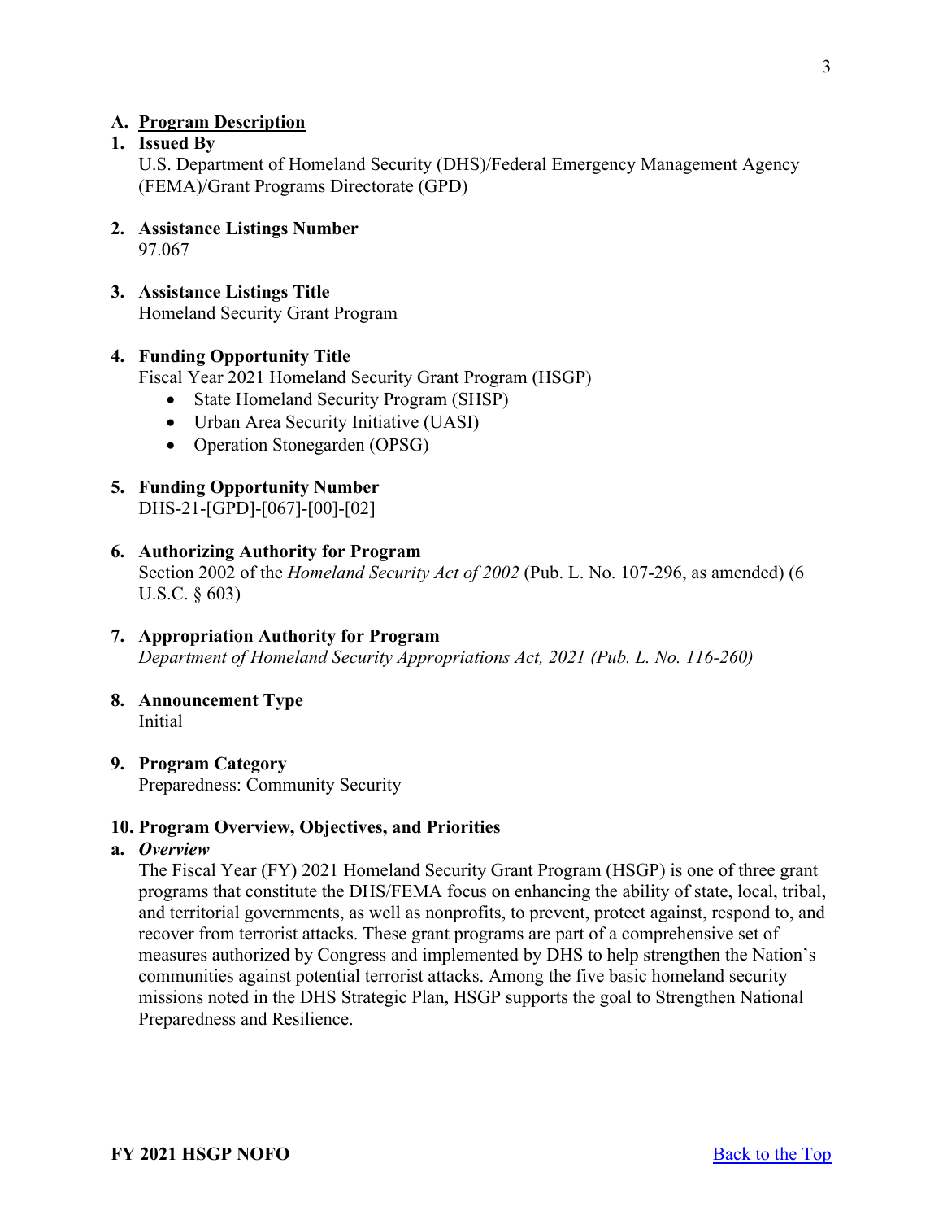## A. Program Description

### 1. Issued By

U.S. Department of Homeland Security (DHS)/Federal Emergency Management Agency (FEMA)/Grant Programs Directorate (GPD)

### 2. Assistance Listings Number

97.067

### 3. Assistance Listings Title

Homeland Security Grant Program

### 4. Funding Opportunity Title

Fiscal Year 2021 Homeland Security Grant Program (HSGP)

- State Homeland Security Program (SHSP)
- Urban Area Security Initiative (UASI)
- Operation Stonegarden (OPSG)

### 5. Funding Opportunity Number

DHS-21-[GPD]-[067]-[00]-[02]

### 6. Authorizing Authority for Program

Section 2002 of the *Homeland Security Act of 2002* (Pub. L. No. 107-296, as amended) (6 U.S.C. § 603)

### 7. Appropriation Authority for Program

*Department of Homeland Security Appropriations Act, 2021 (Pub. L. No. 116-260)*

### 8. Announcement Type

Initial

### 9. Program Category

Preparedness: Community Security

### 10. Program Overview, Objectives, and Priorities

#### a. *Overview*

The Fiscal Year (FY) 2021 Homeland Security Grant Program (HSGP) is one of three grant programs that constitute the DHS/FEMA focus on enhancing the ability of state, local, tribal, and territorial governments, as well as nonprofits, to prevent, protect against, respond to, and recover from terrorist attacks. These grant programs are part of a comprehensive set of measures authorized by Congress and implemented by DHS to help strengthen the Nation's communities against potential terrorist attacks. Among the five basic homeland security missions noted in the DHS Strategic Plan, HSGP supports the goal to Strengthen National Preparedness and Resilience.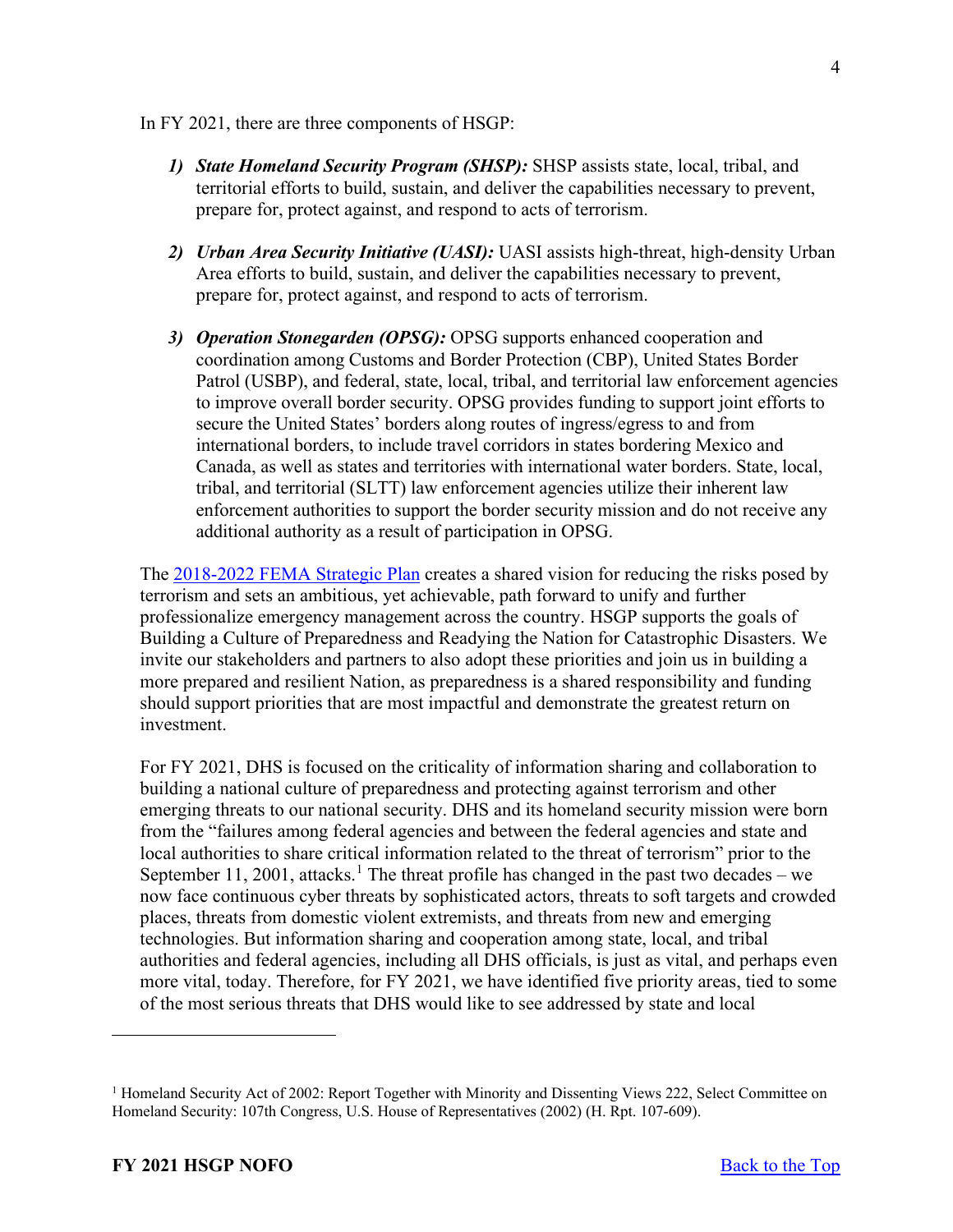In FY 2021, there are three components of HSGP:

1) ***State Homeland Security Program (SHSP):*** SHSP assists state, local, tribal, and territorial efforts to build, sustain, and deliver the capabilities necessary to prevent, prepare for, protect against, and respond to acts of terrorism.

2) ***Urban Area Security Initiative (UASI):*** UASI assists high-threat, high-density Urban Area efforts to build, sustain, and deliver the capabilities necessary to prevent, prepare for, protect against, and respond to acts of terrorism.

3) ***Operation Stonegarden (OPSG):*** OPSG supports enhanced cooperation and coordination among Customs and Border Protection (CBP), United States Border Patrol (USBP), and federal, state, local, tribal, and territorial law enforcement agencies to improve overall border security. OPSG provides funding to support joint efforts to secure the United States' borders along routes of ingress/egress to and from international borders, to include travel corridors in states bordering Mexico and Canada, as well as states and territories with international water borders. State, local, tribal, and territorial (SLTT) law enforcement agencies utilize their inherent law enforcement authorities to support the border security mission and do not receive any additional authority as a result of participation in OPSG.

The 2018-2022 FEMA Strategic Plan creates a shared vision for reducing the risks posed by terrorism and sets an ambitious, yet achievable, path forward to unify and further professionalize emergency management across the country. HSGP supports the goals of Building a Culture of Preparedness and Readying the Nation for Catastrophic Disasters. We invite our stakeholders and partners to also adopt these priorities and join us in building a more prepared and resilient Nation, as preparedness is a shared responsibility and funding should support priorities that are most impactful and demonstrate the greatest return on investment.

For FY 2021, DHS is focused on the criticality of information sharing and collaboration to building a national culture of preparedness and protecting against terrorism and other emerging threats to our national security. DHS and its homeland security mission were born from the "failures among federal agencies and between the federal agencies and state and local authorities to share critical information related to the threat of terrorism" prior to the September 11, 2001, attacks.[1] The threat profile has changed in the past two decades – we now face continuous cyber threats by sophisticated actors, threats to soft targets and crowded places, threats from domestic violent extremists, and threats from new and emerging technologies. But information sharing and cooperation among state, local, and tribal authorities and federal agencies, including all DHS officials, is just as vital, and perhaps even more vital, today. Therefore, for FY 2021, we have identified five priority areas, tied to some of the most serious threats that DHS would like to see addressed by state and local

[1] Homeland Security Act of 2002: Report Together with Minority and Dissenting Views 222, Select Committee on Homeland Security: 107th Congress, U.S. House of Representatives (2002) (H. Rpt. 107-609).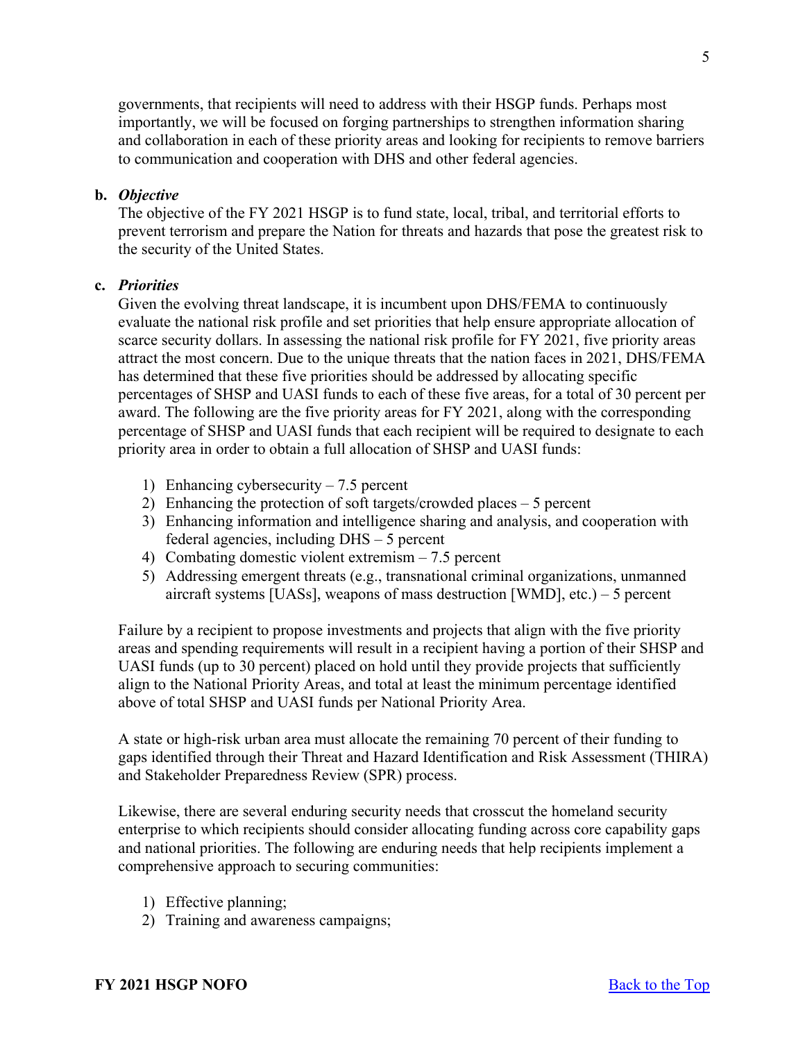governments, that recipients will need to address with their HSGP funds. Perhaps most importantly, we will be focused on forging partnerships to strengthen information sharing and collaboration in each of these priority areas and looking for recipients to remove barriers to communication and cooperation with DHS and other federal agencies.

**b. *Objective***

The objective of the FY 2021 HSGP is to fund state, local, tribal, and territorial efforts to prevent terrorism and prepare the Nation for threats and hazards that pose the greatest risk to the security of the United States.

**c. *Priorities***

Given the evolving threat landscape, it is incumbent upon DHS/FEMA to continuously evaluate the national risk profile and set priorities that help ensure appropriate allocation of scarce security dollars. In assessing the national risk profile for FY 2021, five priority areas attract the most concern. Due to the unique threats that the nation faces in 2021, DHS/FEMA has determined that these five priorities should be addressed by allocating specific percentages of SHSP and UASI funds to each of these five areas, for a total of 30 percent per award. The following are the five priority areas for FY 2021, along with the corresponding percentage of SHSP and UASI funds that each recipient will be required to designate to each priority area in order to obtain a full allocation of SHSP and UASI funds:

1) Enhancing cybersecurity – 7.5 percent
2) Enhancing the protection of soft targets/crowded places – 5 percent
3) Enhancing information and intelligence sharing and analysis, and cooperation with federal agencies, including DHS – 5 percent
4) Combating domestic violent extremism – 7.5 percent
5) Addressing emergent threats (e.g., transnational criminal organizations, unmanned aircraft systems [UASs], weapons of mass destruction [WMD], etc.) – 5 percent

Failure by a recipient to propose investments and projects that align with the five priority areas and spending requirements will result in a recipient having a portion of their SHSP and UASI funds (up to 30 percent) placed on hold until they provide projects that sufficiently align to the National Priority Areas, and total at least the minimum percentage identified above of total SHSP and UASI funds per National Priority Area.

A state or high-risk urban area must allocate the remaining 70 percent of their funding to gaps identified through their Threat and Hazard Identification and Risk Assessment (THIRA) and Stakeholder Preparedness Review (SPR) process.

Likewise, there are several enduring security needs that crosscut the homeland security enterprise to which recipients should consider allocating funding across core capability gaps and national priorities. The following are enduring needs that help recipients implement a comprehensive approach to securing communities:

1) Effective planning;
2) Training and awareness campaigns;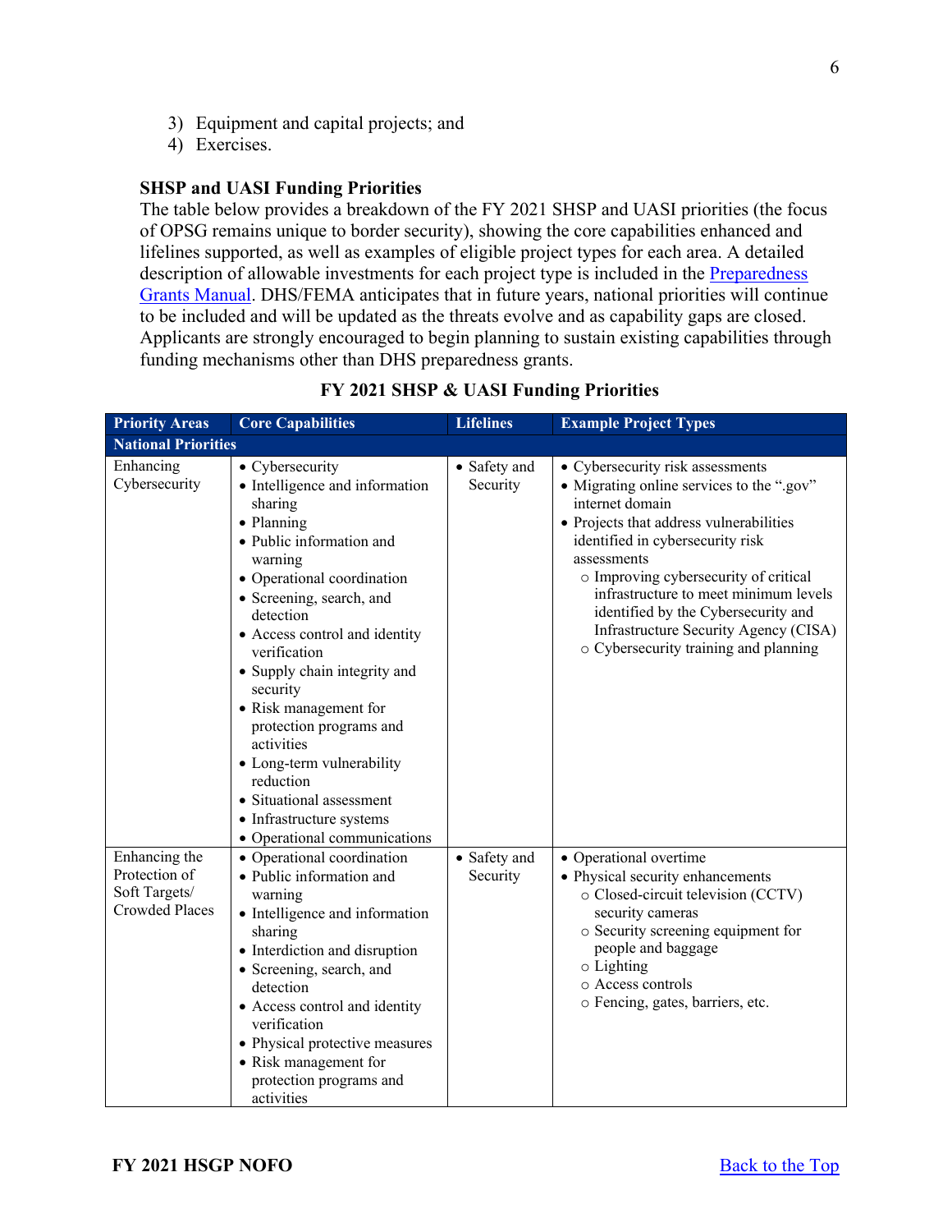3) Equipment and capital projects; and
4) Exercises.

**SHSP and UASI Funding Priorities**

The table below provides a breakdown of the FY 2021 SHSP and UASI priorities (the focus of OPSG remains unique to border security), showing the core capabilities enhanced and lifelines supported, as well as examples of eligible project types for each area. A detailed description of allowable investments for each project type is included in the Preparedness Grants Manual. DHS/FEMA anticipates that in future years, national priorities will continue to be included and will be updated as the threats evolve and as capability gaps are closed. Applicants are strongly encouraged to begin planning to sustain existing capabilities through funding mechanisms other than DHS preparedness grants.

**FY 2021 SHSP & UASI Funding Priorities**

| Priority Areas | Core Capabilities | Lifelines | Example Project Types |
|---|---|---|---|
| **National Priorities** | | | |
| Enhancing Cybersecurity | • Cybersecurity<br>• Intelligence and information sharing<br>• Planning<br>• Public information and warning<br>• Operational coordination<br>• Screening, search, and detection<br>• Access control and identity verification<br>• Supply chain integrity and security<br>• Risk management for protection programs and activities<br>• Long-term vulnerability reduction<br>• Situational assessment<br>• Infrastructure systems<br>• Operational communications | • Safety and Security | • Cybersecurity risk assessments<br>• Migrating online services to the ".gov" internet domain<br>• Projects that address vulnerabilities identified in cybersecurity risk assessments<br>○ Improving cybersecurity of critical infrastructure to meet minimum levels identified by the Cybersecurity and Infrastructure Security Agency (CISA)<br>○ Cybersecurity training and planning |
| Enhancing the Protection of Soft Targets/ Crowded Places | • Operational coordination<br>• Public information and warning<br>• Intelligence and information sharing<br>• Interdiction and disruption<br>• Screening, search, and detection<br>• Access control and identity verification<br>• Physical protective measures<br>• Risk management for protection programs and activities | • Safety and Security | • Operational overtime<br>• Physical security enhancements<br>○ Closed-circuit television (CCTV) security cameras<br>○ Security screening equipment for people and baggage<br>○ Lighting<br>○ Access controls<br>○ Fencing, gates, barriers, etc. |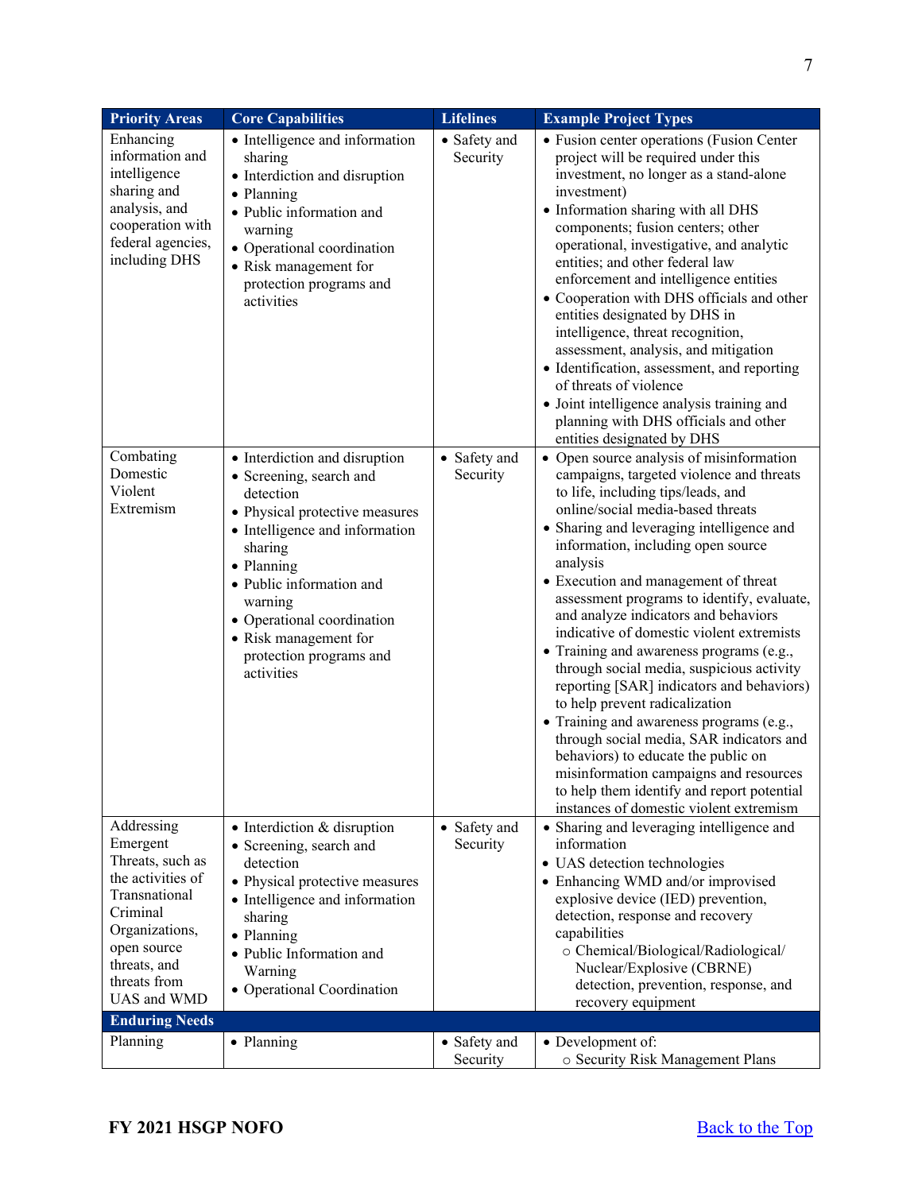| Priority Areas | Core Capabilities | Lifelines | Example Project Types |
|---|---|---|---|
| Enhancing information and intelligence sharing and analysis, and cooperation with federal agencies, including DHS | • Intelligence and information sharing<br>• Interdiction and disruption<br>• Planning<br>• Public information and warning<br>• Operational coordination<br>• Risk management for protection programs and activities | • Safety and Security | • Fusion center operations (Fusion Center project will be required under this investment, no longer as a stand-alone investment)<br>• Information sharing with all DHS components; fusion centers; other operational, investigative, and analytic entities; and other federal law enforcement and intelligence entities<br>• Cooperation with DHS officials and other entities designated by DHS in intelligence, threat recognition, assessment, analysis, and mitigation<br>• Identification, assessment, and reporting of threats of violence<br>• Joint intelligence analysis training and planning with DHS officials and other entities designated by DHS |
| Combating Domestic Violent Extremism | • Interdiction and disruption<br>• Screening, search and detection<br>• Physical protective measures<br>• Intelligence and information sharing<br>• Planning<br>• Public information and warning<br>• Operational coordination<br>• Risk management for protection programs and activities | • Safety and Security | • Open source analysis of misinformation campaigns, targeted violence and threats to life, including tips/leads, and online/social media-based threats<br>• Sharing and leveraging intelligence and information, including open source analysis<br>• Execution and management of threat assessment programs to identify, evaluate, and analyze indicators and behaviors indicative of domestic violent extremists<br>• Training and awareness programs (e.g., through social media, suspicious activity reporting [SAR] indicators and behaviors) to help prevent radicalization<br>• Training and awareness programs (e.g., through social media, SAR indicators and behaviors) to educate the public on misinformation campaigns and resources to help them identify and report potential instances of domestic violent extremism |
| Addressing Emergent Threats, such as the activities of Transnational Criminal Organizations, open source threats, and threats from UAS and WMD | • Interdiction & disruption<br>• Screening, search and detection<br>• Physical protective measures<br>• Intelligence and information sharing<br>• Planning<br>• Public Information and Warning<br>• Operational Coordination | • Safety and Security | • Sharing and leveraging intelligence and information<br>• UAS detection technologies<br>• Enhancing WMD and/or improvised explosive device (IED) prevention, detection, response and recovery capabilities<br>&nbsp;&nbsp;○ Chemical/Biological/Radiological/ Nuclear/Explosive (CBRNE) detection, prevention, response, and recovery equipment |
| **Enduring Needs** | | | |
| Planning | • Planning | • Safety and Security | • Development of:<br>&nbsp;&nbsp;○ Security Risk Management Plans |

**FY 2021 HSGP NOFO** [Back to the Top]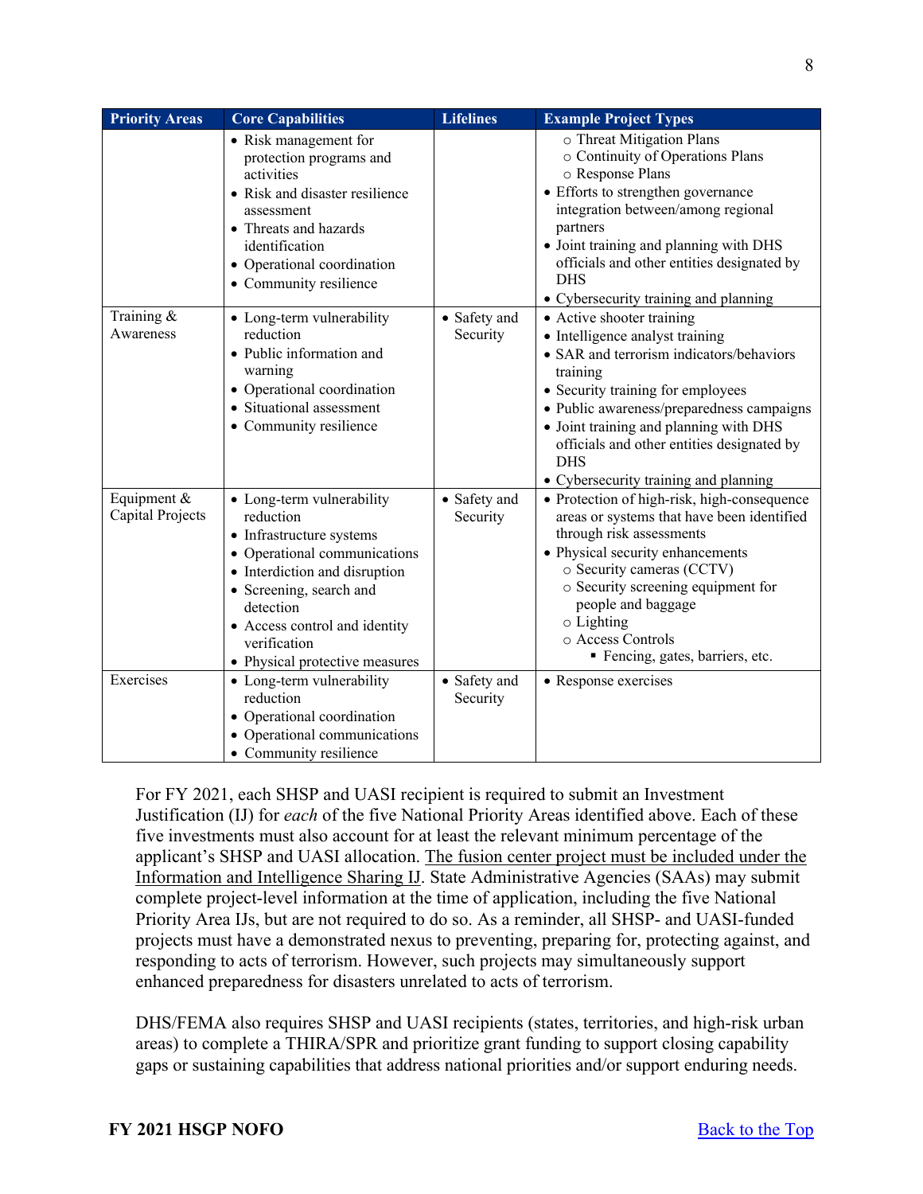| Priority Areas | Core Capabilities | Lifelines | Example Project Types |
|---|---|---|---|
| | • Risk management for protection programs and activities<br>• Risk and disaster resilience assessment<br>• Threats and hazards identification<br>• Operational coordination<br>• Community resilience | | ○ Threat Mitigation Plans<br>○ Continuity of Operations Plans<br>○ Response Plans<br>• Efforts to strengthen governance integration between/among regional partners<br>• Joint training and planning with DHS officials and other entities designated by DHS<br>• Cybersecurity training and planning |
| Training & Awareness | • Long-term vulnerability reduction<br>• Public information and warning<br>• Operational coordination<br>• Situational assessment<br>• Community resilience | • Safety and Security | • Active shooter training<br>• Intelligence analyst training<br>• SAR and terrorism indicators/behaviors training<br>• Security training for employees<br>• Public awareness/preparedness campaigns<br>• Joint training and planning with DHS officials and other entities designated by DHS<br>• Cybersecurity training and planning |
| Equipment & Capital Projects | • Long-term vulnerability reduction<br>• Infrastructure systems<br>• Operational communications<br>• Interdiction and disruption<br>• Screening, search and detection<br>• Access control and identity verification<br>• Physical protective measures | • Safety and Security | • Protection of high-risk, high-consequence areas or systems that have been identified through risk assessments<br>• Physical security enhancements<br>○ Security cameras (CCTV)<br>○ Security screening equipment for people and baggage<br>○ Lighting<br>○ Access Controls<br>▪ Fencing, gates, barriers, etc. |
| Exercises | • Long-term vulnerability reduction<br>• Operational coordination<br>• Operational communications<br>• Community resilience | • Safety and Security | • Response exercises |

For FY 2021, each SHSP and UASI recipient is required to submit an Investment Justification (IJ) for *each* of the five National Priority Areas identified above. Each of these five investments must also account for at least the relevant minimum percentage of the applicant's SHSP and UASI allocation. The fusion center project must be included under the Information and Intelligence Sharing IJ. State Administrative Agencies (SAAs) may submit complete project-level information at the time of application, including the five National Priority Area IJs, but are not required to do so. As a reminder, all SHSP- and UASI-funded projects must have a demonstrated nexus to preventing, preparing for, protecting against, and responding to acts of terrorism. However, such projects may simultaneously support enhanced preparedness for disasters unrelated to acts of terrorism.

DHS/FEMA also requires SHSP and UASI recipients (states, territories, and high-risk urban areas) to complete a THIRA/SPR and prioritize grant funding to support closing capability gaps or sustaining capabilities that address national priorities and/or support enduring needs.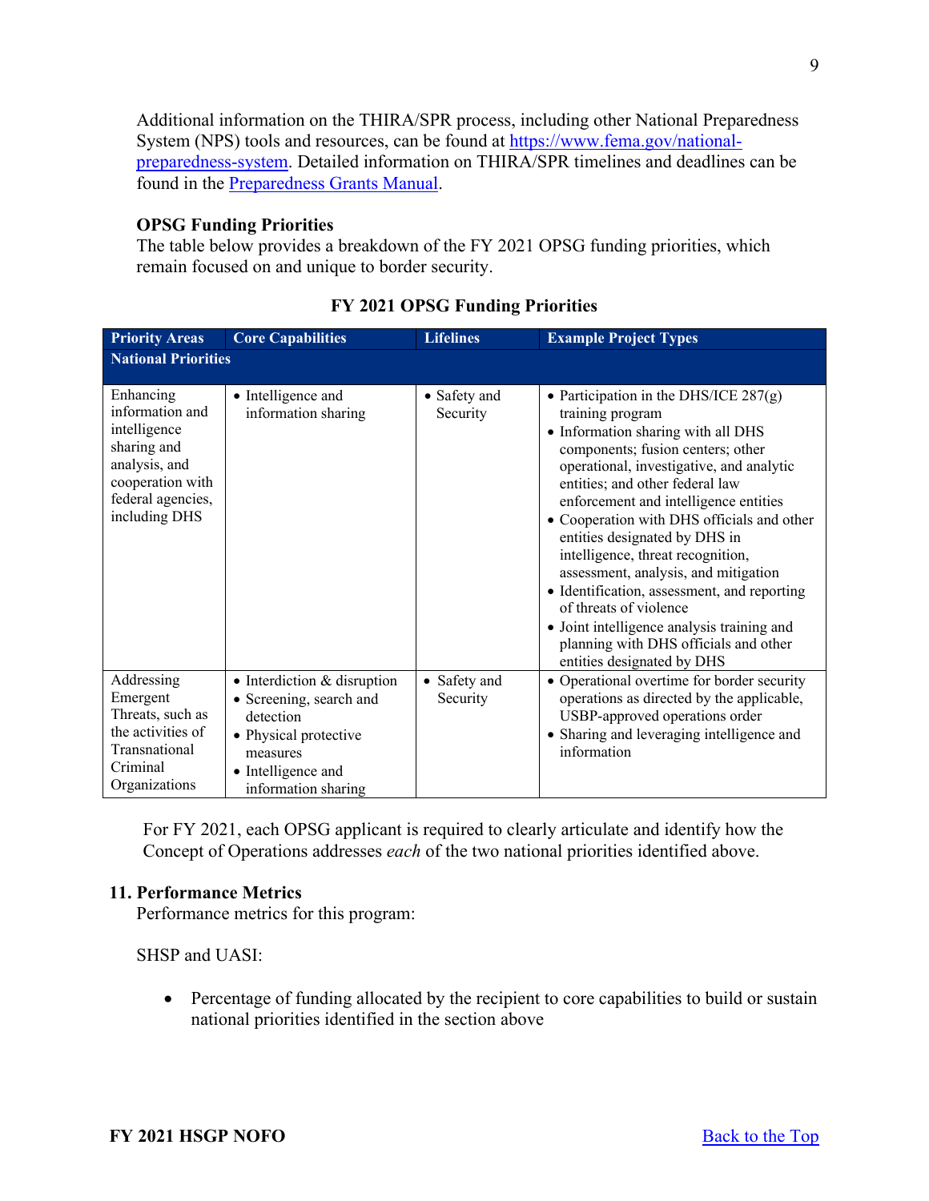Additional information on the THIRA/SPR process, including other National Preparedness System (NPS) tools and resources, can be found at [https://www.fema.gov/national-preparedness-system](https://www.fema.gov/national-preparedness-system). Detailed information on THIRA/SPR timelines and deadlines can be found in the [Preparedness Grants Manual](#).

**OPSG Funding Priorities**

The table below provides a breakdown of the FY 2021 OPSG funding priorities, which remain focused on and unique to border security.

**FY 2021 OPSG Funding Priorities**

| Priority Areas | Core Capabilities | Lifelines | Example Project Types |
|---|---|---|---|
| **National Priorities** | | | |
| Enhancing information and intelligence sharing and analysis, and cooperation with federal agencies, including DHS | • Intelligence and information sharing | • Safety and Security | • Participation in the DHS/ICE 287(g) training program<br>• Information sharing with all DHS components; fusion centers; other operational, investigative, and analytic entities; and other federal law enforcement and intelligence entities<br>• Cooperation with DHS officials and other entities designated by DHS in intelligence, threat recognition, assessment, analysis, and mitigation<br>• Identification, assessment, and reporting of threats of violence<br>• Joint intelligence analysis training and planning with DHS officials and other entities designated by DHS |
| Addressing Emergent Threats, such as the activities of Transnational Criminal Organizations | • Interdiction & disruption<br>• Screening, search and detection<br>• Physical protective measures<br>• Intelligence and information sharing | • Safety and Security | • Operational overtime for border security operations as directed by the applicable, USBP-approved operations order<br>• Sharing and leveraging intelligence and information |

For FY 2021, each OPSG applicant is required to clearly articulate and identify how the Concept of Operations addresses *each* of the two national priorities identified above.

## 11. Performance Metrics

Performance metrics for this program:

SHSP and UASI:

- Percentage of funding allocated by the recipient to core capabilities to build or sustain national priorities identified in the section above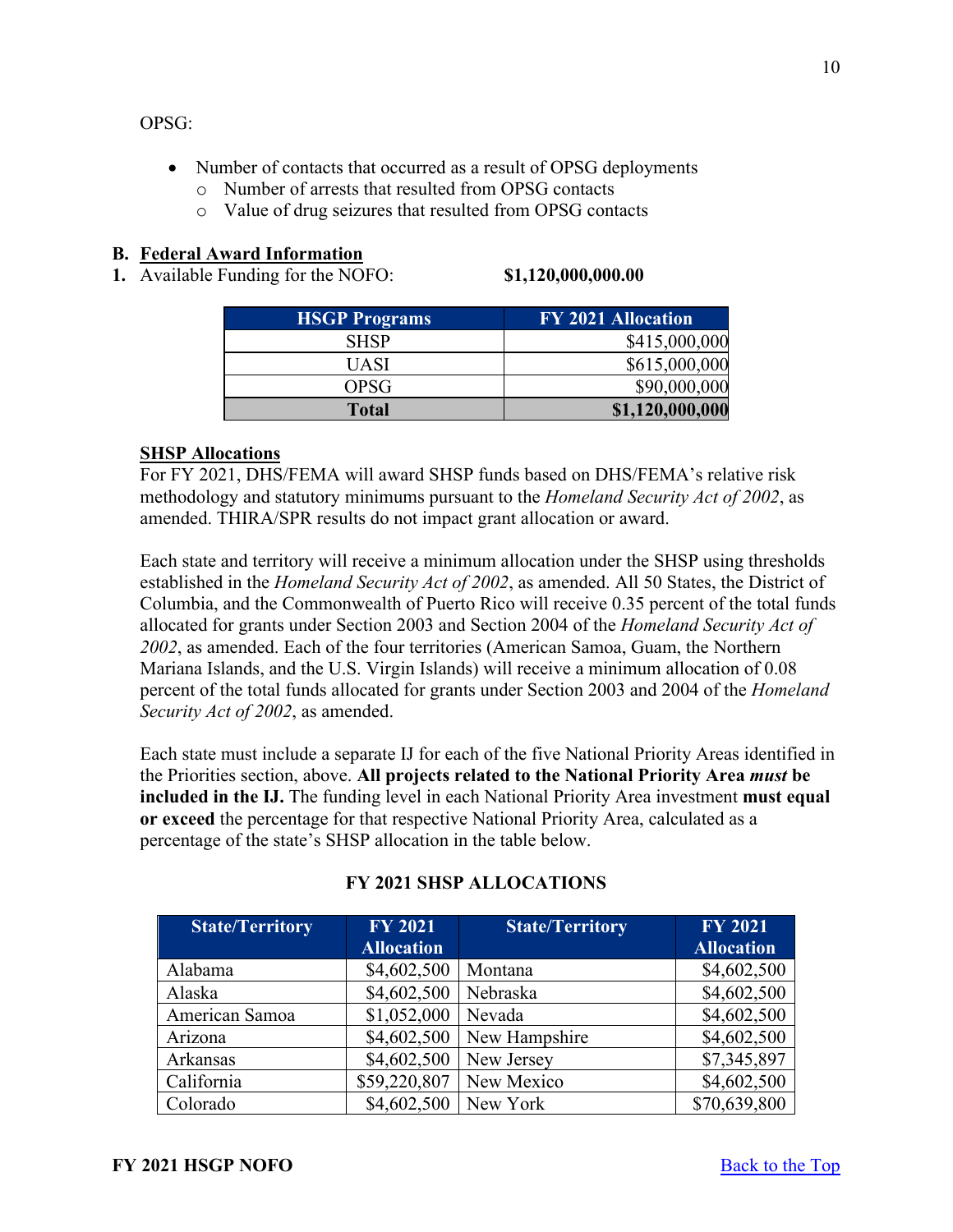OPSG:

- Number of contacts that occurred as a result of OPSG deployments
  - Number of arrests that resulted from OPSG contacts
  - Value of drug seizures that resulted from OPSG contacts

**B. <u>Federal Award Information</u>**

**1.** Available Funding for the NOFO: **$1,120,000,000.00**

| HSGP Programs | FY 2021 Allocation |
|---|---|
| SHSP | $415,000,000 |
| UASI | $615,000,000 |
| OPSG | $90,000,000 |
| **Total** | **$1,120,000,000** |

**<u>SHSP Allocations</u>**

For FY 2021, DHS/FEMA will award SHSP funds based on DHS/FEMA's relative risk methodology and statutory minimums pursuant to the *Homeland Security Act of 2002*, as amended. THIRA/SPR results do not impact grant allocation or award.

Each state and territory will receive a minimum allocation under the SHSP using thresholds established in the *Homeland Security Act of 2002*, as amended. All 50 States, the District of Columbia, and the Commonwealth of Puerto Rico will receive 0.35 percent of the total funds allocated for grants under Section 2003 and Section 2004 of the *Homeland Security Act of 2002*, as amended. Each of the four territories (American Samoa, Guam, the Northern Mariana Islands, and the U.S. Virgin Islands) will receive a minimum allocation of 0.08 percent of the total funds allocated for grants under Section 2003 and 2004 of the *Homeland Security Act of 2002*, as amended.

Each state must include a separate IJ for each of the five National Priority Areas identified in the Priorities section, above. **All projects related to the National Priority Area *must* be included in the IJ.** The funding level in each National Priority Area investment **must equal or exceed** the percentage for that respective National Priority Area, calculated as a percentage of the state's SHSP allocation in the table below.

**FY 2021 SHSP ALLOCATIONS**

| State/Territory | FY 2021 Allocation | State/Territory | FY 2021 Allocation |
|---|---|---|---|
| Alabama | $4,602,500 | Montana | $4,602,500 |
| Alaska | $4,602,500 | Nebraska | $4,602,500 |
| American Samoa | $1,052,000 | Nevada | $4,602,500 |
| Arizona | $4,602,500 | New Hampshire | $4,602,500 |
| Arkansas | $4,602,500 | New Jersey | $7,345,897 |
| California | $59,220,807 | New Mexico | $4,602,500 |
| Colorado | $4,602,500 | New York | $70,639,800 |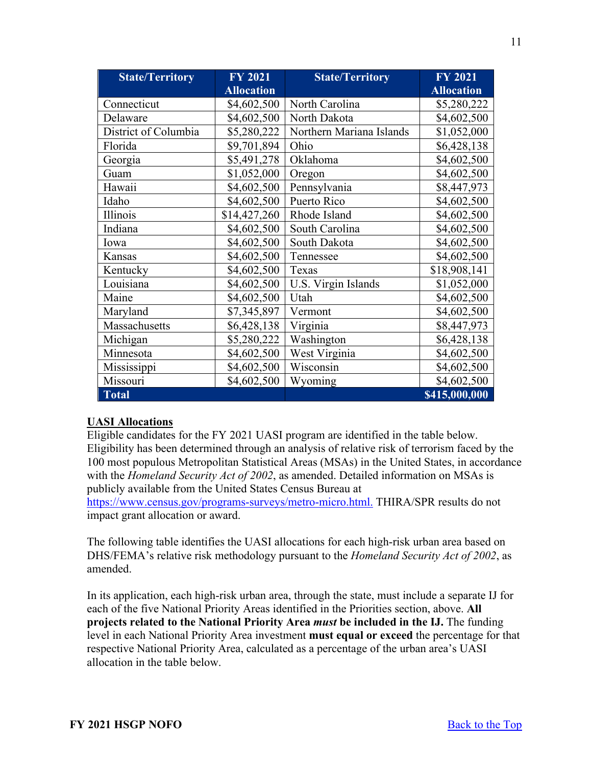| State/Territory | FY 2021 Allocation | State/Territory | FY 2021 Allocation |
|---|---|---|---|
| Connecticut | $4,602,500 | North Carolina | $5,280,222 |
| Delaware | $4,602,500 | North Dakota | $4,602,500 |
| District of Columbia | $5,280,222 | Northern Mariana Islands | $1,052,000 |
| Florida | $9,701,894 | Ohio | $6,428,138 |
| Georgia | $5,491,278 | Oklahoma | $4,602,500 |
| Guam | $1,052,000 | Oregon | $4,602,500 |
| Hawaii | $4,602,500 | Pennsylvania | $8,447,973 |
| Idaho | $4,602,500 | Puerto Rico | $4,602,500 |
| Illinois | $14,427,260 | Rhode Island | $4,602,500 |
| Indiana | $4,602,500 | South Carolina | $4,602,500 |
| Iowa | $4,602,500 | South Dakota | $4,602,500 |
| Kansas | $4,602,500 | Tennessee | $4,602,500 |
| Kentucky | $4,602,500 | Texas | $18,908,141 |
| Louisiana | $4,602,500 | U.S. Virgin Islands | $1,052,000 |
| Maine | $4,602,500 | Utah | $4,602,500 |
| Maryland | $7,345,897 | Vermont | $4,602,500 |
| Massachusetts | $6,428,138 | Virginia | $8,447,973 |
| Michigan | $5,280,222 | Washington | $6,428,138 |
| Minnesota | $4,602,500 | West Virginia | $4,602,500 |
| Mississippi | $4,602,500 | Wisconsin | $4,602,500 |
| Missouri | $4,602,500 | Wyoming | $4,602,500 |
| **Total** | | | **$415,000,000** |

**UASI Allocations**

Eligible candidates for the FY 2021 UASI program are identified in the table below. Eligibility has been determined through an analysis of relative risk of terrorism faced by the 100 most populous Metropolitan Statistical Areas (MSAs) in the United States, in accordance with the *Homeland Security Act of 2002*, as amended. Detailed information on MSAs is publicly available from the United States Census Bureau at https://www.census.gov/programs-surveys/metro-micro.html. THIRA/SPR results do not impact grant allocation or award.

The following table identifies the UASI allocations for each high-risk urban area based on DHS/FEMA's relative risk methodology pursuant to the *Homeland Security Act of 2002*, as amended.

In its application, each high-risk urban area, through the state, must include a separate IJ for each of the five National Priority Areas identified in the Priorities section, above. **All projects related to the National Priority Area *must* be included in the IJ.** The funding level in each National Priority Area investment **must equal or exceed** the percentage for that respective National Priority Area, calculated as a percentage of the urban area's UASI allocation in the table below.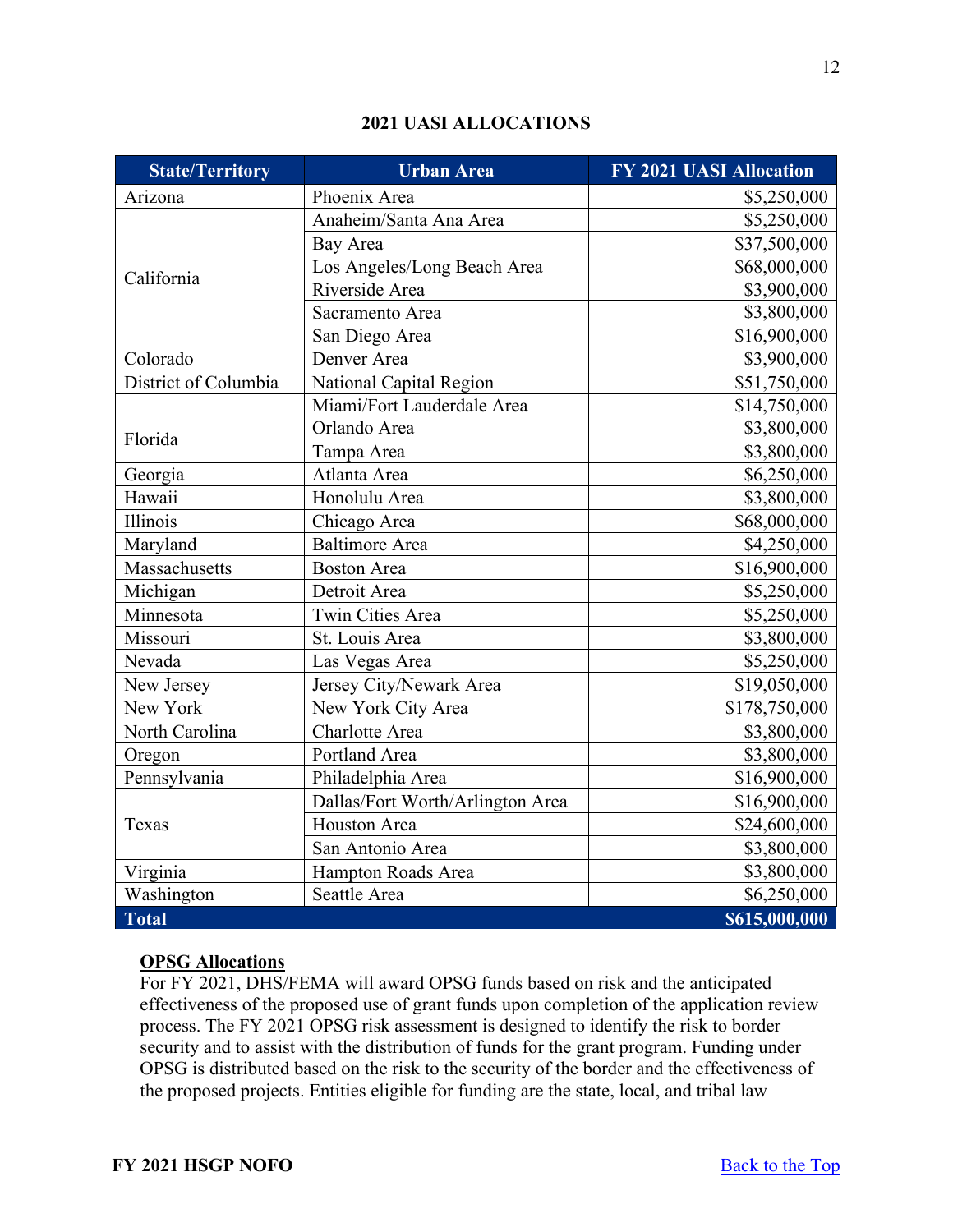## 2021 UASI ALLOCATIONS

| State/Territory | Urban Area | FY 2021 UASI Allocation |
|---|---|---|
| Arizona | Phoenix Area | $5,250,000 |
| California | Anaheim/Santa Ana Area | $5,250,000 |
| | Bay Area | $37,500,000 |
| | Los Angeles/Long Beach Area | $68,000,000 |
| | Riverside Area | $3,900,000 |
| | Sacramento Area | $3,800,000 |
| | San Diego Area | $16,900,000 |
| Colorado | Denver Area | $3,900,000 |
| District of Columbia | National Capital Region | $51,750,000 |
| Florida | Miami/Fort Lauderdale Area | $14,750,000 |
| | Orlando Area | $3,800,000 |
| | Tampa Area | $3,800,000 |
| Georgia | Atlanta Area | $6,250,000 |
| Hawaii | Honolulu Area | $3,800,000 |
| Illinois | Chicago Area | $68,000,000 |
| Maryland | Baltimore Area | $4,250,000 |
| Massachusetts | Boston Area | $16,900,000 |
| Michigan | Detroit Area | $5,250,000 |
| Minnesota | Twin Cities Area | $5,250,000 |
| Missouri | St. Louis Area | $3,800,000 |
| Nevada | Las Vegas Area | $5,250,000 |
| New Jersey | Jersey City/Newark Area | $19,050,000 |
| New York | New York City Area | $178,750,000 |
| North Carolina | Charlotte Area | $3,800,000 |
| Oregon | Portland Area | $3,800,000 |
| Pennsylvania | Philadelphia Area | $16,900,000 |
| Texas | Dallas/Fort Worth/Arlington Area | $16,900,000 |
| | Houston Area | $24,600,000 |
| | San Antonio Area | $3,800,000 |
| Virginia | Hampton Roads Area | $3,800,000 |
| Washington | Seattle Area | $6,250,000 |
| **Total** | | **$615,000,000** |

**OPSG Allocations**

For FY 2021, DHS/FEMA will award OPSG funds based on risk and the anticipated effectiveness of the proposed use of grant funds upon completion of the application review process. The FY 2021 OPSG risk assessment is designed to identify the risk to border security and to assist with the distribution of funds for the grant program. Funding under OPSG is distributed based on the risk to the security of the border and the effectiveness of the proposed projects. Entities eligible for funding are the state, local, and tribal law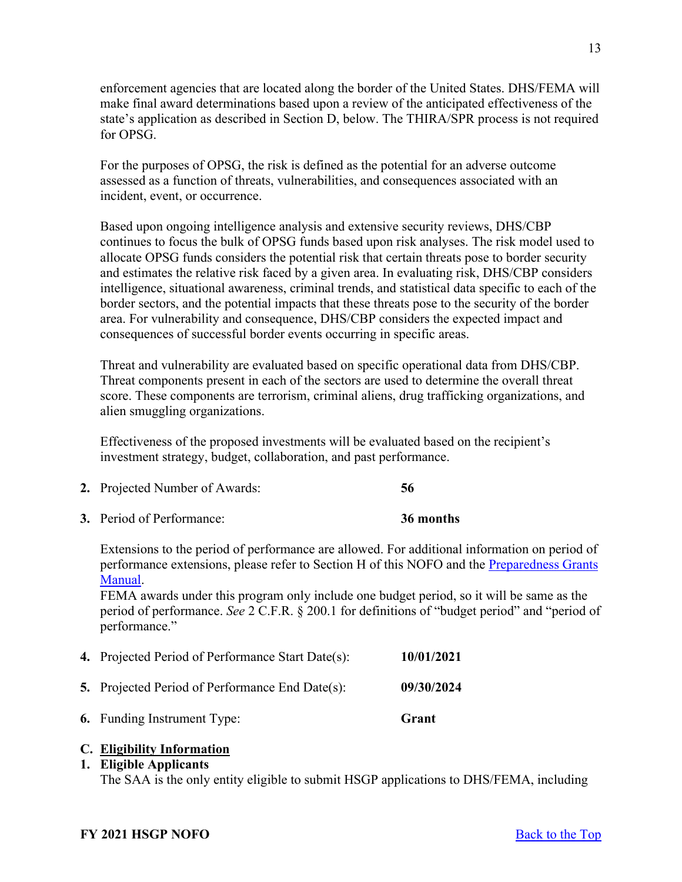enforcement agencies that are located along the border of the United States. DHS/FEMA will make final award determinations based upon a review of the anticipated effectiveness of the state's application as described in Section D, below. The THIRA/SPR process is not required for OPSG.

For the purposes of OPSG, the risk is defined as the potential for an adverse outcome assessed as a function of threats, vulnerabilities, and consequences associated with an incident, event, or occurrence.

Based upon ongoing intelligence analysis and extensive security reviews, DHS/CBP continues to focus the bulk of OPSG funds based upon risk analyses. The risk model used to allocate OPSG funds considers the potential risk that certain threats pose to border security and estimates the relative risk faced by a given area. In evaluating risk, DHS/CBP considers intelligence, situational awareness, criminal trends, and statistical data specific to each of the border sectors, and the potential impacts that these threats pose to the security of the border area. For vulnerability and consequence, DHS/CBP considers the expected impact and consequences of successful border events occurring in specific areas.

Threat and vulnerability are evaluated based on specific operational data from DHS/CBP. Threat components present in each of the sectors are used to determine the overall threat score. These components are terrorism, criminal aliens, drug trafficking organizations, and alien smuggling organizations.

Effectiveness of the proposed investments will be evaluated based on the recipient's investment strategy, budget, collaboration, and past performance.

2. Projected Number of Awards: **56**

3. Period of Performance: **36 months**

   Extensions to the period of performance are allowed. For additional information on period of performance extensions, please refer to Section H of this NOFO and the [Preparedness Grants Manual](Preparedness Grants Manual).
   FEMA awards under this program only include one budget period, so it will be same as the period of performance. *See* 2 C.F.R. § 200.1 for definitions of "budget period" and "period of performance."

4. Projected Period of Performance Start Date(s): **10/01/2021**

5. Projected Period of Performance End Date(s): **09/30/2024**

6. Funding Instrument Type: **Grant**

## C. Eligibility Information

### 1. Eligible Applicants

The SAA is the only entity eligible to submit HSGP applications to DHS/FEMA, including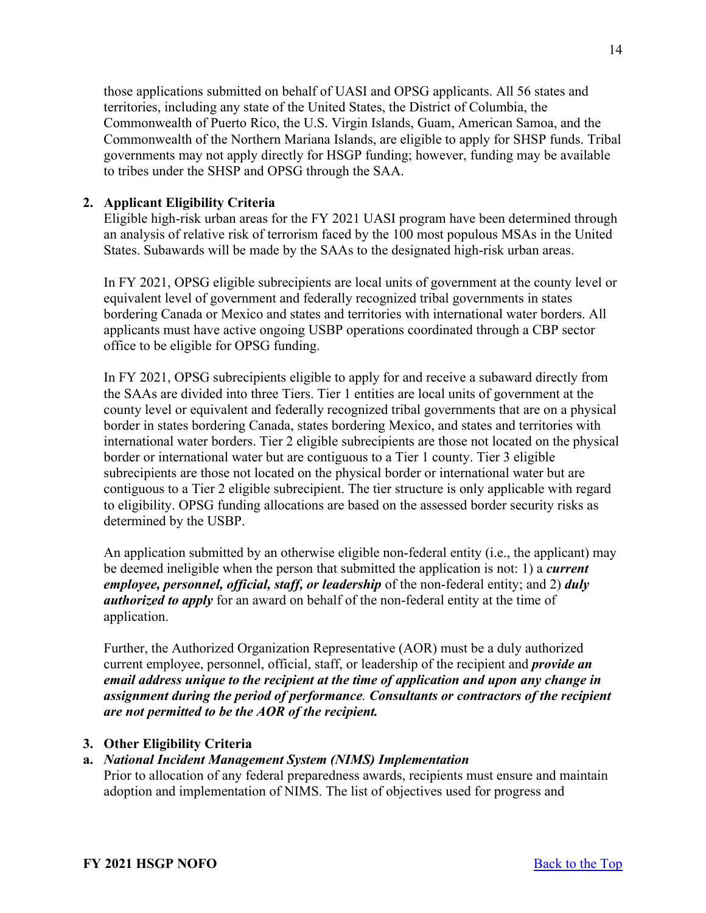those applications submitted on behalf of UASI and OPSG applicants. All 56 states and territories, including any state of the United States, the District of Columbia, the Commonwealth of Puerto Rico, the U.S. Virgin Islands, Guam, American Samoa, and the Commonwealth of the Northern Mariana Islands, are eligible to apply for SHSP funds. Tribal governments may not apply directly for HSGP funding; however, funding may be available to tribes under the SHSP and OPSG through the SAA.

**2. Applicant Eligibility Criteria**

Eligible high-risk urban areas for the FY 2021 UASI program have been determined through an analysis of relative risk of terrorism faced by the 100 most populous MSAs in the United States. Subawards will be made by the SAAs to the designated high-risk urban areas.

In FY 2021, OPSG eligible subrecipients are local units of government at the county level or equivalent level of government and federally recognized tribal governments in states bordering Canada or Mexico and states and territories with international water borders. All applicants must have active ongoing USBP operations coordinated through a CBP sector office to be eligible for OPSG funding.

In FY 2021, OPSG subrecipients eligible to apply for and receive a subaward directly from the SAAs are divided into three Tiers. Tier 1 entities are local units of government at the county level or equivalent and federally recognized tribal governments that are on a physical border in states bordering Canada, states bordering Mexico, and states and territories with international water borders. Tier 2 eligible subrecipients are those not located on the physical border or international water but are contiguous to a Tier 1 county. Tier 3 eligible subrecipients are those not located on the physical border or international water but are contiguous to a Tier 2 eligible subrecipient. The tier structure is only applicable with regard to eligibility. OPSG funding allocations are based on the assessed border security risks as determined by the USBP.

An application submitted by an otherwise eligible non-federal entity (i.e., the applicant) may be deemed ineligible when the person that submitted the application is not: 1) a ***current employee, personnel, official, staff, or leadership*** of the non-federal entity; and 2) ***duly authorized to apply*** for an award on behalf of the non-federal entity at the time of application.

Further, the Authorized Organization Representative (AOR) must be a duly authorized current employee, personnel, official, staff, or leadership of the recipient and ***provide an email address unique to the recipient at the time of application and upon any change in assignment during the period of performance. Consultants or contractors of the recipient are not permitted to be the AOR of the recipient.***

**3. Other Eligibility Criteria**

**a.** ***National Incident Management System (NIMS) Implementation***

Prior to allocation of any federal preparedness awards, recipients must ensure and maintain adoption and implementation of NIMS. The list of objectives used for progress and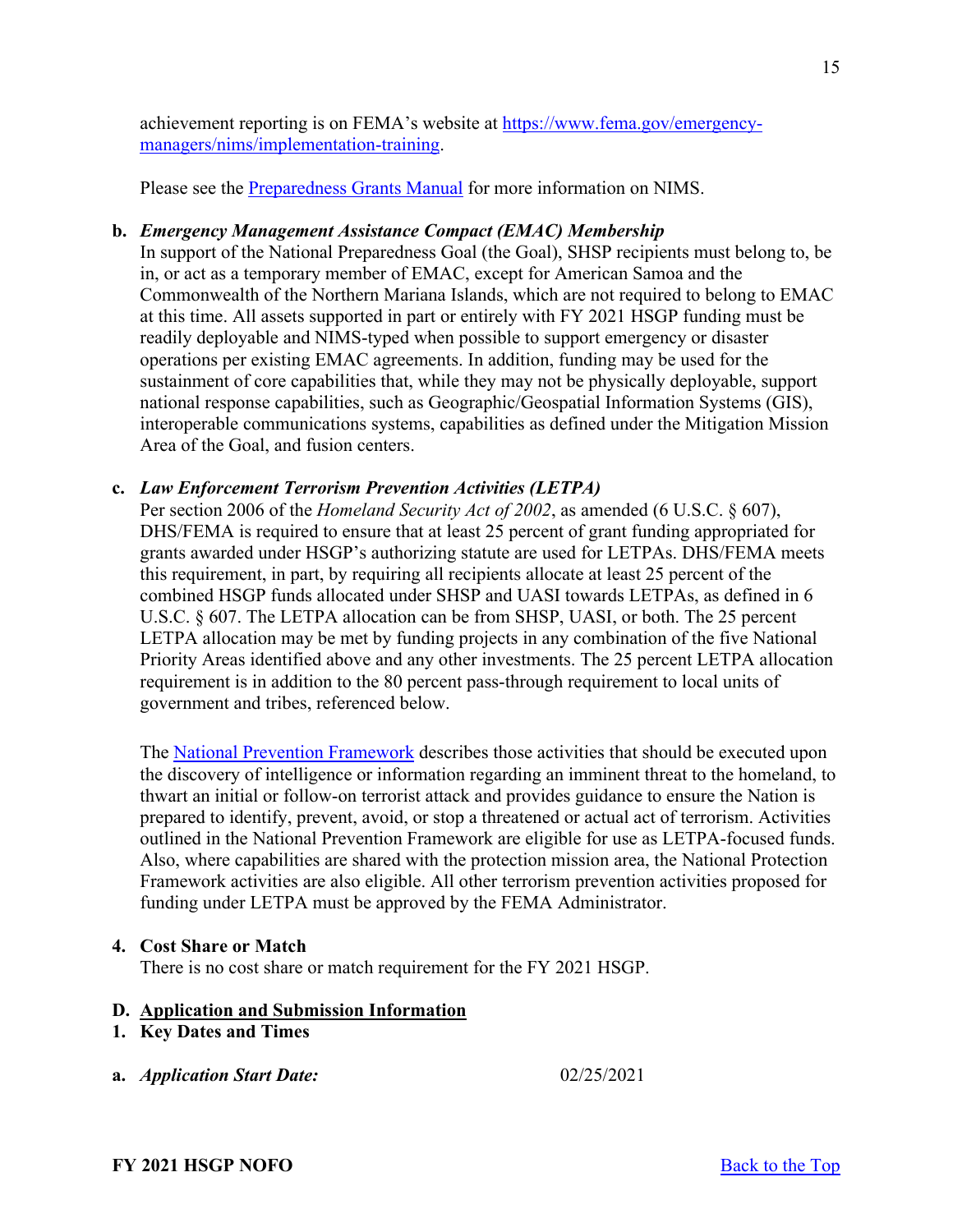achievement reporting is on FEMA's website at [https://www.fema.gov/emergency-managers/nims/implementation-training](https://www.fema.gov/emergency-managers/nims/implementation-training).

Please see the [Preparedness Grants Manual]() for more information on NIMS.

**b.** ***Emergency Management Assistance Compact (EMAC) Membership***

In support of the National Preparedness Goal (the Goal), SHSP recipients must belong to, be in, or act as a temporary member of EMAC, except for American Samoa and the Commonwealth of the Northern Mariana Islands, which are not required to belong to EMAC at this time. All assets supported in part or entirely with FY 2021 HSGP funding must be readily deployable and NIMS-typed when possible to support emergency or disaster operations per existing EMAC agreements. In addition, funding may be used for the sustainment of core capabilities that, while they may not be physically deployable, support national response capabilities, such as Geographic/Geospatial Information Systems (GIS), interoperable communications systems, capabilities as defined under the Mitigation Mission Area of the Goal, and fusion centers.

**c.** ***Law Enforcement Terrorism Prevention Activities (LETPA)***

Per section 2006 of the *Homeland Security Act of 2002*, as amended (6 U.S.C. § 607), DHS/FEMA is required to ensure that at least 25 percent of grant funding appropriated for grants awarded under HSGP's authorizing statute are used for LETPAs. DHS/FEMA meets this requirement, in part, by requiring all recipients allocate at least 25 percent of the combined HSGP funds allocated under SHSP and UASI towards LETPAs, as defined in 6 U.S.C. § 607. The LETPA allocation can be from SHSP, UASI, or both. The 25 percent LETPA allocation may be met by funding projects in any combination of the five National Priority Areas identified above and any other investments. The 25 percent LETPA allocation requirement is in addition to the 80 percent pass-through requirement to local units of government and tribes, referenced below.

The [National Prevention Framework]() describes those activities that should be executed upon the discovery of intelligence or information regarding an imminent threat to the homeland, to thwart an initial or follow-on terrorist attack and provides guidance to ensure the Nation is prepared to identify, prevent, avoid, or stop a threatened or actual act of terrorism. Activities outlined in the National Prevention Framework are eligible for use as LETPA-focused funds. Also, where capabilities are shared with the protection mission area, the National Protection Framework activities are also eligible. All other terrorism prevention activities proposed for funding under LETPA must be approved by the FEMA Administrator.

**4. Cost Share or Match**

There is no cost share or match requirement for the FY 2021 HSGP.

## D. Application and Submission Information

**1. Key Dates and Times**

**a.** ***Application Start Date:*** 02/25/2021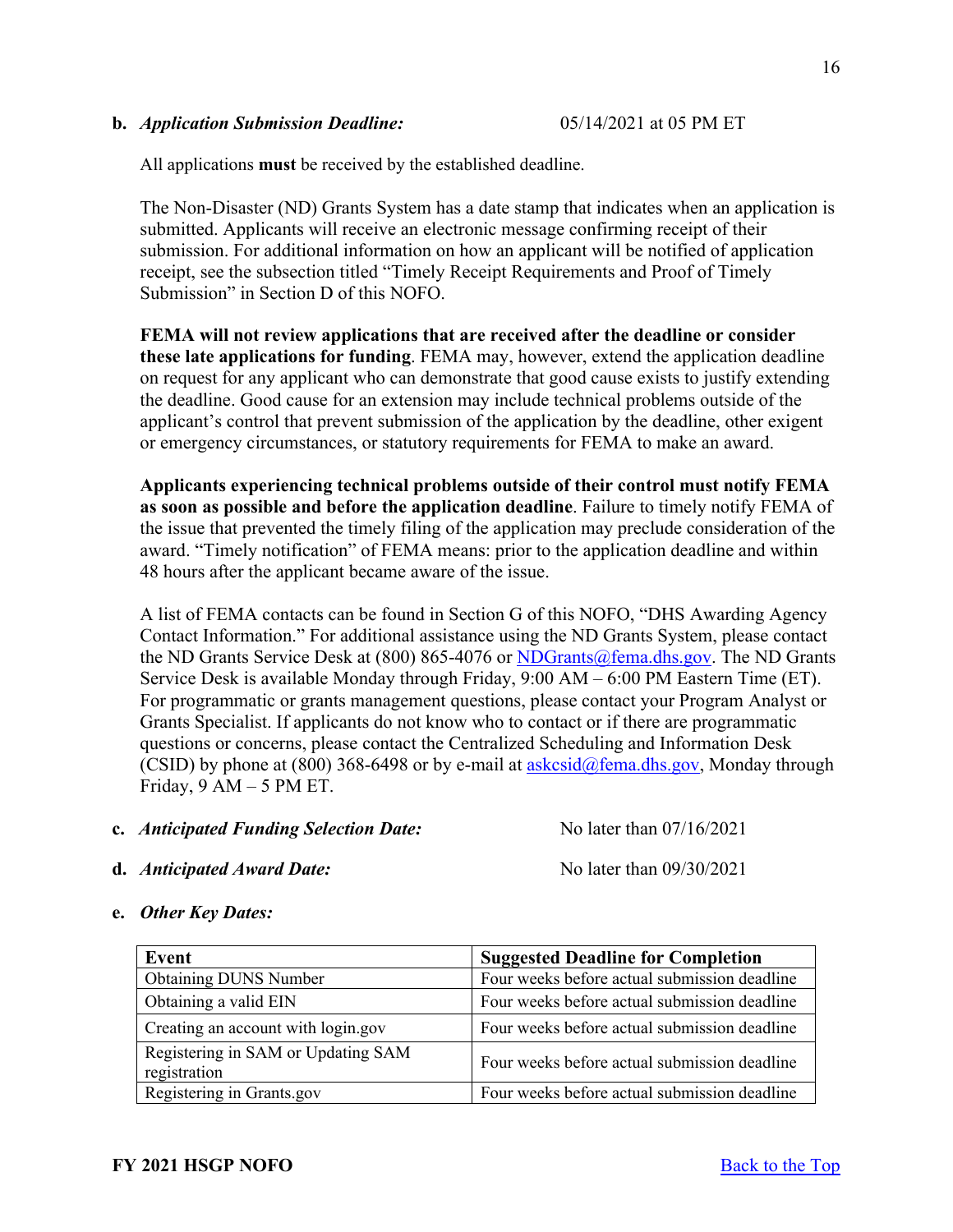**b. *Application Submission Deadline:*** 05/14/2021 at 05 PM ET

All applications **must** be received by the established deadline.

The Non-Disaster (ND) Grants System has a date stamp that indicates when an application is submitted. Applicants will receive an electronic message confirming receipt of their submission. For additional information on how an applicant will be notified of application receipt, see the subsection titled "Timely Receipt Requirements and Proof of Timely Submission" in Section D of this NOFO.

**FEMA will not review applications that are received after the deadline or consider these late applications for funding**. FEMA may, however, extend the application deadline on request for any applicant who can demonstrate that good cause exists to justify extending the deadline. Good cause for an extension may include technical problems outside of the applicant's control that prevent submission of the application by the deadline, other exigent or emergency circumstances, or statutory requirements for FEMA to make an award.

**Applicants experiencing technical problems outside of their control must notify FEMA as soon as possible and before the application deadline**. Failure to timely notify FEMA of the issue that prevented the timely filing of the application may preclude consideration of the award. "Timely notification" of FEMA means: prior to the application deadline and within 48 hours after the applicant became aware of the issue.

A list of FEMA contacts can be found in Section G of this NOFO, "DHS Awarding Agency Contact Information." For additional assistance using the ND Grants System, please contact the ND Grants Service Desk at (800) 865-4076 or NDGrants@fema.dhs.gov. The ND Grants Service Desk is available Monday through Friday, 9:00 AM – 6:00 PM Eastern Time (ET). For programmatic or grants management questions, please contact your Program Analyst or Grants Specialist. If applicants do not know who to contact or if there are programmatic questions or concerns, please contact the Centralized Scheduling and Information Desk (CSID) by phone at (800) 368-6498 or by e-mail at askcsid@fema.dhs.gov, Monday through Friday, 9 AM – 5 PM ET.

**c. *Anticipated Funding Selection Date:*** No later than 07/16/2021

**d. *Anticipated Award Date:*** No later than 09/30/2021

**e. *Other Key Dates:***

| Event | Suggested Deadline for Completion |
| --- | --- |
| Obtaining DUNS Number | Four weeks before actual submission deadline |
| Obtaining a valid EIN | Four weeks before actual submission deadline |
| Creating an account with login.gov | Four weeks before actual submission deadline |
| Registering in SAM or Updating SAM registration | Four weeks before actual submission deadline |
| Registering in Grants.gov | Four weeks before actual submission deadline |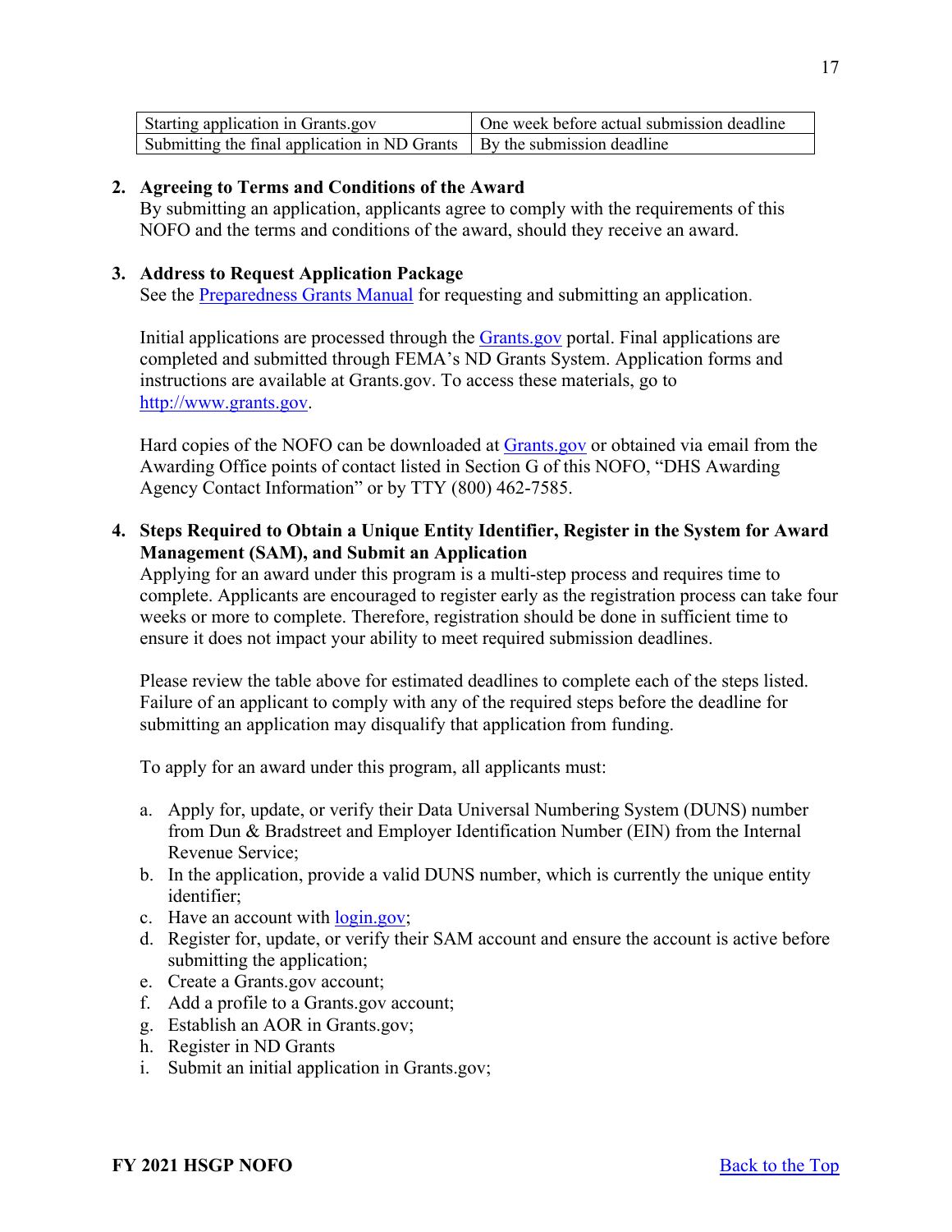| Starting application in Grants.gov | One week before actual submission deadline |
|---|---|
| Submitting the final application in ND Grants | By the submission deadline |

**2. Agreeing to Terms and Conditions of the Award**

By submitting an application, applicants agree to comply with the requirements of this NOFO and the terms and conditions of the award, should they receive an award.

**3. Address to Request Application Package**

See the [Preparedness Grants Manual](#) for requesting and submitting an application.

Initial applications are processed through the [Grants.gov](#) portal. Final applications are completed and submitted through FEMA's ND Grants System. Application forms and instructions are available at Grants.gov. To access these materials, go to [http://www.grants.gov](http://www.grants.gov).

Hard copies of the NOFO can be downloaded at [Grants.gov](#) or obtained via email from the Awarding Office points of contact listed in Section G of this NOFO, "DHS Awarding Agency Contact Information" or by TTY (800) 462-7585.

**4. Steps Required to Obtain a Unique Entity Identifier, Register in the System for Award Management (SAM), and Submit an Application**

Applying for an award under this program is a multi-step process and requires time to complete. Applicants are encouraged to register early as the registration process can take four weeks or more to complete. Therefore, registration should be done in sufficient time to ensure it does not impact your ability to meet required submission deadlines.

Please review the table above for estimated deadlines to complete each of the steps listed. Failure of an applicant to comply with any of the required steps before the deadline for submitting an application may disqualify that application from funding.

To apply for an award under this program, all applicants must:

a. Apply for, update, or verify their Data Universal Numbering System (DUNS) number from Dun & Bradstreet and Employer Identification Number (EIN) from the Internal Revenue Service;
b. In the application, provide a valid DUNS number, which is currently the unique entity identifier;
c. Have an account with [login.gov](#);
d. Register for, update, or verify their SAM account and ensure the account is active before submitting the application;
e. Create a Grants.gov account;
f. Add a profile to a Grants.gov account;
g. Establish an AOR in Grants.gov;
h. Register in ND Grants
i. Submit an initial application in Grants.gov;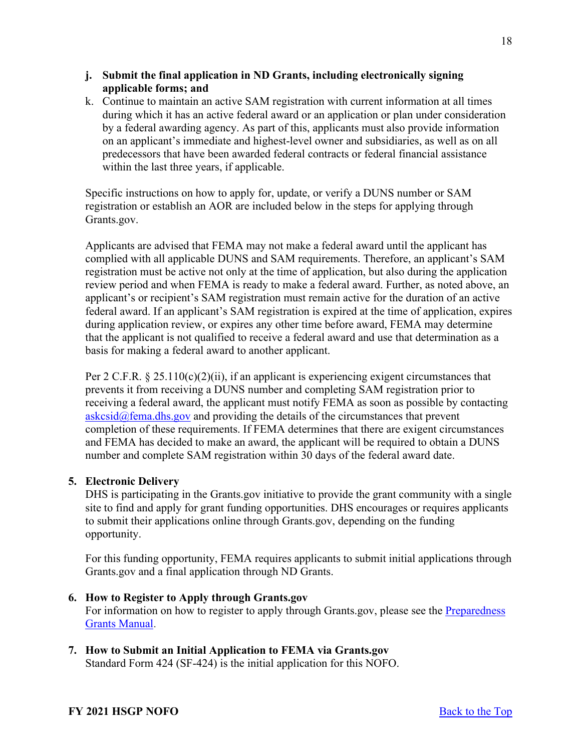j. **Submit the final application in ND Grants, including electronically signing applicable forms; and**
k. Continue to maintain an active SAM registration with current information at all times during which it has an active federal award or an application or plan under consideration by a federal awarding agency. As part of this, applicants must also provide information on an applicant's immediate and highest-level owner and subsidiaries, as well as on all predecessors that have been awarded federal contracts or federal financial assistance within the last three years, if applicable.

Specific instructions on how to apply for, update, or verify a DUNS number or SAM registration or establish an AOR are included below in the steps for applying through Grants.gov.

Applicants are advised that FEMA may not make a federal award until the applicant has complied with all applicable DUNS and SAM requirements. Therefore, an applicant's SAM registration must be active not only at the time of application, but also during the application review period and when FEMA is ready to make a federal award. Further, as noted above, an applicant's or recipient's SAM registration must remain active for the duration of an active federal award. If an applicant's SAM registration is expired at the time of application, expires during application review, or expires any other time before award, FEMA may determine that the applicant is not qualified to receive a federal award and use that determination as a basis for making a federal award to another applicant.

Per 2 C.F.R. § 25.110(c)(2)(ii), if an applicant is experiencing exigent circumstances that prevents it from receiving a DUNS number and completing SAM registration prior to receiving a federal award, the applicant must notify FEMA as soon as possible by contacting askcsid@fema.dhs.gov and providing the details of the circumstances that prevent completion of these requirements. If FEMA determines that there are exigent circumstances and FEMA has decided to make an award, the applicant will be required to obtain a DUNS number and complete SAM registration within 30 days of the federal award date.

**5. Electronic Delivery**

DHS is participating in the Grants.gov initiative to provide the grant community with a single site to find and apply for grant funding opportunities. DHS encourages or requires applicants to submit their applications online through Grants.gov, depending on the funding opportunity.

For this funding opportunity, FEMA requires applicants to submit initial applications through Grants.gov and a final application through ND Grants.

**6. How to Register to Apply through Grants.gov**

For information on how to register to apply through Grants.gov, please see the Preparedness Grants Manual.

**7. How to Submit an Initial Application to FEMA via Grants.gov**

Standard Form 424 (SF-424) is the initial application for this NOFO.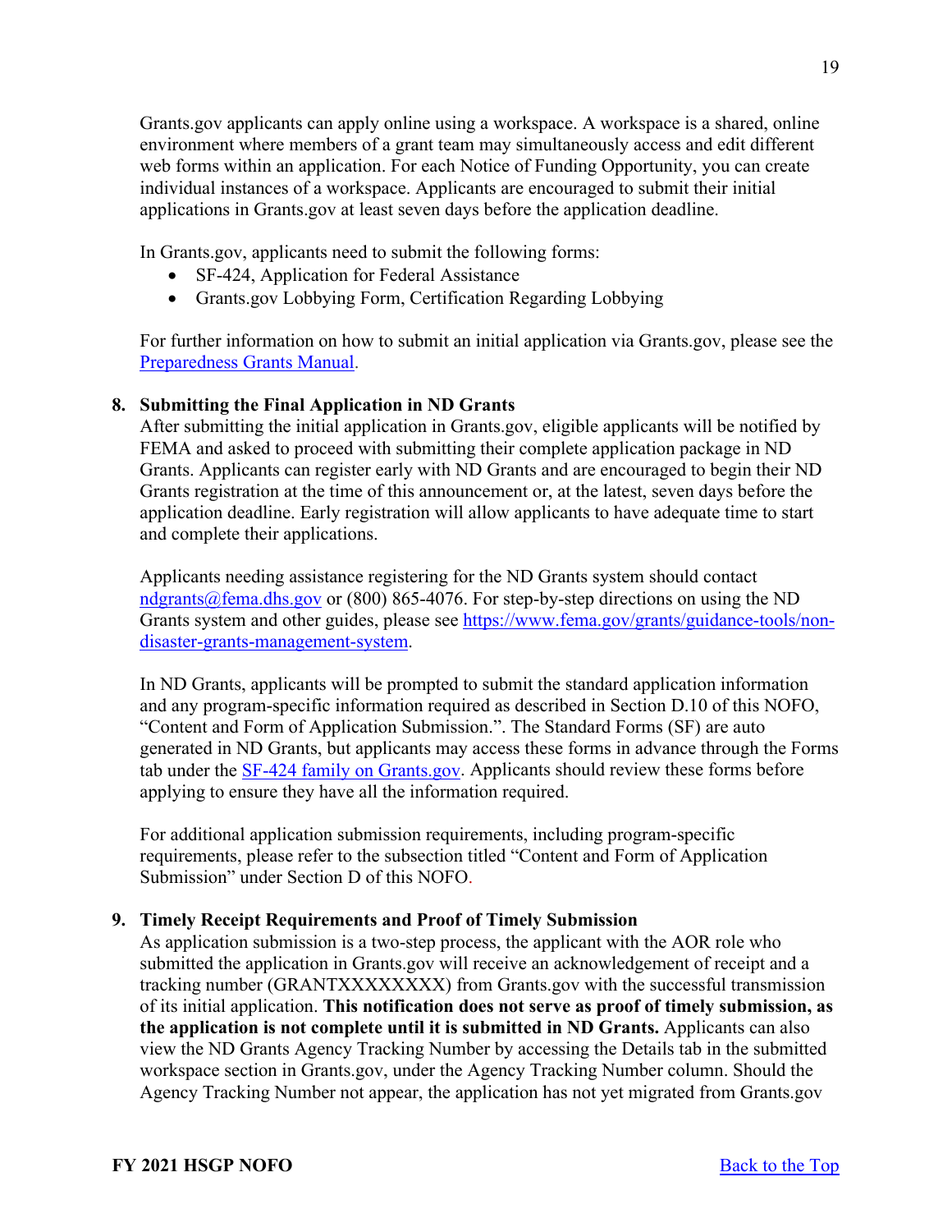Grants.gov applicants can apply online using a workspace. A workspace is a shared, online environment where members of a grant team may simultaneously access and edit different web forms within an application. For each Notice of Funding Opportunity, you can create individual instances of a workspace. Applicants are encouraged to submit their initial applications in Grants.gov at least seven days before the application deadline.

In Grants.gov, applicants need to submit the following forms:

- SF-424, Application for Federal Assistance
- Grants.gov Lobbying Form, Certification Regarding Lobbying

For further information on how to submit an initial application via Grants.gov, please see the [Preparedness Grants Manual](Preparedness Grants Manual).

**8. Submitting the Final Application in ND Grants**

After submitting the initial application in Grants.gov, eligible applicants will be notified by FEMA and asked to proceed with submitting their complete application package in ND Grants. Applicants can register early with ND Grants and are encouraged to begin their ND Grants registration at the time of this announcement or, at the latest, seven days before the application deadline. Early registration will allow applicants to have adequate time to start and complete their applications.

Applicants needing assistance registering for the ND Grants system should contact ndgrants@fema.dhs.gov or (800) 865-4076. For step-by-step directions on using the ND Grants system and other guides, please see https://www.fema.gov/grants/guidance-tools/non-disaster-grants-management-system.

In ND Grants, applicants will be prompted to submit the standard application information and any program-specific information required as described in Section D.10 of this NOFO, "Content and Form of Application Submission.". The Standard Forms (SF) are auto generated in ND Grants, but applicants may access these forms in advance through the Forms tab under the SF-424 family on Grants.gov. Applicants should review these forms before applying to ensure they have all the information required.

For additional application submission requirements, including program-specific requirements, please refer to the subsection titled "Content and Form of Application Submission" under Section D of this NOFO.

**9. Timely Receipt Requirements and Proof of Timely Submission**

As application submission is a two-step process, the applicant with the AOR role who submitted the application in Grants.gov will receive an acknowledgement of receipt and a tracking number (GRANTXXXXXXXX) from Grants.gov with the successful transmission of its initial application. **This notification does not serve as proof of timely submission, as the application is not complete until it is submitted in ND Grants.** Applicants can also view the ND Grants Agency Tracking Number by accessing the Details tab in the submitted workspace section in Grants.gov, under the Agency Tracking Number column. Should the Agency Tracking Number not appear, the application has not yet migrated from Grants.gov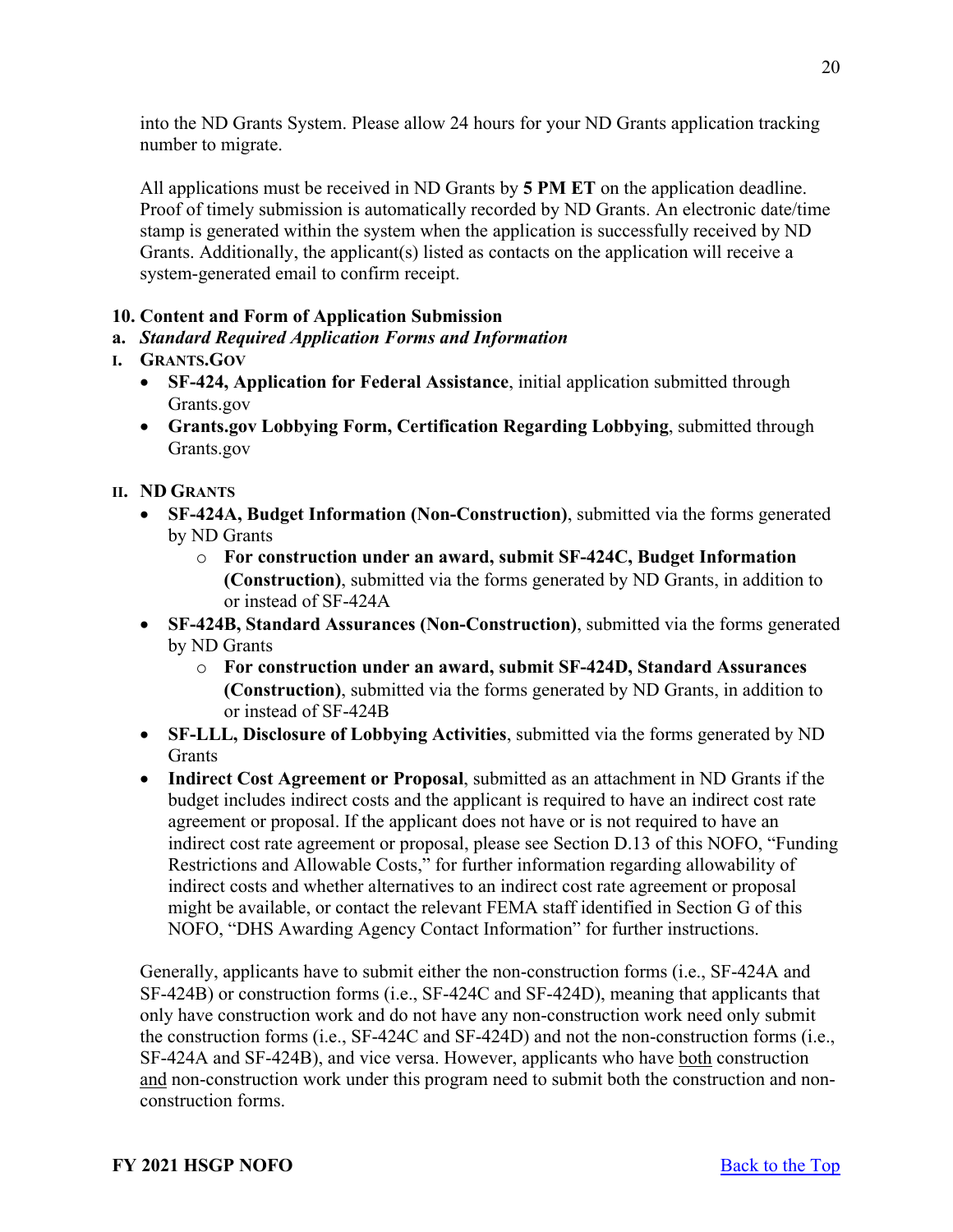into the ND Grants System. Please allow 24 hours for your ND Grants application tracking number to migrate.

All applications must be received in ND Grants by **5 PM ET** on the application deadline. Proof of timely submission is automatically recorded by ND Grants. An electronic date/time stamp is generated within the system when the application is successfully received by ND Grants. Additionally, the applicant(s) listed as contacts on the application will receive a system-generated email to confirm receipt.

### 10. Content and Form of Application Submission

**a. *Standard Required Application Forms and Information***

**I. GRANTS.GOV**

- **SF-424, Application for Federal Assistance**, initial application submitted through Grants.gov
- **Grants.gov Lobbying Form, Certification Regarding Lobbying**, submitted through Grants.gov

**II. ND GRANTS**

- **SF-424A, Budget Information (Non-Construction)**, submitted via the forms generated by ND Grants
  - **For construction under an award, submit SF-424C, Budget Information (Construction)**, submitted via the forms generated by ND Grants, in addition to or instead of SF-424A
- **SF-424B, Standard Assurances (Non-Construction)**, submitted via the forms generated by ND Grants
  - **For construction under an award, submit SF-424D, Standard Assurances (Construction)**, submitted via the forms generated by ND Grants, in addition to or instead of SF-424B
- **SF-LLL, Disclosure of Lobbying Activities**, submitted via the forms generated by ND Grants
- **Indirect Cost Agreement or Proposal**, submitted as an attachment in ND Grants if the budget includes indirect costs and the applicant is required to have an indirect cost rate agreement or proposal. If the applicant does not have or is not required to have an indirect cost rate agreement or proposal, please see Section D.13 of this NOFO, "Funding Restrictions and Allowable Costs," for further information regarding allowability of indirect costs and whether alternatives to an indirect cost rate agreement or proposal might be available, or contact the relevant FEMA staff identified in Section G of this NOFO, "DHS Awarding Agency Contact Information" for further instructions.

Generally, applicants have to submit either the non-construction forms (i.e., SF-424A and SF-424B) or construction forms (i.e., SF-424C and SF-424D), meaning that applicants that only have construction work and do not have any non-construction work need only submit the construction forms (i.e., SF-424C and SF-424D) and not the non-construction forms (i.e., SF-424A and SF-424B), and vice versa. However, applicants who have both construction and non-construction work under this program need to submit both the construction and non-construction forms.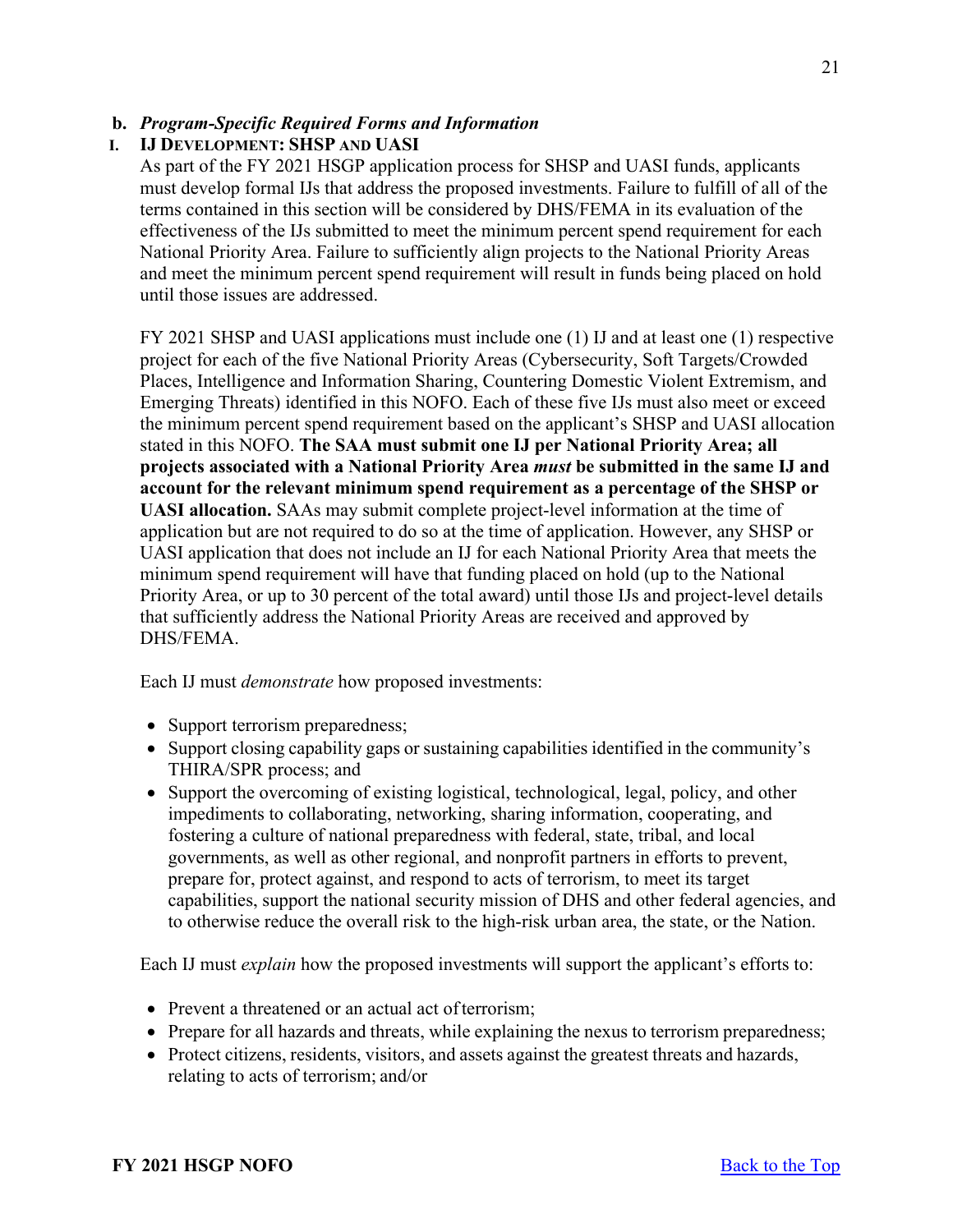#### b. *Program-Specific Required Forms and Information*

##### I. IJ DEVELOPMENT: SHSP AND UASI

As part of the FY 2021 HSGP application process for SHSP and UASI funds, applicants must develop formal IJs that address the proposed investments. Failure to fulfill of all of the terms contained in this section will be considered by DHS/FEMA in its evaluation of the effectiveness of the IJs submitted to meet the minimum percent spend requirement for each National Priority Area. Failure to sufficiently align projects to the National Priority Areas and meet the minimum percent spend requirement will result in funds being placed on hold until those issues are addressed.

FY 2021 SHSP and UASI applications must include one (1) IJ and at least one (1) respective project for each of the five National Priority Areas (Cybersecurity, Soft Targets/Crowded Places, Intelligence and Information Sharing, Countering Domestic Violent Extremism, and Emerging Threats) identified in this NOFO. Each of these five IJs must also meet or exceed the minimum percent spend requirement based on the applicant's SHSP and UASI allocation stated in this NOFO. **The SAA must submit one IJ per National Priority Area; all projects associated with a National Priority Area *must* be submitted in the same IJ and account for the relevant minimum spend requirement as a percentage of the SHSP or UASI allocation.** SAAs may submit complete project-level information at the time of application but are not required to do so at the time of application. However, any SHSP or UASI application that does not include an IJ for each National Priority Area that meets the minimum spend requirement will have that funding placed on hold (up to the National Priority Area, or up to 30 percent of the total award) until those IJs and project-level details that sufficiently address the National Priority Areas are received and approved by DHS/FEMA.

Each IJ must *demonstrate* how proposed investments:

- Support terrorism preparedness;
- Support closing capability gaps or sustaining capabilities identified in the community's THIRA/SPR process; and
- Support the overcoming of existing logistical, technological, legal, policy, and other impediments to collaborating, networking, sharing information, cooperating, and fostering a culture of national preparedness with federal, state, tribal, and local governments, as well as other regional, and nonprofit partners in efforts to prevent, prepare for, protect against, and respond to acts of terrorism, to meet its target capabilities, support the national security mission of DHS and other federal agencies, and to otherwise reduce the overall risk to the high-risk urban area, the state, or the Nation.

Each IJ must *explain* how the proposed investments will support the applicant's efforts to:

- Prevent a threatened or an actual act of terrorism;
- Prepare for all hazards and threats, while explaining the nexus to terrorism preparedness;
- Protect citizens, residents, visitors, and assets against the greatest threats and hazards, relating to acts of terrorism; and/or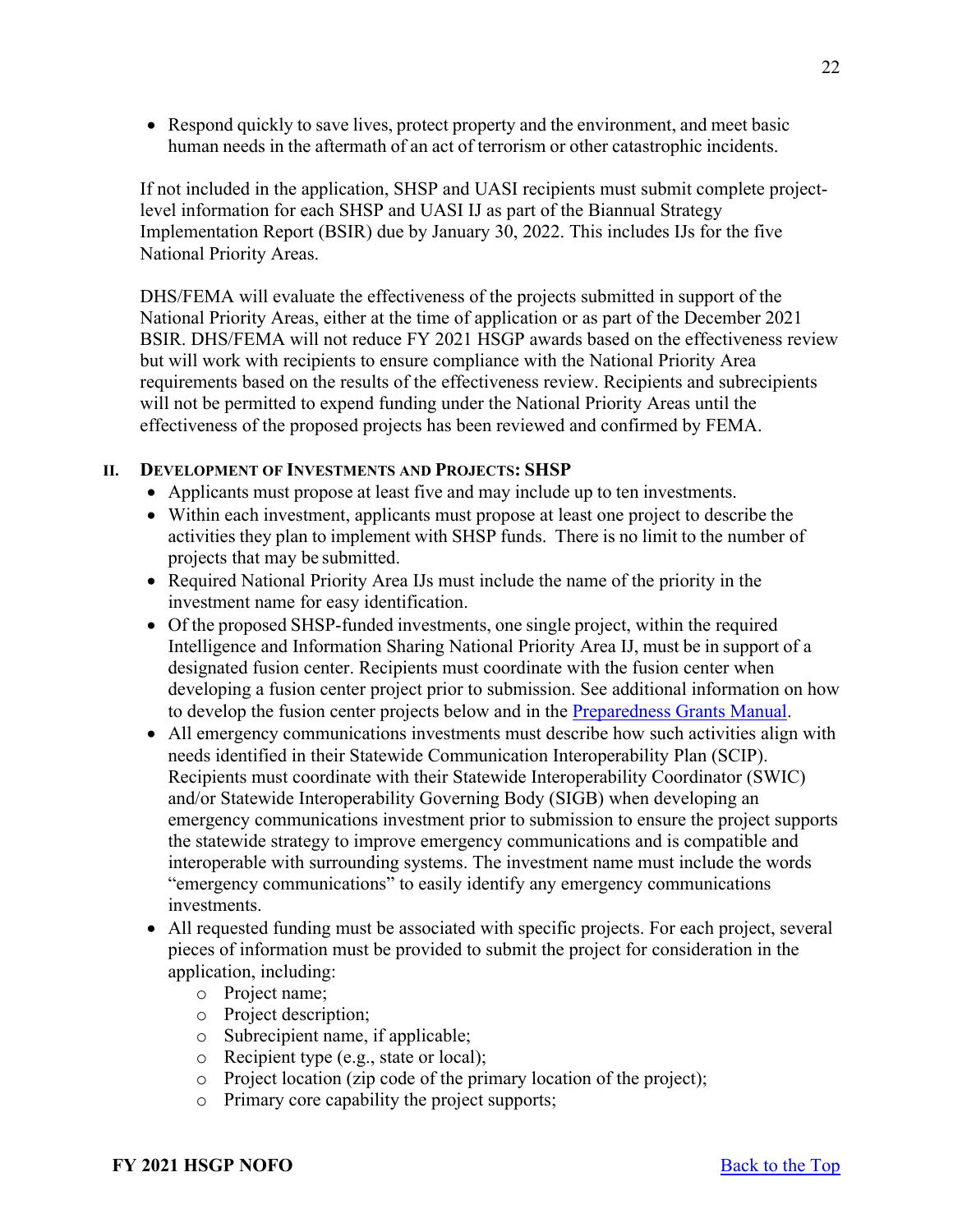- Respond quickly to save lives, protect property and the environment, and meet basic human needs in the aftermath of an act of terrorism or other catastrophic incidents.

If not included in the application, SHSP and UASI recipients must submit complete project-level information for each SHSP and UASI IJ as part of the Biannual Strategy Implementation Report (BSIR) due by January 30, 2022. This includes IJs for the five National Priority Areas.

DHS/FEMA will evaluate the effectiveness of the projects submitted in support of the National Priority Areas, either at the time of application or as part of the December 2021 BSIR. DHS/FEMA will not reduce FY 2021 HSGP awards based on the effectiveness review but will work with recipients to ensure compliance with the National Priority Area requirements based on the results of the effectiveness review. Recipients and subrecipients will not be permitted to expend funding under the National Priority Areas until the effectiveness of the proposed projects has been reviewed and confirmed by FEMA.

### II. Development of Investments and Projects: SHSP

- Applicants must propose at least five and may include up to ten investments.
- Within each investment, applicants must propose at least one project to describe the activities they plan to implement with SHSP funds. There is no limit to the number of projects that may be submitted.
- Required National Priority Area IJs must include the name of the priority in the investment name for easy identification.
- Of the proposed SHSP-funded investments, one single project, within the required Intelligence and Information Sharing National Priority Area IJ, must be in support of a designated fusion center. Recipients must coordinate with the fusion center when developing a fusion center project prior to submission. See additional information on how to develop the fusion center projects below and in the Preparedness Grants Manual.
- All emergency communications investments must describe how such activities align with needs identified in their Statewide Communication Interoperability Plan (SCIP). Recipients must coordinate with their Statewide Interoperability Coordinator (SWIC) and/or Statewide Interoperability Governing Body (SIGB) when developing an emergency communications investment prior to submission to ensure the project supports the statewide strategy to improve emergency communications and is compatible and interoperable with surrounding systems. The investment name must include the words "emergency communications" to easily identify any emergency communications investments.
- All requested funding must be associated with specific projects. For each project, several pieces of information must be provided to submit the project for consideration in the application, including:
  - Project name;
  - Project description;
  - Subrecipient name, if applicable;
  - Recipient type (e.g., state or local);
  - Project location (zip code of the primary location of the project);
  - Primary core capability the project supports;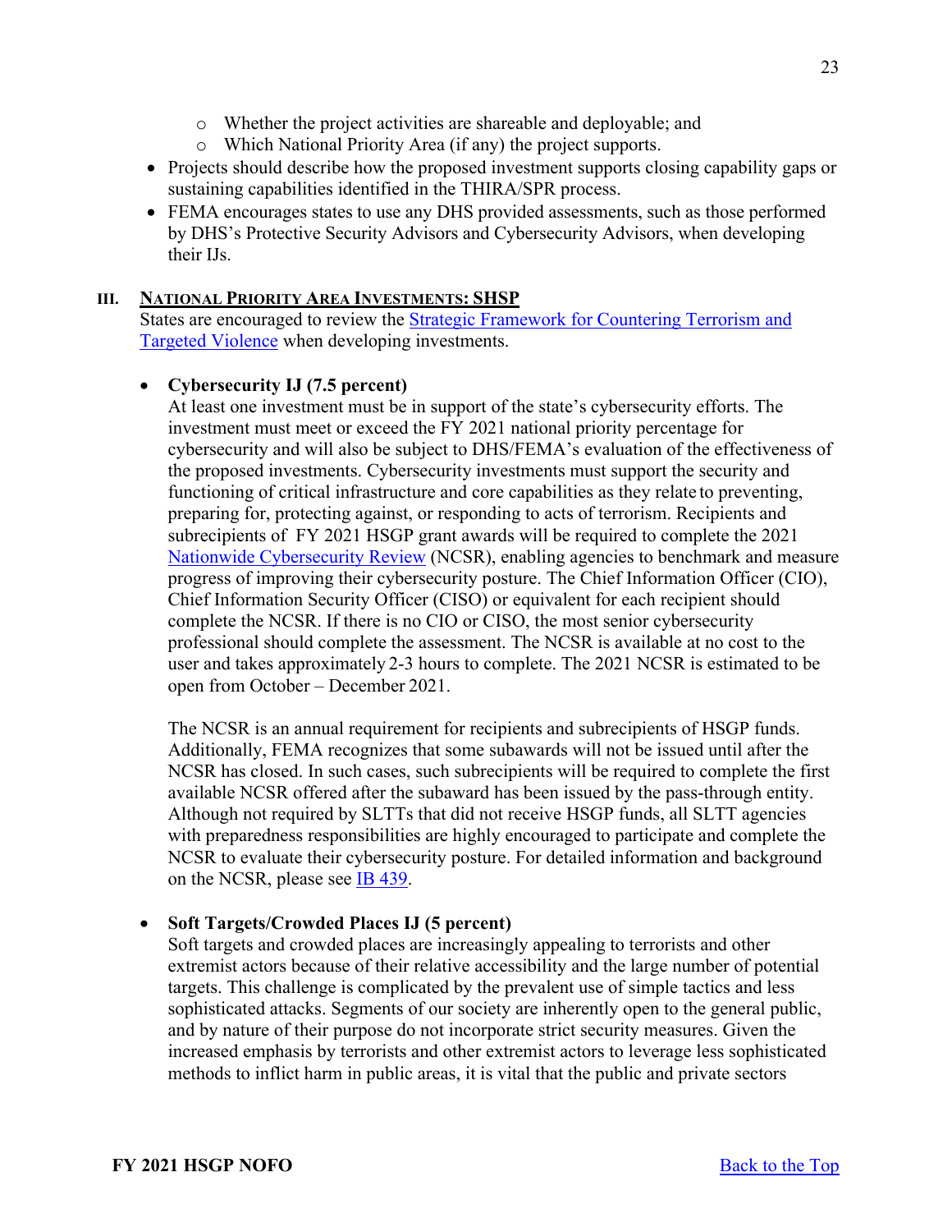- Whether the project activities are shareable and deployable; and
   - Which National Priority Area (if any) the project supports.
- Projects should describe how the proposed investment supports closing capability gaps or sustaining capabilities identified in the THIRA/SPR process.
- FEMA encourages states to use any DHS provided assessments, such as those performed by DHS's Protective Security Advisors and Cybersecurity Advisors, when developing their IJs.

## III. NATIONAL PRIORITY AREA INVESTMENTS: SHSP

States are encouraged to review the [Strategic Framework for Countering Terrorism and Targeted Violence]() when developing investments.

- **Cybersecurity IJ (7.5 percent)**
  At least one investment must be in support of the state's cybersecurity efforts. The investment must meet or exceed the FY 2021 national priority percentage for cybersecurity and will also be subject to DHS/FEMA's evaluation of the effectiveness of the proposed investments. Cybersecurity investments must support the security and functioning of critical infrastructure and core capabilities as they relate to preventing, preparing for, protecting against, or responding to acts of terrorism. Recipients and subrecipients of FY 2021 HSGP grant awards will be required to complete the 2021 [Nationwide Cybersecurity Review]() (NCSR), enabling agencies to benchmark and measure progress of improving their cybersecurity posture. The Chief Information Officer (CIO), Chief Information Security Officer (CISO) or equivalent for each recipient should complete the NCSR. If there is no CIO or CISO, the most senior cybersecurity professional should complete the assessment. The NCSR is available at no cost to the user and takes approximately 2-3 hours to complete. The 2021 NCSR is estimated to be open from October – December 2021.

  The NCSR is an annual requirement for recipients and subrecipients of HSGP funds. Additionally, FEMA recognizes that some subawards will not be issued until after the NCSR has closed. In such cases, such subrecipients will be required to complete the first available NCSR offered after the subaward has been issued by the pass-through entity. Although not required by SLTTs that did not receive HSGP funds, all SLTT agencies with preparedness responsibilities are highly encouraged to participate and complete the NCSR to evaluate their cybersecurity posture. For detailed information and background on the NCSR, please see [IB 439]().

- **Soft Targets/Crowded Places IJ (5 percent)**
  Soft targets and crowded places are increasingly appealing to terrorists and other extremist actors because of their relative accessibility and the large number of potential targets. This challenge is complicated by the prevalent use of simple tactics and less sophisticated attacks. Segments of our society are inherently open to the general public, and by nature of their purpose do not incorporate strict security measures. Given the increased emphasis by terrorists and other extremist actors to leverage less sophisticated methods to inflict harm in public areas, it is vital that the public and private sectors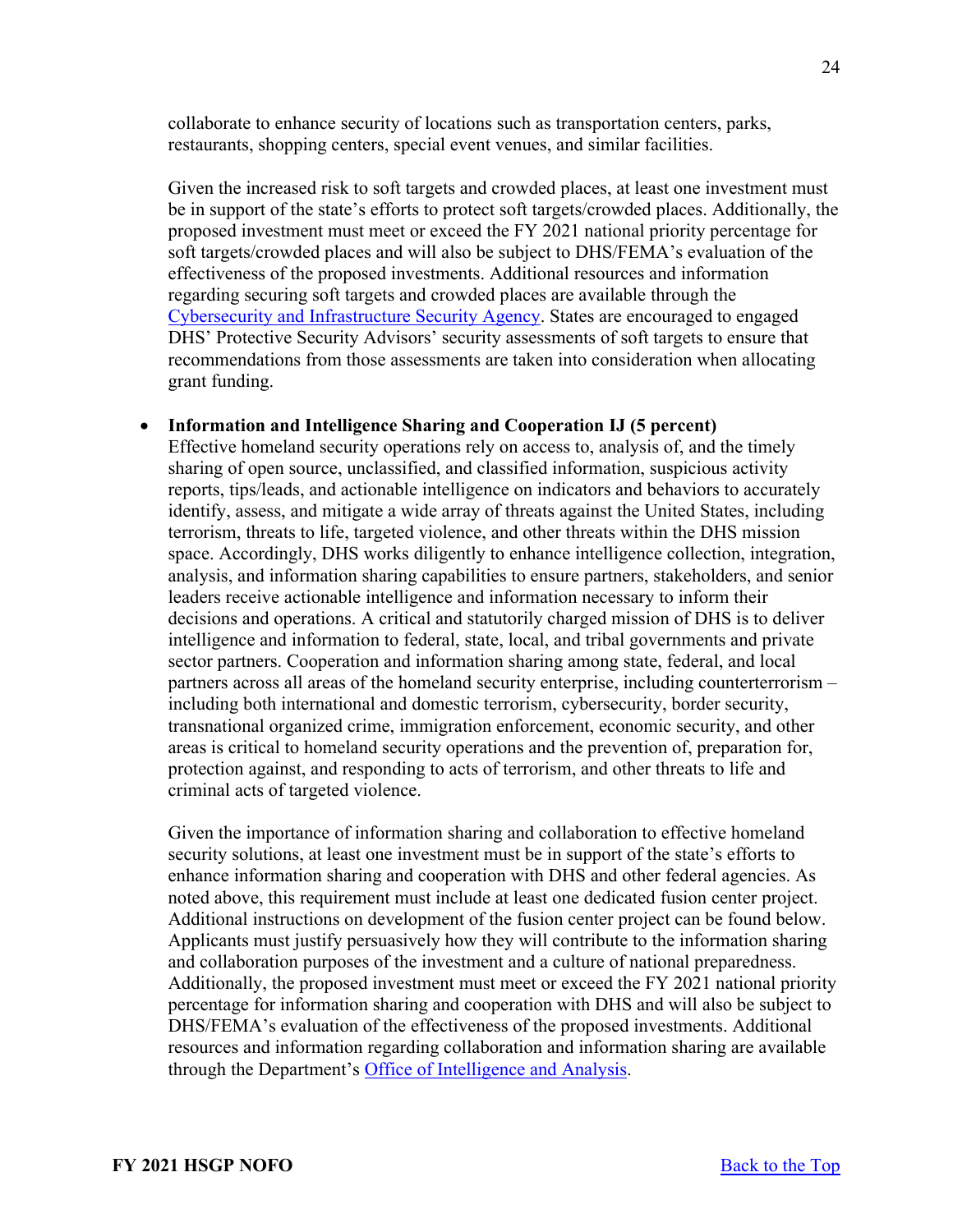collaborate to enhance security of locations such as transportation centers, parks, restaurants, shopping centers, special event venues, and similar facilities.

Given the increased risk to soft targets and crowded places, at least one investment must be in support of the state's efforts to protect soft targets/crowded places. Additionally, the proposed investment must meet or exceed the FY 2021 national priority percentage for soft targets/crowded places and will also be subject to DHS/FEMA's evaluation of the effectiveness of the proposed investments. Additional resources and information regarding securing soft targets and crowded places are available through the [Cybersecurity and Infrastructure Security Agency](). States are encouraged to engaged DHS' Protective Security Advisors' security assessments of soft targets to ensure that recommendations from those assessments are taken into consideration when allocating grant funding.

- **Information and Intelligence Sharing and Cooperation IJ (5 percent)**
  Effective homeland security operations rely on access to, analysis of, and the timely sharing of open source, unclassified, and classified information, suspicious activity reports, tips/leads, and actionable intelligence on indicators and behaviors to accurately identify, assess, and mitigate a wide array of threats against the United States, including terrorism, threats to life, targeted violence, and other threats within the DHS mission space. Accordingly, DHS works diligently to enhance intelligence collection, integration, analysis, and information sharing capabilities to ensure partners, stakeholders, and senior leaders receive actionable intelligence and information necessary to inform their decisions and operations. A critical and statutorily charged mission of DHS is to deliver intelligence and information to federal, state, local, and tribal governments and private sector partners. Cooperation and information sharing among state, federal, and local partners across all areas of the homeland security enterprise, including counterterrorism – including both international and domestic terrorism, cybersecurity, border security, transnational organized crime, immigration enforcement, economic security, and other areas is critical to homeland security operations and the prevention of, preparation for, protection against, and responding to acts of terrorism, and other threats to life and criminal acts of targeted violence.

  Given the importance of information sharing and collaboration to effective homeland security solutions, at least one investment must be in support of the state's efforts to enhance information sharing and cooperation with DHS and other federal agencies. As noted above, this requirement must include at least one dedicated fusion center project. Additional instructions on development of the fusion center project can be found below. Applicants must justify persuasively how they will contribute to the information sharing and collaboration purposes of the investment and a culture of national preparedness. Additionally, the proposed investment must meet or exceed the FY 2021 national priority percentage for information sharing and cooperation with DHS and will also be subject to DHS/FEMA's evaluation of the effectiveness of the proposed investments. Additional resources and information regarding collaboration and information sharing are available through the Department's [Office of Intelligence and Analysis]().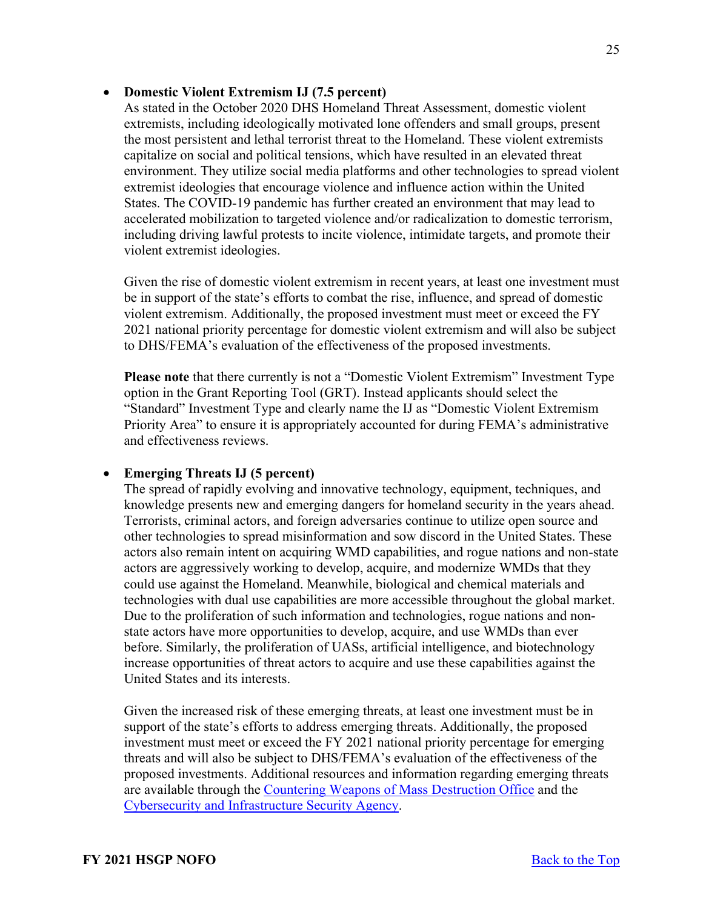- **Domestic Violent Extremism IJ (7.5 percent)**

  As stated in the October 2020 DHS Homeland Threat Assessment, domestic violent extremists, including ideologically motivated lone offenders and small groups, present the most persistent and lethal terrorist threat to the Homeland. These violent extremists capitalize on social and political tensions, which have resulted in an elevated threat environment. They utilize social media platforms and other technologies to spread violent extremist ideologies that encourage violence and influence action within the United States. The COVID-19 pandemic has further created an environment that may lead to accelerated mobilization to targeted violence and/or radicalization to domestic terrorism, including driving lawful protests to incite violence, intimidate targets, and promote their violent extremist ideologies.

  Given the rise of domestic violent extremism in recent years, at least one investment must be in support of the state's efforts to combat the rise, influence, and spread of domestic violent extremism. Additionally, the proposed investment must meet or exceed the FY 2021 national priority percentage for domestic violent extremism and will also be subject to DHS/FEMA's evaluation of the effectiveness of the proposed investments.

  **Please note** that there currently is not a "Domestic Violent Extremism" Investment Type option in the Grant Reporting Tool (GRT). Instead applicants should select the "Standard" Investment Type and clearly name the IJ as "Domestic Violent Extremism Priority Area" to ensure it is appropriately accounted for during FEMA's administrative and effectiveness reviews.

- **Emerging Threats IJ (5 percent)**

  The spread of rapidly evolving and innovative technology, equipment, techniques, and knowledge presents new and emerging dangers for homeland security in the years ahead. Terrorists, criminal actors, and foreign adversaries continue to utilize open source and other technologies to spread misinformation and sow discord in the United States. These actors also remain intent on acquiring WMD capabilities, and rogue nations and non-state actors are aggressively working to develop, acquire, and modernize WMDs that they could use against the Homeland. Meanwhile, biological and chemical materials and technologies with dual use capabilities are more accessible throughout the global market. Due to the proliferation of such information and technologies, rogue nations and non-state actors have more opportunities to develop, acquire, and use WMDs than ever before. Similarly, the proliferation of UASs, artificial intelligence, and biotechnology increase opportunities of threat actors to acquire and use these capabilities against the United States and its interests.

  Given the increased risk of these emerging threats, at least one investment must be in support of the state's efforts to address emerging threats. Additionally, the proposed investment must meet or exceed the FY 2021 national priority percentage for emerging threats and will also be subject to DHS/FEMA's evaluation of the effectiveness of the proposed investments. Additional resources and information regarding emerging threats are available through the Countering Weapons of Mass Destruction Office and the Cybersecurity and Infrastructure Security Agency.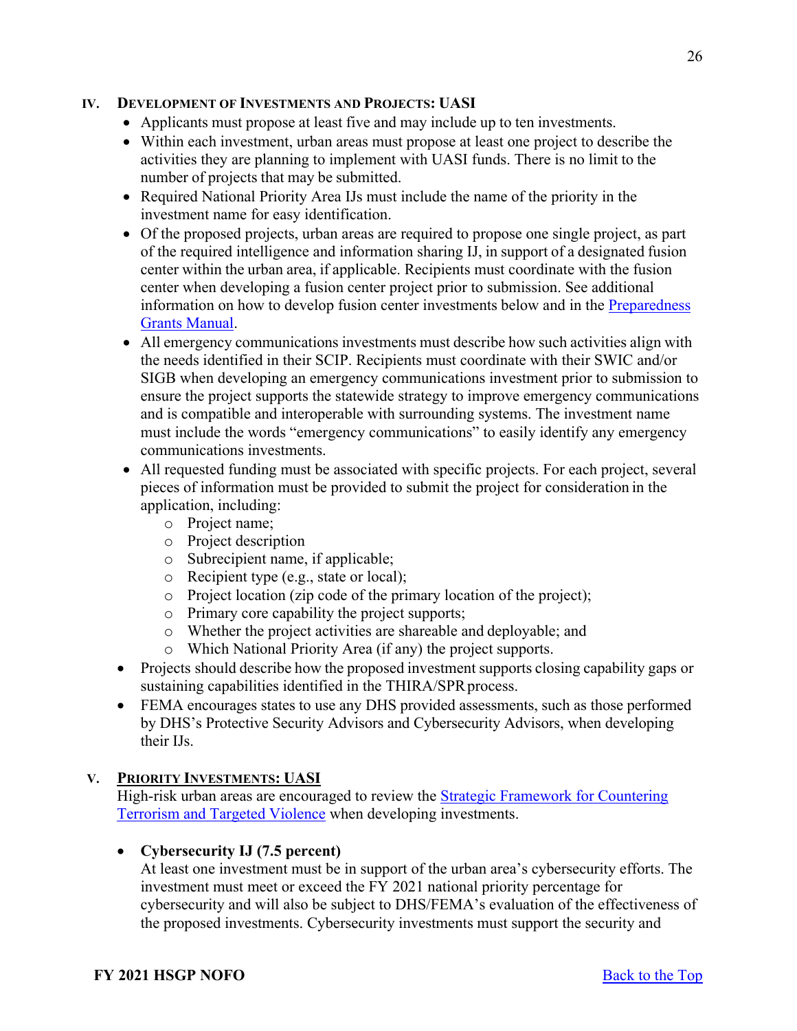## IV. Development of Investments and Projects: UASI

- Applicants must propose at least five and may include up to ten investments.
- Within each investment, urban areas must propose at least one project to describe the activities they are planning to implement with UASI funds. There is no limit to the number of projects that may be submitted.
- Required National Priority Area IJs must include the name of the priority in the investment name for easy identification.
- Of the proposed projects, urban areas are required to propose one single project, as part of the required intelligence and information sharing IJ, in support of a designated fusion center within the urban area, if applicable. Recipients must coordinate with the fusion center when developing a fusion center project prior to submission. See additional information on how to develop fusion center investments below and in the Preparedness Grants Manual.
- All emergency communications investments must describe how such activities align with the needs identified in their SCIP. Recipients must coordinate with their SWIC and/or SIGB when developing an emergency communications investment prior to submission to ensure the project supports the statewide strategy to improve emergency communications and is compatible and interoperable with surrounding systems. The investment name must include the words "emergency communications" to easily identify any emergency communications investments.
- All requested funding must be associated with specific projects. For each project, several pieces of information must be provided to submit the project for consideration in the application, including:
  - Project name;
  - Project description
  - Subrecipient name, if applicable;
  - Recipient type (e.g., state or local);
  - Project location (zip code of the primary location of the project);
  - Primary core capability the project supports;
  - Whether the project activities are shareable and deployable; and
  - Which National Priority Area (if any) the project supports.
- Projects should describe how the proposed investment supports closing capability gaps or sustaining capabilities identified in the THIRA/SPR process.
- FEMA encourages states to use any DHS provided assessments, such as those performed by DHS's Protective Security Advisors and Cybersecurity Advisors, when developing their IJs.

## V. Priority Investments: UASI

High-risk urban areas are encouraged to review the Strategic Framework for Countering Terrorism and Targeted Violence when developing investments.

- **Cybersecurity IJ (7.5 percent)**
  At least one investment must be in support of the urban area's cybersecurity efforts. The investment must meet or exceed the FY 2021 national priority percentage for cybersecurity and will also be subject to DHS/FEMA's evaluation of the effectiveness of the proposed investments. Cybersecurity investments must support the security and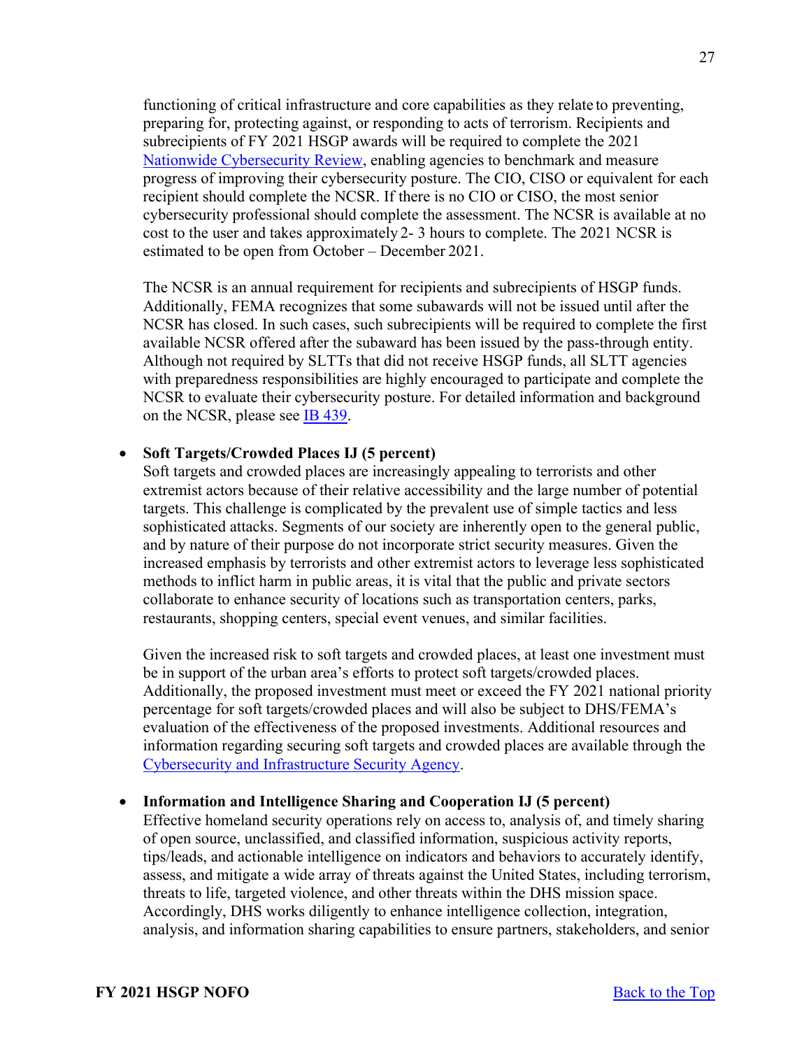functioning of critical infrastructure and core capabilities as they relate to preventing, preparing for, protecting against, or responding to acts of terrorism. Recipients and subrecipients of FY 2021 HSGP awards will be required to complete the 2021 Nationwide Cybersecurity Review, enabling agencies to benchmark and measure progress of improving their cybersecurity posture. The CIO, CISO or equivalent for each recipient should complete the NCSR. If there is no CIO or CISO, the most senior cybersecurity professional should complete the assessment. The NCSR is available at no cost to the user and takes approximately 2- 3 hours to complete. The 2021 NCSR is estimated to be open from October – December 2021.

The NCSR is an annual requirement for recipients and subrecipients of HSGP funds. Additionally, FEMA recognizes that some subawards will not be issued until after the NCSR has closed. In such cases, such subrecipients will be required to complete the first available NCSR offered after the subaward has been issued by the pass-through entity. Although not required by SLTTs that did not receive HSGP funds, all SLTT agencies with preparedness responsibilities are highly encouraged to participate and complete the NCSR to evaluate their cybersecurity posture. For detailed information and background on the NCSR, please see IB 439.

- **Soft Targets/Crowded Places IJ (5 percent)**
  Soft targets and crowded places are increasingly appealing to terrorists and other extremist actors because of their relative accessibility and the large number of potential targets. This challenge is complicated by the prevalent use of simple tactics and less sophisticated attacks. Segments of our society are inherently open to the general public, and by nature of their purpose do not incorporate strict security measures. Given the increased emphasis by terrorists and other extremist actors to leverage less sophisticated methods to inflict harm in public areas, it is vital that the public and private sectors collaborate to enhance security of locations such as transportation centers, parks, restaurants, shopping centers, special event venues, and similar facilities.

  Given the increased risk to soft targets and crowded places, at least one investment must be in support of the urban area's efforts to protect soft targets/crowded places. Additionally, the proposed investment must meet or exceed the FY 2021 national priority percentage for soft targets/crowded places and will also be subject to DHS/FEMA's evaluation of the effectiveness of the proposed investments. Additional resources and information regarding securing soft targets and crowded places are available through the Cybersecurity and Infrastructure Security Agency.

- **Information and Intelligence Sharing and Cooperation IJ (5 percent)**
  Effective homeland security operations rely on access to, analysis of, and timely sharing of open source, unclassified, and classified information, suspicious activity reports, tips/leads, and actionable intelligence on indicators and behaviors to accurately identify, assess, and mitigate a wide array of threats against the United States, including terrorism, threats to life, targeted violence, and other threats within the DHS mission space. Accordingly, DHS works diligently to enhance intelligence collection, integration, analysis, and information sharing capabilities to ensure partners, stakeholders, and senior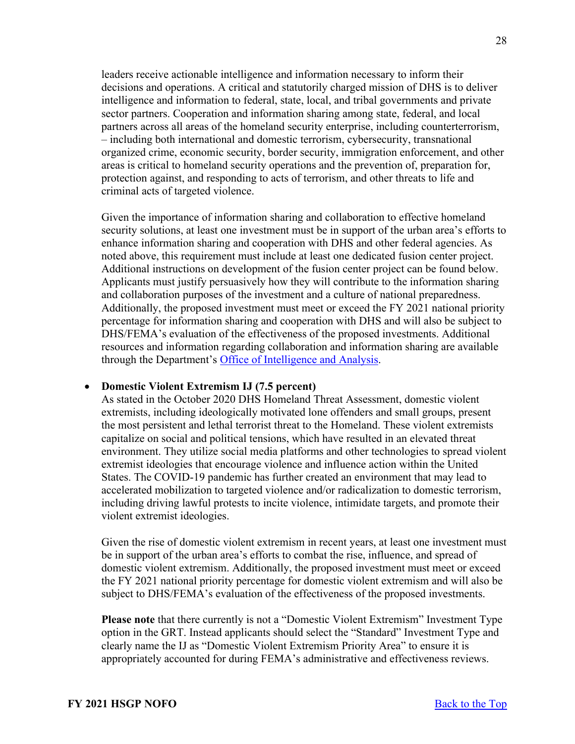leaders receive actionable intelligence and information necessary to inform their decisions and operations. A critical and statutorily charged mission of DHS is to deliver intelligence and information to federal, state, local, and tribal governments and private sector partners. Cooperation and information sharing among state, federal, and local partners across all areas of the homeland security enterprise, including counterterrorism, – including both international and domestic terrorism, cybersecurity, transnational organized crime, economic security, border security, immigration enforcement, and other areas is critical to homeland security operations and the prevention of, preparation for, protection against, and responding to acts of terrorism, and other threats to life and criminal acts of targeted violence.

Given the importance of information sharing and collaboration to effective homeland security solutions, at least one investment must be in support of the urban area's efforts to enhance information sharing and cooperation with DHS and other federal agencies. As noted above, this requirement must include at least one dedicated fusion center project. Additional instructions on development of the fusion center project can be found below. Applicants must justify persuasively how they will contribute to the information sharing and collaboration purposes of the investment and a culture of national preparedness. Additionally, the proposed investment must meet or exceed the FY 2021 national priority percentage for information sharing and cooperation with DHS and will also be subject to DHS/FEMA's evaluation of the effectiveness of the proposed investments. Additional resources and information regarding collaboration and information sharing are available through the Department's [Office of Intelligence and Analysis](#).

- **Domestic Violent Extremism IJ (7.5 percent)**
  As stated in the October 2020 DHS Homeland Threat Assessment, domestic violent extremists, including ideologically motivated lone offenders and small groups, present the most persistent and lethal terrorist threat to the Homeland. These violent extremists capitalize on social and political tensions, which have resulted in an elevated threat environment. They utilize social media platforms and other technologies to spread violent extremist ideologies that encourage violence and influence action within the United States. The COVID-19 pandemic has further created an environment that may lead to accelerated mobilization to targeted violence and/or radicalization to domestic terrorism, including driving lawful protests to incite violence, intimidate targets, and promote their violent extremist ideologies.

  Given the rise of domestic violent extremism in recent years, at least one investment must be in support of the urban area's efforts to combat the rise, influence, and spread of domestic violent extremism. Additionally, the proposed investment must meet or exceed the FY 2021 national priority percentage for domestic violent extremism and will also be subject to DHS/FEMA's evaluation of the effectiveness of the proposed investments.

  **Please note** that there currently is not a "Domestic Violent Extremism" Investment Type option in the GRT. Instead applicants should select the "Standard" Investment Type and clearly name the IJ as "Domestic Violent Extremism Priority Area" to ensure it is appropriately accounted for during FEMA's administrative and effectiveness reviews.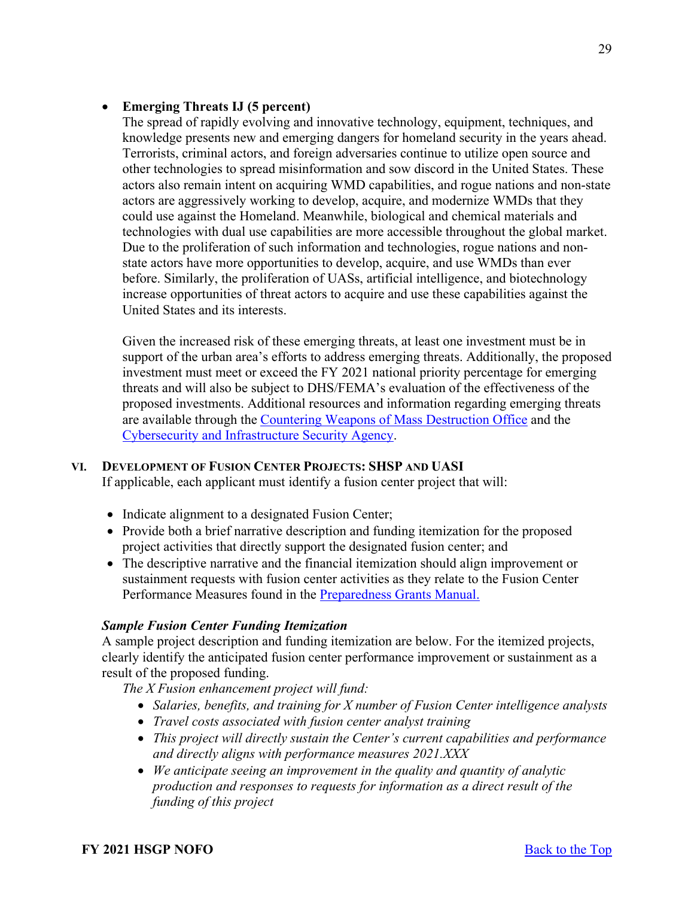- **Emerging Threats IJ (5 percent)**

  The spread of rapidly evolving and innovative technology, equipment, techniques, and knowledge presents new and emerging dangers for homeland security in the years ahead. Terrorists, criminal actors, and foreign adversaries continue to utilize open source and other technologies to spread misinformation and sow discord in the United States. These actors also remain intent on acquiring WMD capabilities, and rogue nations and non-state actors are aggressively working to develop, acquire, and modernize WMDs that they could use against the Homeland. Meanwhile, biological and chemical materials and technologies with dual use capabilities are more accessible throughout the global market. Due to the proliferation of such information and technologies, rogue nations and non-state actors have more opportunities to develop, acquire, and use WMDs than ever before. Similarly, the proliferation of UASs, artificial intelligence, and biotechnology increase opportunities of threat actors to acquire and use these capabilities against the United States and its interests.

  Given the increased risk of these emerging threats, at least one investment must be in support of the urban area's efforts to address emerging threats. Additionally, the proposed investment must meet or exceed the FY 2021 national priority percentage for emerging threats and will also be subject to DHS/FEMA's evaluation of the effectiveness of the proposed investments. Additional resources and information regarding emerging threats are available through the Countering Weapons of Mass Destruction Office and the Cybersecurity and Infrastructure Security Agency.

## VI. Development of Fusion Center Projects: SHSP and UASI

If applicable, each applicant must identify a fusion center project that will:

- Indicate alignment to a designated Fusion Center;
- Provide both a brief narrative description and funding itemization for the proposed project activities that directly support the designated fusion center; and
- The descriptive narrative and the financial itemization should align improvement or sustainment requests with fusion center activities as they relate to the Fusion Center Performance Measures found in the Preparedness Grants Manual.

***Sample Fusion Center Funding Itemization***

A sample project description and funding itemization are below. For the itemized projects, clearly identify the anticipated fusion center performance improvement or sustainment as a result of the proposed funding.

*The X Fusion enhancement project will fund:*

- *Salaries, benefits, and training for X number of Fusion Center intelligence analysts*
- *Travel costs associated with fusion center analyst training*
- *This project will directly sustain the Center's current capabilities and performance and directly aligns with performance measures 2021.XXX*
- *We anticipate seeing an improvement in the quality and quantity of analytic production and responses to requests for information as a direct result of the funding of this project*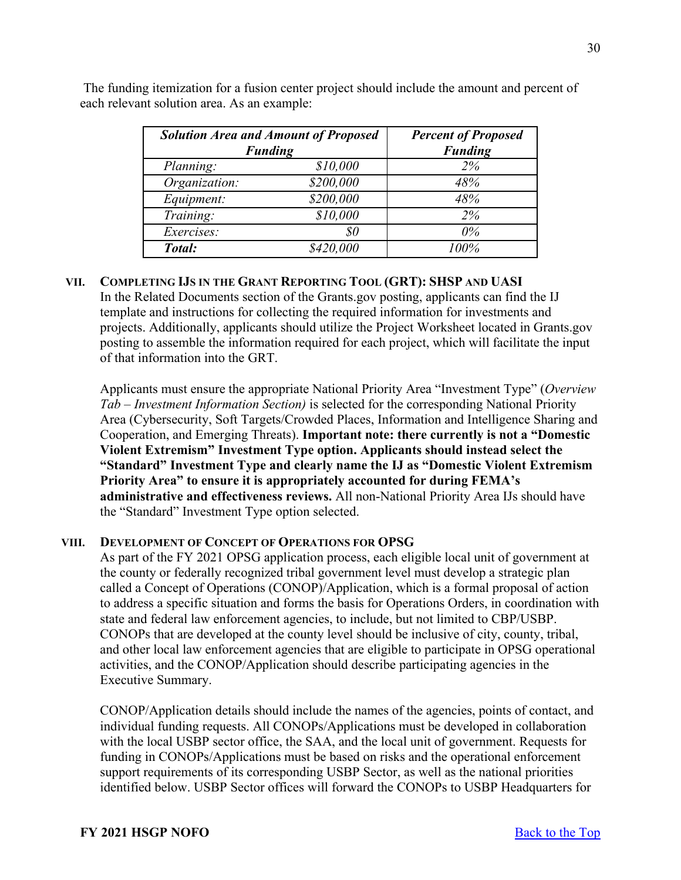The funding itemization for a fusion center project should include the amount and percent of each relevant solution area. As an example:

| ***Solution Area and Amount of Proposed Funding*** | | ***Percent of Proposed Funding*** |
|---|---|---|
| *Planning:* | *$10,000* | *2%* |
| *Organization:* | *$200,000* | *48%* |
| *Equipment:* | *$200,000* | *48%* |
| *Training:* | *$10,000* | *2%* |
| *Exercises:* | *$0* | *0%* |
| ***Total:*** | *$420,000* | *100%* |

## VII. Completing IJs in the Grant Reporting Tool (GRT): SHSP and UASI

In the Related Documents section of the Grants.gov posting, applicants can find the IJ template and instructions for collecting the required information for investments and projects. Additionally, applicants should utilize the Project Worksheet located in Grants.gov posting to assemble the information required for each project, which will facilitate the input of that information into the GRT.

Applicants must ensure the appropriate National Priority Area "Investment Type" (*Overview Tab – Investment Information Section)* is selected for the corresponding National Priority Area (Cybersecurity, Soft Targets/Crowded Places, Information and Intelligence Sharing and Cooperation, and Emerging Threats). **Important note: there currently is not a "Domestic Violent Extremism" Investment Type option. Applicants should instead select the "Standard" Investment Type and clearly name the IJ as "Domestic Violent Extremism Priority Area" to ensure it is appropriately accounted for during FEMA's administrative and effectiveness reviews.** All non-National Priority Area IJs should have the "Standard" Investment Type option selected.

## VIII. Development of Concept of Operations for OPSG

As part of the FY 2021 OPSG application process, each eligible local unit of government at the county or federally recognized tribal government level must develop a strategic plan called a Concept of Operations (CONOP)/Application, which is a formal proposal of action to address a specific situation and forms the basis for Operations Orders, in coordination with state and federal law enforcement agencies, to include, but not limited to CBP/USBP. CONOPs that are developed at the county level should be inclusive of city, county, tribal, and other local law enforcement agencies that are eligible to participate in OPSG operational activities, and the CONOP/Application should describe participating agencies in the Executive Summary.

CONOP/Application details should include the names of the agencies, points of contact, and individual funding requests. All CONOPs/Applications must be developed in collaboration with the local USBP sector office, the SAA, and the local unit of government. Requests for funding in CONOPs/Applications must be based on risks and the operational enforcement support requirements of its corresponding USBP Sector, as well as the national priorities identified below. USBP Sector offices will forward the CONOPs to USBP Headquarters for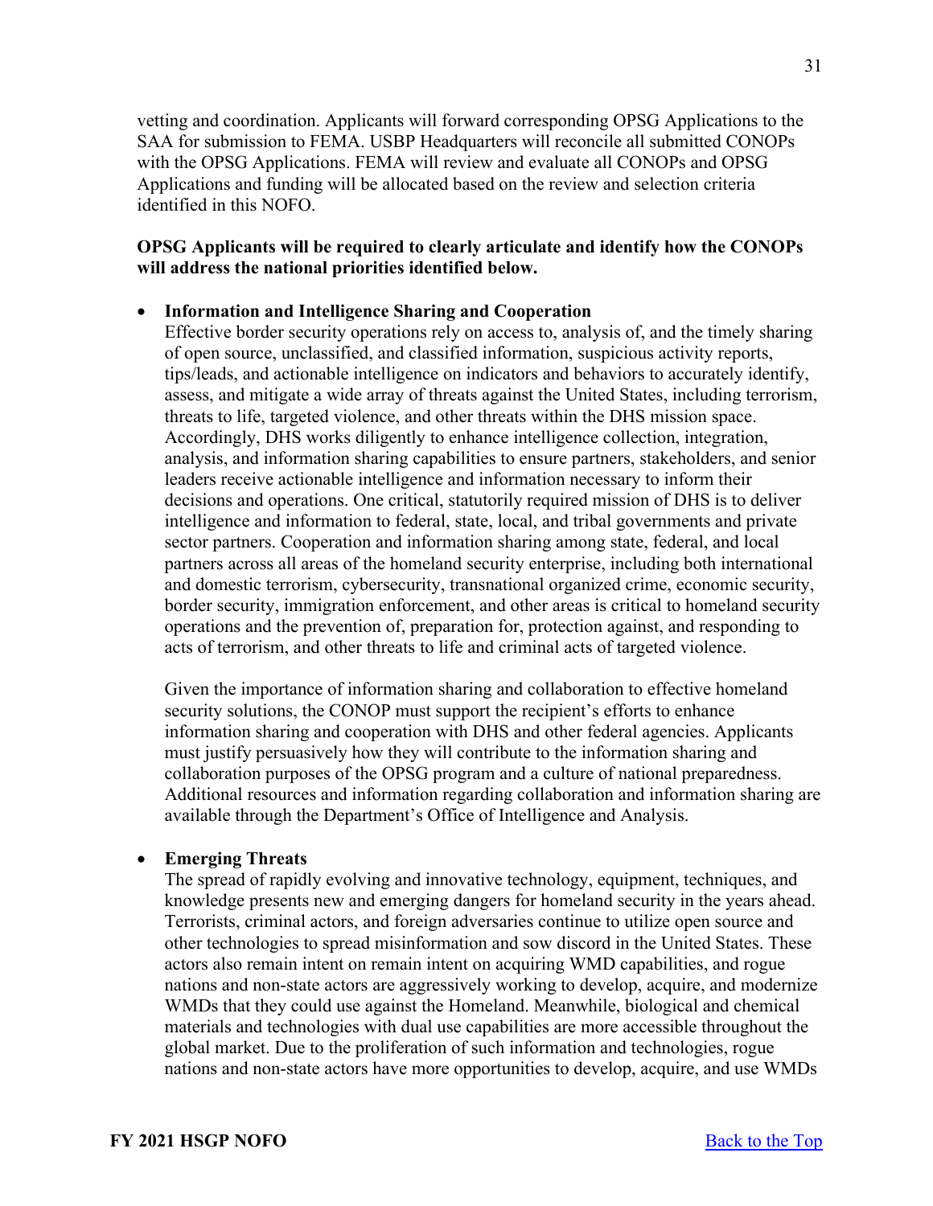vetting and coordination. Applicants will forward corresponding OPSG Applications to the SAA for submission to FEMA. USBP Headquarters will reconcile all submitted CONOPs with the OPSG Applications. FEMA will review and evaluate all CONOPs and OPSG Applications and funding will be allocated based on the review and selection criteria identified in this NOFO.

**OPSG Applicants will be required to clearly articulate and identify how the CONOPs will address the national priorities identified below.**

- **Information and Intelligence Sharing and Cooperation**
  Effective border security operations rely on access to, analysis of, and the timely sharing of open source, unclassified, and classified information, suspicious activity reports, tips/leads, and actionable intelligence on indicators and behaviors to accurately identify, assess, and mitigate a wide array of threats against the United States, including terrorism, threats to life, targeted violence, and other threats within the DHS mission space. Accordingly, DHS works diligently to enhance intelligence collection, integration, analysis, and information sharing capabilities to ensure partners, stakeholders, and senior leaders receive actionable intelligence and information necessary to inform their decisions and operations. One critical, statutorily required mission of DHS is to deliver intelligence and information to federal, state, local, and tribal governments and private sector partners. Cooperation and information sharing among state, federal, and local partners across all areas of the homeland security enterprise, including both international and domestic terrorism, cybersecurity, transnational organized crime, economic security, border security, immigration enforcement, and other areas is critical to homeland security operations and the prevention of, preparation for, protection against, and responding to acts of terrorism, and other threats to life and criminal acts of targeted violence.

  Given the importance of information sharing and collaboration to effective homeland security solutions, the CONOP must support the recipient's efforts to enhance information sharing and cooperation with DHS and other federal agencies. Applicants must justify persuasively how they will contribute to the information sharing and collaboration purposes of the OPSG program and a culture of national preparedness. Additional resources and information regarding collaboration and information sharing are available through the Department's Office of Intelligence and Analysis.

- **Emerging Threats**
  The spread of rapidly evolving and innovative technology, equipment, techniques, and knowledge presents new and emerging dangers for homeland security in the years ahead. Terrorists, criminal actors, and foreign adversaries continue to utilize open source and other technologies to spread misinformation and sow discord in the United States. These actors also remain intent on remain intent on acquiring WMD capabilities, and rogue nations and non-state actors are aggressively working to develop, acquire, and modernize WMDs that they could use against the Homeland. Meanwhile, biological and chemical materials and technologies with dual use capabilities are more accessible throughout the global market. Due to the proliferation of such information and technologies, rogue nations and non-state actors have more opportunities to develop, acquire, and use WMDs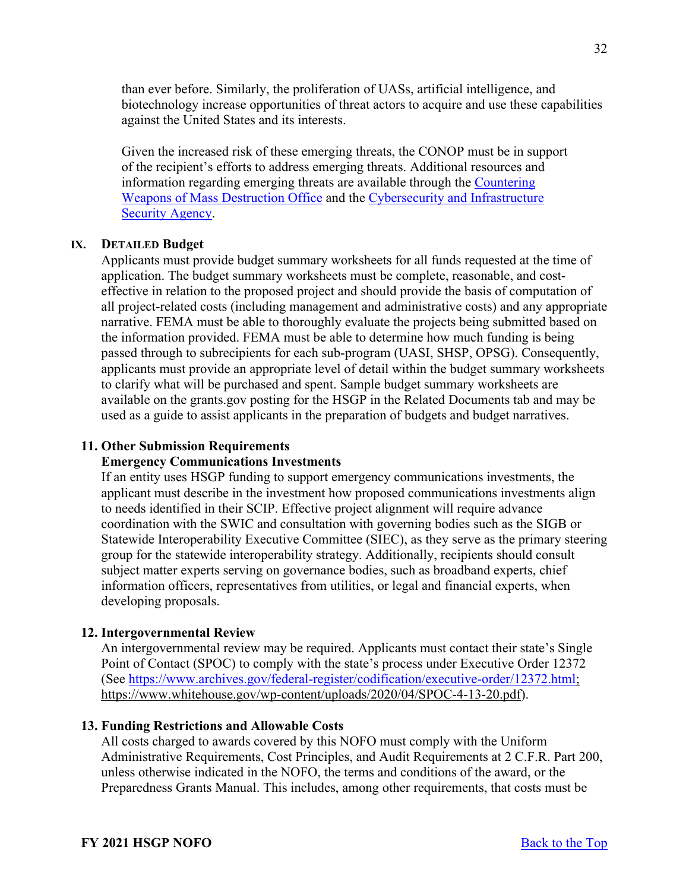than ever before. Similarly, the proliferation of UASs, artificial intelligence, and biotechnology increase opportunities of threat actors to acquire and use these capabilities against the United States and its interests.

Given the increased risk of these emerging threats, the CONOP must be in support of the recipient's efforts to address emerging threats. Additional resources and information regarding emerging threats are available through the Countering Weapons of Mass Destruction Office and the Cybersecurity and Infrastructure Security Agency.

### IX. DETAILED Budget

Applicants must provide budget summary worksheets for all funds requested at the time of application. The budget summary worksheets must be complete, reasonable, and cost-effective in relation to the proposed project and should provide the basis of computation of all project-related costs (including management and administrative costs) and any appropriate narrative. FEMA must be able to thoroughly evaluate the projects being submitted based on the information provided. FEMA must be able to determine how much funding is being passed through to subrecipients for each sub-program (UASI, SHSP, OPSG). Consequently, applicants must provide an appropriate level of detail within the budget summary worksheets to clarify what will be purchased and spent. Sample budget summary worksheets are available on the grants.gov posting for the HSGP in the Related Documents tab and may be used as a guide to assist applicants in the preparation of budgets and budget narratives.

### 11. Other Submission Requirements

**Emergency Communications Investments**

If an entity uses HSGP funding to support emergency communications investments, the applicant must describe in the investment how proposed communications investments align to needs identified in their SCIP. Effective project alignment will require advance coordination with the SWIC and consultation with governing bodies such as the SIGB or Statewide Interoperability Executive Committee (SIEC), as they serve as the primary steering group for the statewide interoperability strategy. Additionally, recipients should consult subject matter experts serving on governance bodies, such as broadband experts, chief information officers, representatives from utilities, or legal and financial experts, when developing proposals.

### 12. Intergovernmental Review

An intergovernmental review may be required. Applicants must contact their state's Single Point of Contact (SPOC) to comply with the state's process under Executive Order 12372 (See https://www.archives.gov/federal-register/codification/executive-order/12372.html; https://www.whitehouse.gov/wp-content/uploads/2020/04/SPOC-4-13-20.pdf).

### 13. Funding Restrictions and Allowable Costs

All costs charged to awards covered by this NOFO must comply with the Uniform Administrative Requirements, Cost Principles, and Audit Requirements at 2 C.F.R. Part 200, unless otherwise indicated in the NOFO, the terms and conditions of the award, or the Preparedness Grants Manual. This includes, among other requirements, that costs must be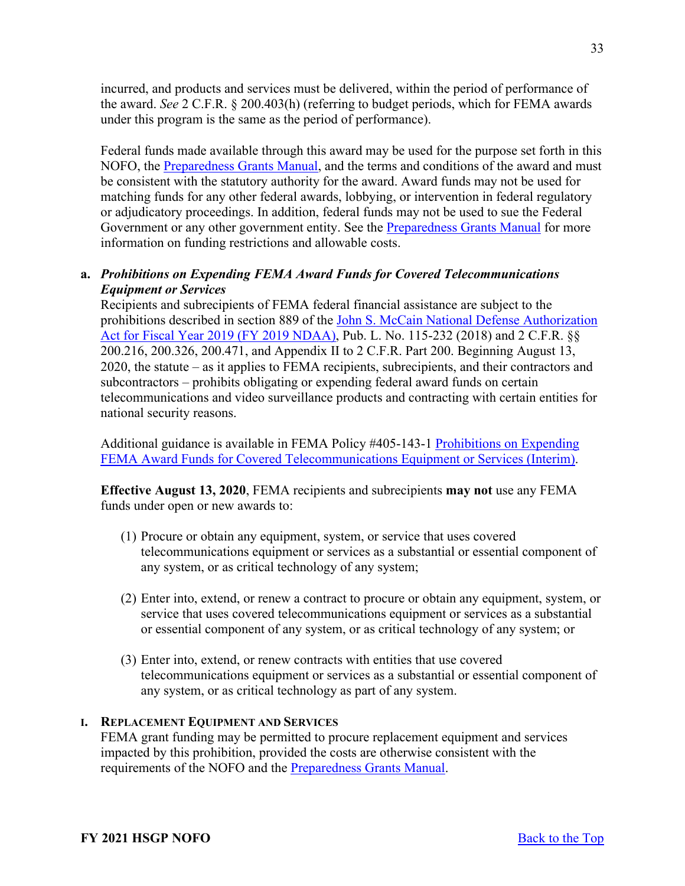incurred, and products and services must be delivered, within the period of performance of the award. *See* 2 C.F.R. § 200.403(h) (referring to budget periods, which for FEMA awards under this program is the same as the period of performance).

Federal funds made available through this award may be used for the purpose set forth in this NOFO, the Preparedness Grants Manual, and the terms and conditions of the award and must be consistent with the statutory authority for the award. Award funds may not be used for matching funds for any other federal awards, lobbying, or intervention in federal regulatory or adjudicatory proceedings. In addition, federal funds may not be used to sue the Federal Government or any other government entity. See the Preparedness Grants Manual for more information on funding restrictions and allowable costs.

**a.** ***Prohibitions on Expending FEMA Award Funds for Covered Telecommunications Equipment or Services***

Recipients and subrecipients of FEMA federal financial assistance are subject to the prohibitions described in section 889 of the John S. McCain National Defense Authorization Act for Fiscal Year 2019 (FY 2019 NDAA), Pub. L. No. 115-232 (2018) and 2 C.F.R. §§ 200.216, 200.326, 200.471, and Appendix II to 2 C.F.R. Part 200. Beginning August 13, 2020, the statute – as it applies to FEMA recipients, subrecipients, and their contractors and subcontractors – prohibits obligating or expending federal award funds on certain telecommunications and video surveillance products and contracting with certain entities for national security reasons.

Additional guidance is available in FEMA Policy #405-143-1 Prohibitions on Expending FEMA Award Funds for Covered Telecommunications Equipment or Services (Interim).

**Effective August 13, 2020**, FEMA recipients and subrecipients **may not** use any FEMA funds under open or new awards to:

(1) Procure or obtain any equipment, system, or service that uses covered telecommunications equipment or services as a substantial or essential component of any system, or as critical technology of any system;

(2) Enter into, extend, or renew a contract to procure or obtain any equipment, system, or service that uses covered telecommunications equipment or services as a substantial or essential component of any system, or as critical technology of any system; or

(3) Enter into, extend, or renew contracts with entities that use covered telecommunications equipment or services as a substantial or essential component of any system, or as critical technology as part of any system.

**I. Replacement Equipment and Services**

FEMA grant funding may be permitted to procure replacement equipment and services impacted by this prohibition, provided the costs are otherwise consistent with the requirements of the NOFO and the Preparedness Grants Manual.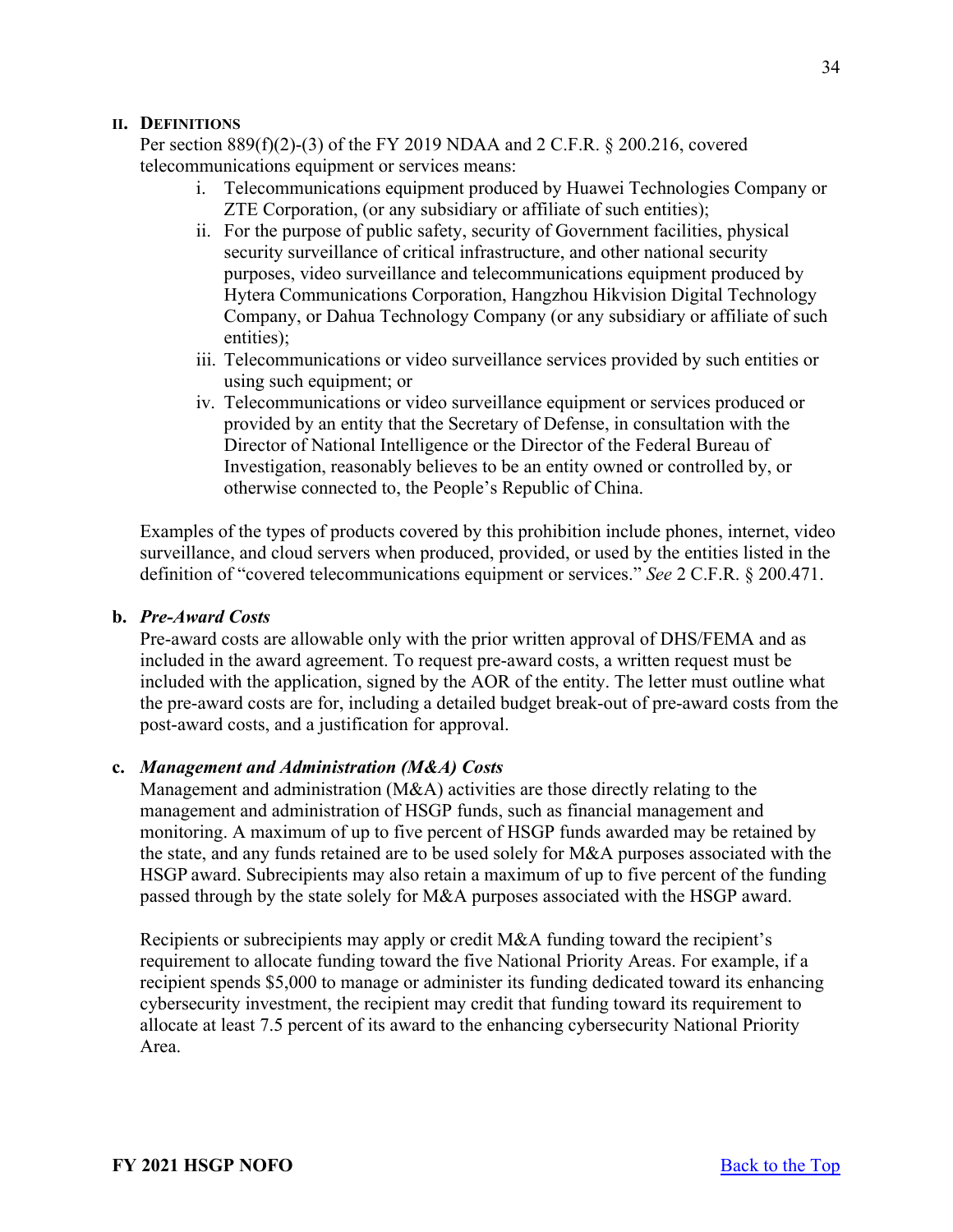**II. DEFINITIONS**

Per section 889(f)(2)-(3) of the FY 2019 NDAA and 2 C.F.R. § 200.216, covered telecommunications equipment or services means:

i. Telecommunications equipment produced by Huawei Technologies Company or ZTE Corporation, (or any subsidiary or affiliate of such entities);
ii. For the purpose of public safety, security of Government facilities, physical security surveillance of critical infrastructure, and other national security purposes, video surveillance and telecommunications equipment produced by Hytera Communications Corporation, Hangzhou Hikvision Digital Technology Company, or Dahua Technology Company (or any subsidiary or affiliate of such entities);
iii. Telecommunications or video surveillance services provided by such entities or using such equipment; or
iv. Telecommunications or video surveillance equipment or services produced or provided by an entity that the Secretary of Defense, in consultation with the Director of National Intelligence or the Director of the Federal Bureau of Investigation, reasonably believes to be an entity owned or controlled by, or otherwise connected to, the People's Republic of China.

Examples of the types of products covered by this prohibition include phones, internet, video surveillance, and cloud servers when produced, provided, or used by the entities listed in the definition of "covered telecommunications equipment or services." *See* 2 C.F.R. § 200.471.

**b. *Pre-Award Costs***

Pre-award costs are allowable only with the prior written approval of DHS/FEMA and as included in the award agreement. To request pre-award costs, a written request must be included with the application, signed by the AOR of the entity. The letter must outline what the pre-award costs are for, including a detailed budget break-out of pre-award costs from the post-award costs, and a justification for approval.

**c. *Management and Administration (M&A) Costs***

Management and administration (M&A) activities are those directly relating to the management and administration of HSGP funds, such as financial management and monitoring. A maximum of up to five percent of HSGP funds awarded may be retained by the state, and any funds retained are to be used solely for M&A purposes associated with the HSGP award. Subrecipients may also retain a maximum of up to five percent of the funding passed through by the state solely for M&A purposes associated with the HSGP award.

Recipients or subrecipients may apply or credit M&A funding toward the recipient's requirement to allocate funding toward the five National Priority Areas. For example, if a recipient spends $5,000 to manage or administer its funding dedicated toward its enhancing cybersecurity investment, the recipient may credit that funding toward its requirement to allocate at least 7.5 percent of its award to the enhancing cybersecurity National Priority Area.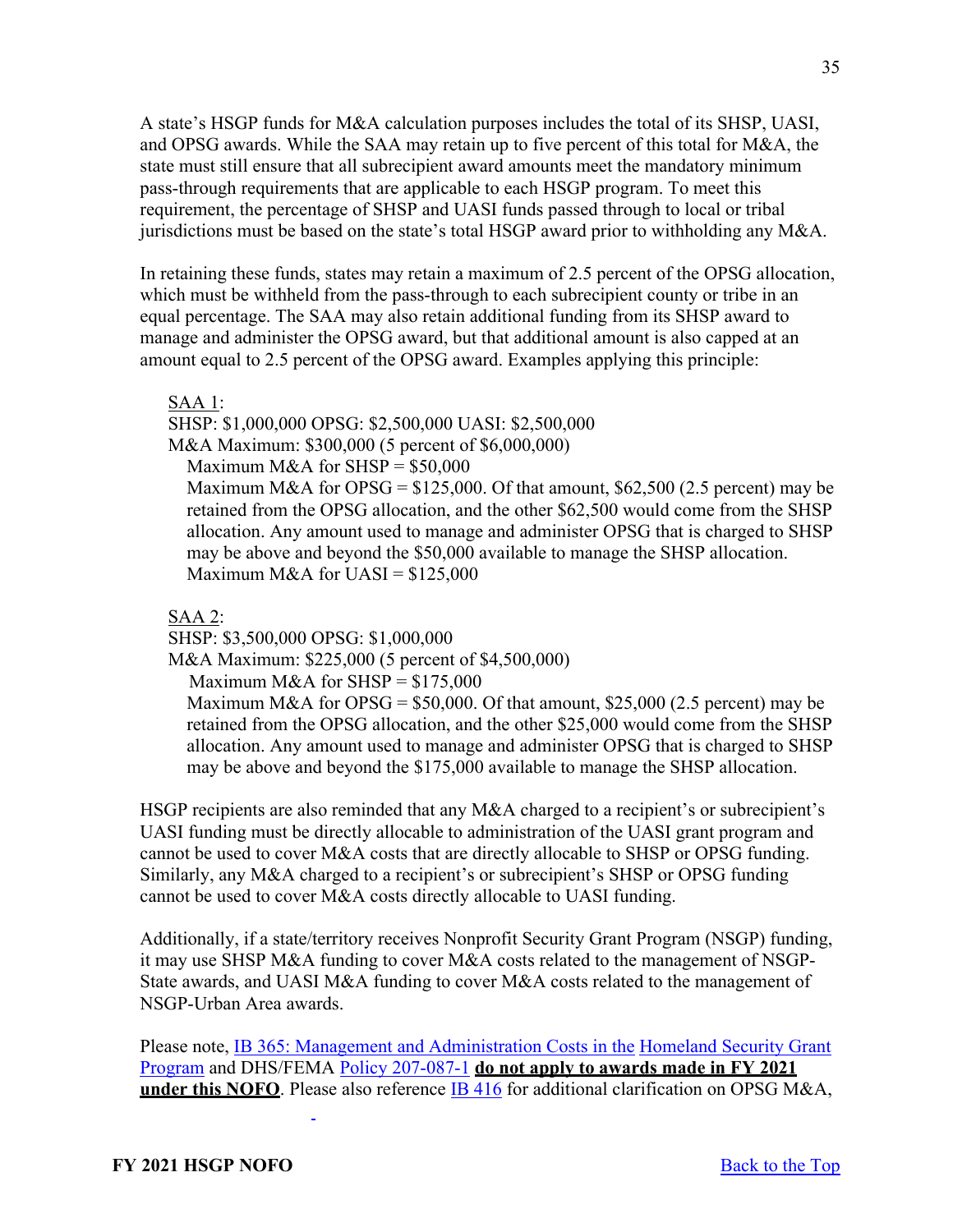A state's HSGP funds for M&A calculation purposes includes the total of its SHSP, UASI, and OPSG awards. While the SAA may retain up to five percent of this total for M&A, the state must still ensure that all subrecipient award amounts meet the mandatory minimum pass-through requirements that are applicable to each HSGP program. To meet this requirement, the percentage of SHSP and UASI funds passed through to local or tribal jurisdictions must be based on the state's total HSGP award prior to withholding any M&A.

In retaining these funds, states may retain a maximum of 2.5 percent of the OPSG allocation, which must be withheld from the pass-through to each subrecipient county or tribe in an equal percentage. The SAA may also retain additional funding from its SHSP award to manage and administer the OPSG award, but that additional amount is also capped at an amount equal to 2.5 percent of the OPSG award. Examples applying this principle:

SAA 1:
SHSP: $1,000,000 OPSG: $2,500,000 UASI: $2,500,000
M&A Maximum: $300,000 (5 percent of $6,000,000)
Maximum M&A for SHSP = $50,000
Maximum M&A for OPSG = $125,000. Of that amount, $62,500 (2.5 percent) may be retained from the OPSG allocation, and the other $62,500 would come from the SHSP allocation. Any amount used to manage and administer OPSG that is charged to SHSP may be above and beyond the $50,000 available to manage the SHSP allocation.
Maximum M&A for UASI = $125,000

SAA 2:
SHSP: $3,500,000 OPSG: $1,000,000
M&A Maximum: $225,000 (5 percent of $4,500,000)
Maximum M&A for SHSP = $175,000
Maximum M&A for OPSG = $50,000. Of that amount, $25,000 (2.5 percent) may be retained from the OPSG allocation, and the other $25,000 would come from the SHSP allocation. Any amount used to manage and administer OPSG that is charged to SHSP may be above and beyond the $175,000 available to manage the SHSP allocation.

HSGP recipients are also reminded that any M&A charged to a recipient's or subrecipient's UASI funding must be directly allocable to administration of the UASI grant program and cannot be used to cover M&A costs that are directly allocable to SHSP or OPSG funding. Similarly, any M&A charged to a recipient's or subrecipient's SHSP or OPSG funding cannot be used to cover M&A costs directly allocable to UASI funding.

Additionally, if a state/territory receives Nonprofit Security Grant Program (NSGP) funding, it may use SHSP M&A funding to cover M&A costs related to the management of NSGP-State awards, and UASI M&A funding to cover M&A costs related to the management of NSGP-Urban Area awards.

Please note, IB 365: Management and Administration Costs in the Homeland Security Grant Program and DHS/FEMA Policy 207-087-1 **do not apply to awards made in FY 2021 under this NOFO**. Please also reference IB 416 for additional clarification on OPSG M&A,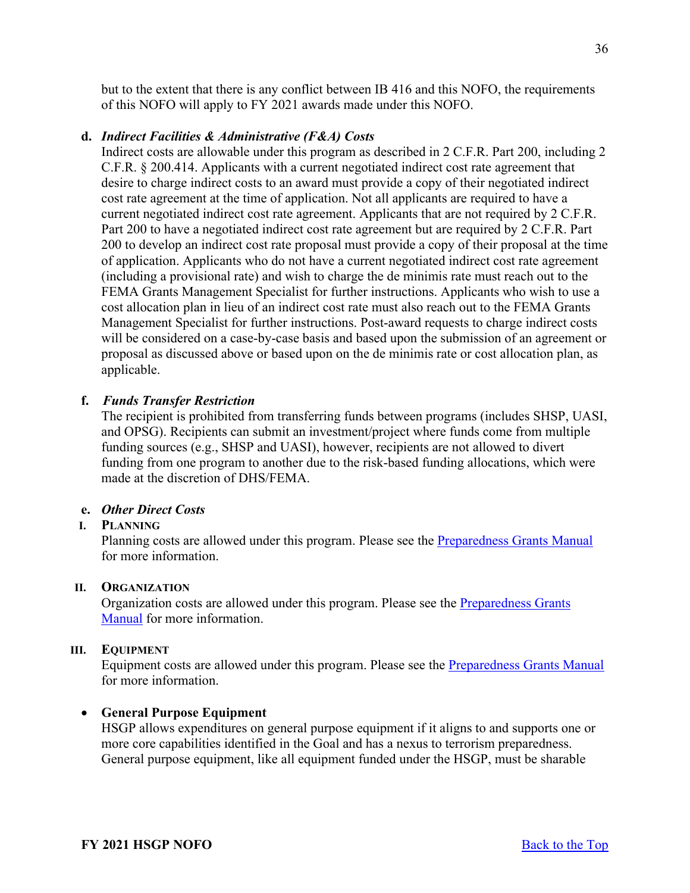but to the extent that there is any conflict between IB 416 and this NOFO, the requirements of this NOFO will apply to FY 2021 awards made under this NOFO.

**d. *Indirect Facilities & Administrative (F&A) Costs***

Indirect costs are allowable under this program as described in 2 C.F.R. Part 200, including 2 C.F.R. § 200.414. Applicants with a current negotiated indirect cost rate agreement that desire to charge indirect costs to an award must provide a copy of their negotiated indirect cost rate agreement at the time of application. Not all applicants are required to have a current negotiated indirect cost rate agreement. Applicants that are not required by 2 C.F.R. Part 200 to have a negotiated indirect cost rate agreement but are required by 2 C.F.R. Part 200 to develop an indirect cost rate proposal must provide a copy of their proposal at the time of application. Applicants who do not have a current negotiated indirect cost rate agreement (including a provisional rate) and wish to charge the de minimis rate must reach out to the FEMA Grants Management Specialist for further instructions. Applicants who wish to use a cost allocation plan in lieu of an indirect cost rate must also reach out to the FEMA Grants Management Specialist for further instructions. Post-award requests to charge indirect costs will be considered on a case-by-case basis and based upon the submission of an agreement or proposal as discussed above or based upon on the de minimis rate or cost allocation plan, as applicable.

**f. *Funds Transfer Restriction***

The recipient is prohibited from transferring funds between programs (includes SHSP, UASI, and OPSG). Recipients can submit an investment/project where funds come from multiple funding sources (e.g., SHSP and UASI), however, recipients are not allowed to divert funding from one program to another due to the risk-based funding allocations, which were made at the discretion of DHS/FEMA.

**e. *Other Direct Costs***

**I. PLANNING**

Planning costs are allowed under this program. Please see the [Preparedness Grants Manual](#) for more information.

**II. ORGANIZATION**

Organization costs are allowed under this program. Please see the [Preparedness Grants Manual](#) for more information.

**III. EQUIPMENT**

Equipment costs are allowed under this program. Please see the [Preparedness Grants Manual](#) for more information.

- **General Purpose Equipment**

  HSGP allows expenditures on general purpose equipment if it aligns to and supports one or more core capabilities identified in the Goal and has a nexus to terrorism preparedness. General purpose equipment, like all equipment funded under the HSGP, must be sharable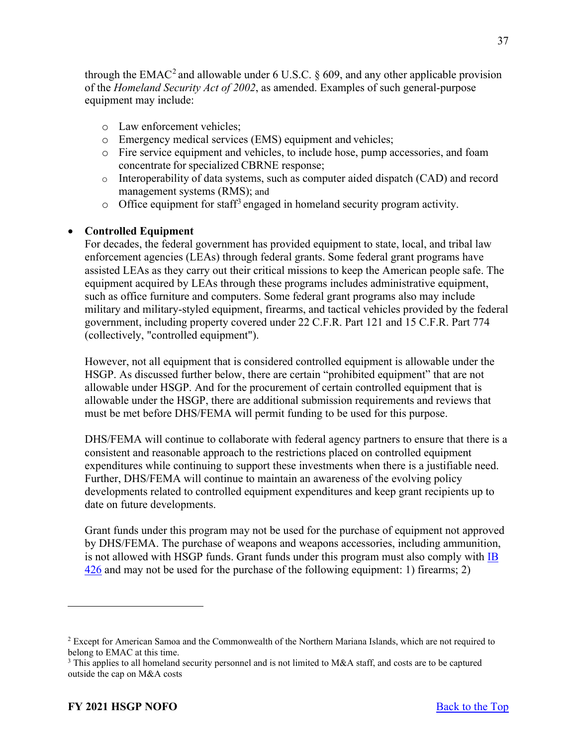through the EMAC[2] and allowable under 6 U.S.C. § 609, and any other applicable provision of the *Homeland Security Act of 2002*, as amended. Examples of such general-purpose equipment may include:

- Law enforcement vehicles;
- Emergency medical services (EMS) equipment and vehicles;
- Fire service equipment and vehicles, to include hose, pump accessories, and foam concentrate for specialized CBRNE response;
- Interoperability of data systems, such as computer aided dispatch (CAD) and record management systems (RMS); and
- Office equipment for staff[3] engaged in homeland security program activity.

- **Controlled Equipment**

  For decades, the federal government has provided equipment to state, local, and tribal law enforcement agencies (LEAs) through federal grants. Some federal grant programs have assisted LEAs as they carry out their critical missions to keep the American people safe. The equipment acquired by LEAs through these programs includes administrative equipment, such as office furniture and computers. Some federal grant programs also may include military and military-styled equipment, firearms, and tactical vehicles provided by the federal government, including property covered under 22 C.F.R. Part 121 and 15 C.F.R. Part 774 (collectively, "controlled equipment").

  However, not all equipment that is considered controlled equipment is allowable under the HSGP. As discussed further below, there are certain "prohibited equipment" that are not allowable under HSGP. And for the procurement of certain controlled equipment that is allowable under the HSGP, there are additional submission requirements and reviews that must be met before DHS/FEMA will permit funding to be used for this purpose.

  DHS/FEMA will continue to collaborate with federal agency partners to ensure that there is a consistent and reasonable approach to the restrictions placed on controlled equipment expenditures while continuing to support these investments when there is a justifiable need. Further, DHS/FEMA will continue to maintain an awareness of the evolving policy developments related to controlled equipment expenditures and keep grant recipients up to date on future developments.

  Grant funds under this program may not be used for the purchase of equipment not approved by DHS/FEMA. The purchase of weapons and weapons accessories, including ammunition, is not allowed with HSGP funds. Grant funds under this program must also comply with IB 426 and may not be used for the purchase of the following equipment: 1) firearms; 2)

---

[2] Except for American Samoa and the Commonwealth of the Northern Mariana Islands, which are not required to belong to EMAC at this time.

[3] This applies to all homeland security personnel and is not limited to M&A staff, and costs are to be captured outside the cap on M&A costs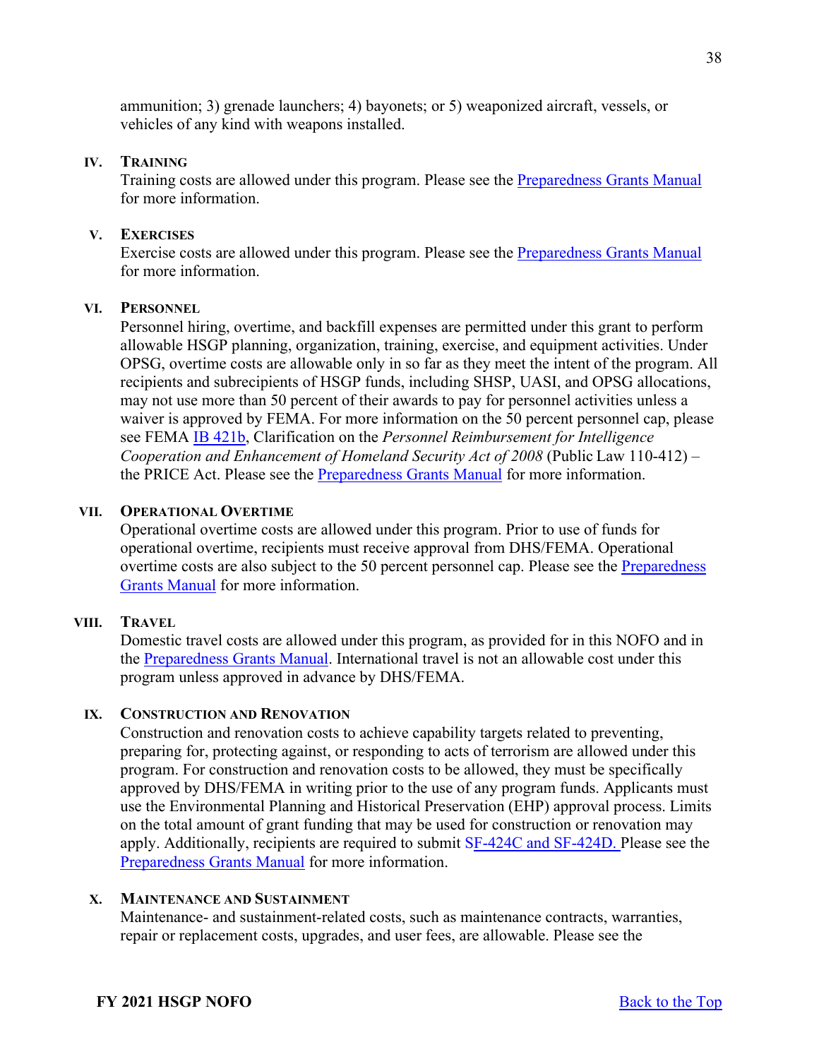ammunition; 3) grenade launchers; 4) bayonets; or 5) weaponized aircraft, vessels, or vehicles of any kind with weapons installed.

### IV. Training

Training costs are allowed under this program. Please see the Preparedness Grants Manual for more information.

### V. Exercises

Exercise costs are allowed under this program. Please see the Preparedness Grants Manual for more information.

### VI. Personnel

Personnel hiring, overtime, and backfill expenses are permitted under this grant to perform allowable HSGP planning, organization, training, exercise, and equipment activities. Under OPSG, overtime costs are allowable only in so far as they meet the intent of the program. All recipients and subrecipients of HSGP funds, including SHSP, UASI, and OPSG allocations, may not use more than 50 percent of their awards to pay for personnel activities unless a waiver is approved by FEMA. For more information on the 50 percent personnel cap, please see FEMA IB 421b, Clarification on the *Personnel Reimbursement for Intelligence Cooperation and Enhancement of Homeland Security Act of 2008* (Public Law 110-412) – the PRICE Act. Please see the Preparedness Grants Manual for more information.

### VII. Operational Overtime

Operational overtime costs are allowed under this program. Prior to use of funds for operational overtime, recipients must receive approval from DHS/FEMA. Operational overtime costs are also subject to the 50 percent personnel cap. Please see the Preparedness Grants Manual for more information.

### VIII. Travel

Domestic travel costs are allowed under this program, as provided for in this NOFO and in the Preparedness Grants Manual. International travel is not an allowable cost under this program unless approved in advance by DHS/FEMA.

### IX. Construction and Renovation

Construction and renovation costs to achieve capability targets related to preventing, preparing for, protecting against, or responding to acts of terrorism are allowed under this program. For construction and renovation costs to be allowed, they must be specifically approved by DHS/FEMA in writing prior to the use of any program funds. Applicants must use the Environmental Planning and Historical Preservation (EHP) approval process. Limits on the total amount of grant funding that may be used for construction or renovation may apply. Additionally, recipients are required to submit SF-424C and SF-424D. Please see the Preparedness Grants Manual for more information.

### X. Maintenance and Sustainment

Maintenance- and sustainment-related costs, such as maintenance contracts, warranties, repair or replacement costs, upgrades, and user fees, are allowable. Please see the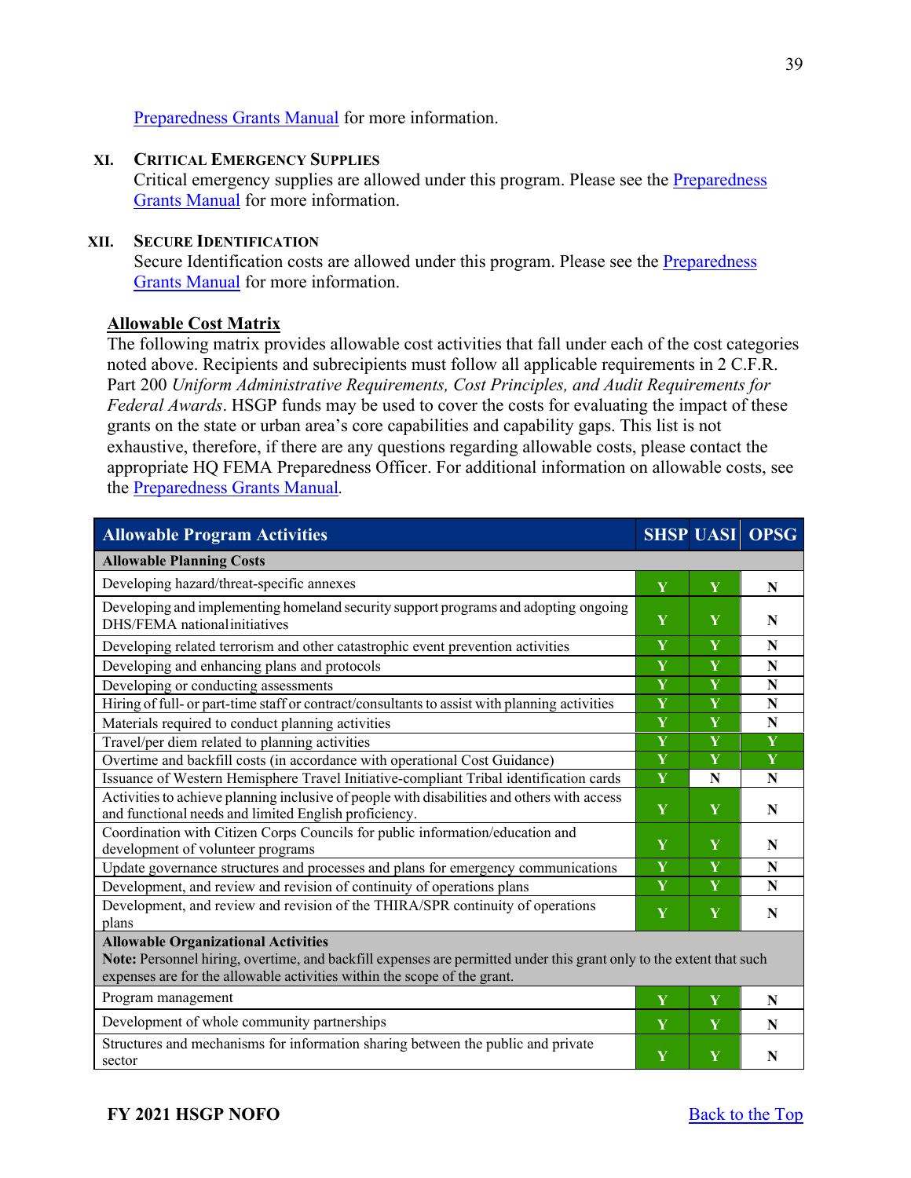Preparedness Grants Manual for more information.

## XI. Critical Emergency Supplies

Critical emergency supplies are allowed under this program. Please see the Preparedness Grants Manual for more information.

## XII. Secure Identification

Secure Identification costs are allowed under this program. Please see the Preparedness Grants Manual for more information.

### Allowable Cost Matrix

The following matrix provides allowable cost activities that fall under each of the cost categories noted above. Recipients and subrecipients must follow all applicable requirements in 2 C.F.R. Part 200 *Uniform Administrative Requirements, Cost Principles, and Audit Requirements for Federal Awards*. HSGP funds may be used to cover the costs for evaluating the impact of these grants on the state or urban area's core capabilities and capability gaps. This list is not exhaustive, therefore, if there are any questions regarding allowable costs, please contact the appropriate HQ FEMA Preparedness Officer. For additional information on allowable costs, see the Preparedness Grants Manual.

| Allowable Program Activities | SHSP | UASI | OPSG |
|---|---|---|---|
| **Allowable Planning Costs** | | | |
| Developing hazard/threat-specific annexes | Y | Y | N |
| Developing and implementing homeland security support programs and adopting ongoing DHS/FEMA national initiatives | Y | Y | N |
| Developing related terrorism and other catastrophic event prevention activities | Y | Y | N |
| Developing and enhancing plans and protocols | Y | Y | N |
| Developing or conducting assessments | Y | Y | N |
| Hiring of full- or part-time staff or contract/consultants to assist with planning activities | Y | Y | N |
| Materials required to conduct planning activities | Y | Y | N |
| Travel/per diem related to planning activities | Y | Y | Y |
| Overtime and backfill costs (in accordance with operational Cost Guidance) | Y | Y | Y |
| Issuance of Western Hemisphere Travel Initiative-compliant Tribal identification cards | Y | N | N |
| Activities to achieve planning inclusive of people with disabilities and others with access and functional needs and limited English proficiency. | Y | Y | N |
| Coordination with Citizen Corps Councils for public information/education and development of volunteer programs | Y | Y | N |
| Update governance structures and processes and plans for emergency communications | Y | Y | N |
| Development, and review and revision of continuity of operations plans | Y | Y | N |
| Development, and review and revision of the THIRA/SPR continuity of operations plans | Y | Y | N |
| **Allowable Organizational Activities** **Note:** Personnel hiring, overtime, and backfill expenses are permitted under this grant only to the extent that such expenses are for the allowable activities within the scope of the grant. | | | |
| Program management | Y | Y | N |
| Development of whole community partnerships | Y | Y | N |
| Structures and mechanisms for information sharing between the public and private sector | Y | Y | N |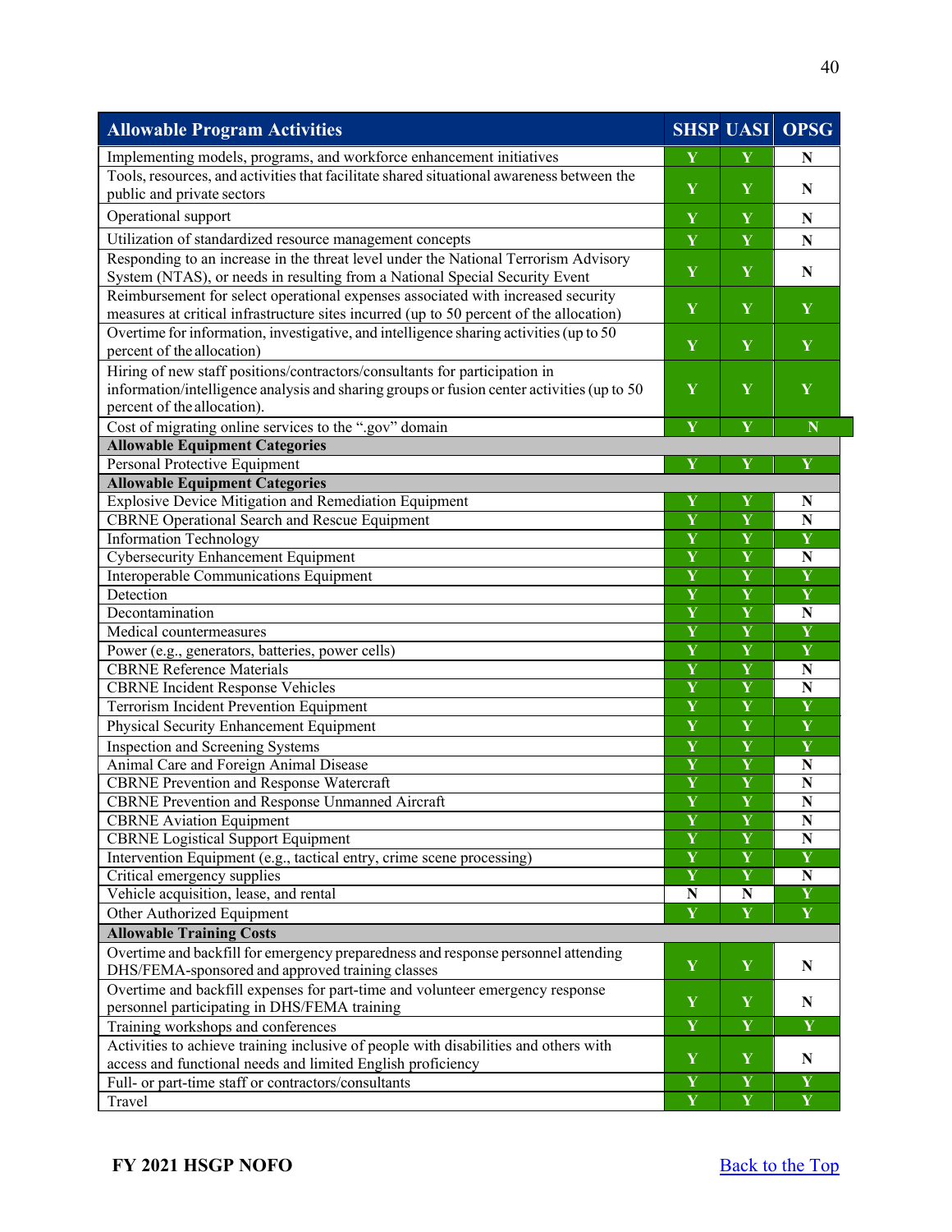| Allowable Program Activities | SHSP | UASI | OPSG |
|---|---|---|---|
| Implementing models, programs, and workforce enhancement initiatives | Y | Y | N |
| Tools, resources, and activities that facilitate shared situational awareness between the public and private sectors | Y | Y | N |
| Operational support | Y | Y | N |
| Utilization of standardized resource management concepts | Y | Y | N |
| Responding to an increase in the threat level under the National Terrorism Advisory System (NTAS), or needs in resulting from a National Special Security Event | Y | Y | N |
| Reimbursement for select operational expenses associated with increased security measures at critical infrastructure sites incurred (up to 50 percent of the allocation) | Y | Y | Y |
| Overtime for information, investigative, and intelligence sharing activities (up to 50 percent of the allocation) | Y | Y | Y |
| Hiring of new staff positions/contractors/consultants for participation in information/intelligence analysis and sharing groups or fusion center activities (up to 50 percent of the allocation). | Y | Y | Y |
| Cost of migrating online services to the ".gov" domain | Y | Y | N |
| **Allowable Equipment Categories** | | | |
| Personal Protective Equipment | Y | Y | Y |
| **Allowable Equipment Categories** | | | |
| Explosive Device Mitigation and Remediation Equipment | Y | Y | N |
| CBRNE Operational Search and Rescue Equipment | Y | Y | N |
| Information Technology | Y | Y | Y |
| Cybersecurity Enhancement Equipment | Y | Y | N |
| Interoperable Communications Equipment | Y | Y | Y |
| Detection | Y | Y | Y |
| Decontamination | Y | Y | N |
| Medical countermeasures | Y | Y | Y |
| Power (e.g., generators, batteries, power cells) | Y | Y | Y |
| CBRNE Reference Materials | Y | Y | N |
| CBRNE Incident Response Vehicles | Y | Y | N |
| Terrorism Incident Prevention Equipment | Y | Y | Y |
| Physical Security Enhancement Equipment | Y | Y | Y |
| Inspection and Screening Systems | Y | Y | Y |
| Animal Care and Foreign Animal Disease | Y | Y | N |
| CBRNE Prevention and Response Watercraft | Y | Y | N |
| CBRNE Prevention and Response Unmanned Aircraft | Y | Y | N |
| CBRNE Aviation Equipment | Y | Y | N |
| CBRNE Logistical Support Equipment | Y | Y | N |
| Intervention Equipment (e.g., tactical entry, crime scene processing) | Y | Y | Y |
| Critical emergency supplies | Y | Y | N |
| Vehicle acquisition, lease, and rental | N | N | Y |
| Other Authorized Equipment | Y | Y | Y |
| **Allowable Training Costs** | | | |
| Overtime and backfill for emergency preparedness and response personnel attending DHS/FEMA-sponsored and approved training classes | Y | Y | N |
| Overtime and backfill expenses for part-time and volunteer emergency response personnel participating in DHS/FEMA training | Y | Y | N |
| Training workshops and conferences | Y | Y | Y |
| Activities to achieve training inclusive of people with disabilities and others with access and functional needs and limited English proficiency | Y | Y | N |
| Full- or part-time staff or contractors/consultants | Y | Y | Y |
| Travel | Y | Y | Y |

**FY 2021 HSGP NOFO** [Back to the Top]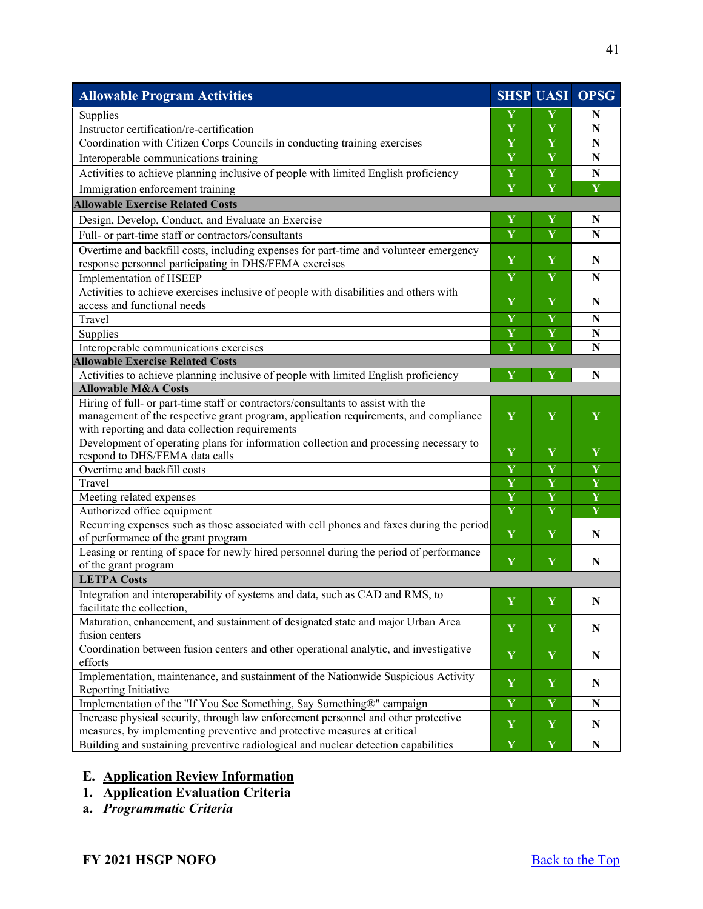| Allowable Program Activities | SHSP | UASI | OPSG |
|---|---|---|---|
| Supplies | Y | Y | N |
| Instructor certification/re-certification | Y | Y | N |
| Coordination with Citizen Corps Councils in conducting training exercises | Y | Y | N |
| Interoperable communications training | Y | Y | N |
| Activities to achieve planning inclusive of people with limited English proficiency | Y | Y | N |
| Immigration enforcement training | Y | Y | Y |
| **Allowable Exercise Related Costs** | | | |
| Design, Develop, Conduct, and Evaluate an Exercise | Y | Y | N |
| Full- or part-time staff or contractors/consultants | Y | Y | N |
| Overtime and backfill costs, including expenses for part-time and volunteer emergency response personnel participating in DHS/FEMA exercises | Y | Y | N |
| Implementation of HSEEP | Y | Y | N |
| Activities to achieve exercises inclusive of people with disabilities and others with access and functional needs | Y | Y | N |
| Travel | Y | Y | N |
| Supplies | Y | Y | N |
| Interoperable communications exercises | Y | Y | N |
| **Allowable Exercise Related Costs** | | | |
| Activities to achieve planning inclusive of people with limited English proficiency | Y | Y | N |
| **Allowable M&A Costs** | | | |
| Hiring of full- or part-time staff or contractors/consultants to assist with the management of the respective grant program, application requirements, and compliance with reporting and data collection requirements | Y | Y | Y |
| Development of operating plans for information collection and processing necessary to respond to DHS/FEMA data calls | Y | Y | Y |
| Overtime and backfill costs | Y | Y | Y |
| Travel | Y | Y | Y |
| Meeting related expenses | Y | Y | Y |
| Authorized office equipment | Y | Y | Y |
| Recurring expenses such as those associated with cell phones and faxes during the period of performance of the grant program | Y | Y | N |
| Leasing or renting of space for newly hired personnel during the period of performance of the grant program | Y | Y | N |
| **LETPA Costs** | | | |
| Integration and interoperability of systems and data, such as CAD and RMS, to facilitate the collection, | Y | Y | N |
| Maturation, enhancement, and sustainment of designated state and major Urban Area fusion centers | Y | Y | N |
| Coordination between fusion centers and other operational analytic, and investigative efforts | Y | Y | N |
| Implementation, maintenance, and sustainment of the Nationwide Suspicious Activity Reporting Initiative | Y | Y | N |
| Implementation of the "If You See Something, Say Something®" campaign | Y | Y | N |
| Increase physical security, through law enforcement personnel and other protective measures, by implementing preventive and protective measures at critical | Y | Y | N |
| Building and sustaining preventive radiological and nuclear detection capabilities | Y | Y | N |

## E. Application Review Information

### 1. Application Evaluation Criteria

#### a. *Programmatic Criteria*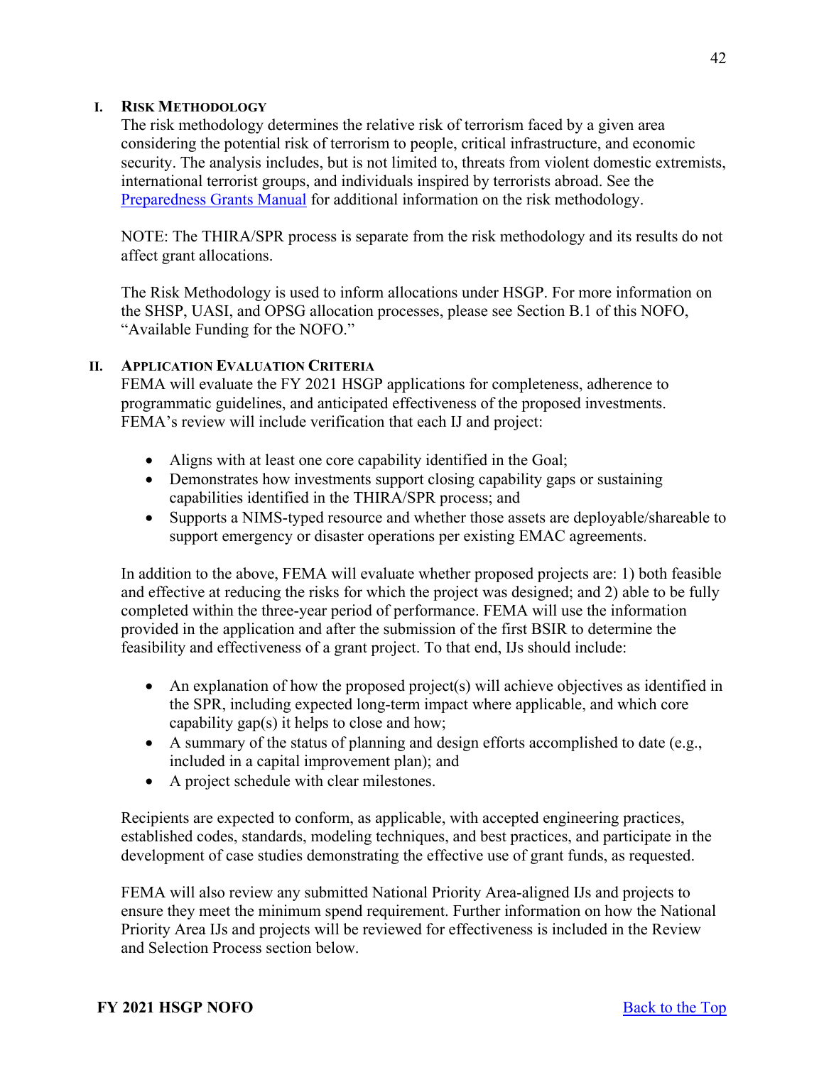### I. Risk Methodology

The risk methodology determines the relative risk of terrorism faced by a given area considering the potential risk of terrorism to people, critical infrastructure, and economic security. The analysis includes, but is not limited to, threats from violent domestic extremists, international terrorist groups, and individuals inspired by terrorists abroad. See the Preparedness Grants Manual for additional information on the risk methodology.

NOTE: The THIRA/SPR process is separate from the risk methodology and its results do not affect grant allocations.

The Risk Methodology is used to inform allocations under HSGP. For more information on the SHSP, UASI, and OPSG allocation processes, please see Section B.1 of this NOFO, "Available Funding for the NOFO."

### II. Application Evaluation Criteria

FEMA will evaluate the FY 2021 HSGP applications for completeness, adherence to programmatic guidelines, and anticipated effectiveness of the proposed investments. FEMA's review will include verification that each IJ and project:

- Aligns with at least one core capability identified in the Goal;
- Demonstrates how investments support closing capability gaps or sustaining capabilities identified in the THIRA/SPR process; and
- Supports a NIMS-typed resource and whether those assets are deployable/shareable to support emergency or disaster operations per existing EMAC agreements.

In addition to the above, FEMA will evaluate whether proposed projects are: 1) both feasible and effective at reducing the risks for which the project was designed; and 2) able to be fully completed within the three-year period of performance. FEMA will use the information provided in the application and after the submission of the first BSIR to determine the feasibility and effectiveness of a grant project. To that end, IJs should include:

- An explanation of how the proposed project(s) will achieve objectives as identified in the SPR, including expected long-term impact where applicable, and which core capability gap(s) it helps to close and how;
- A summary of the status of planning and design efforts accomplished to date (e.g., included in a capital improvement plan); and
- A project schedule with clear milestones.

Recipients are expected to conform, as applicable, with accepted engineering practices, established codes, standards, modeling techniques, and best practices, and participate in the development of case studies demonstrating the effective use of grant funds, as requested.

FEMA will also review any submitted National Priority Area-aligned IJs and projects to ensure they meet the minimum spend requirement. Further information on how the National Priority Area IJs and projects will be reviewed for effectiveness is included in the Review and Selection Process section below.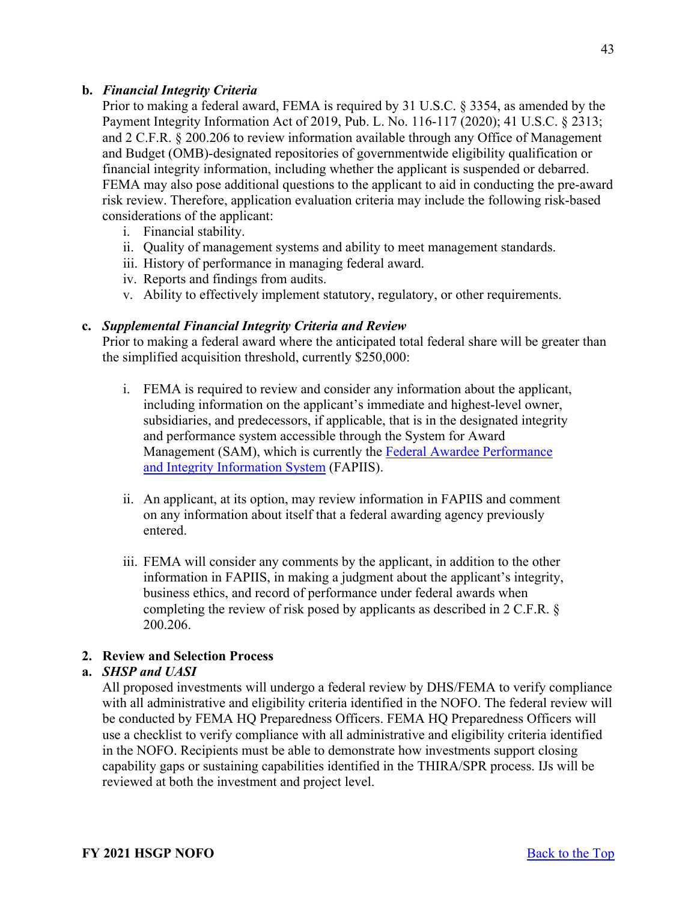**b. *Financial Integrity Criteria***

Prior to making a federal award, FEMA is required by 31 U.S.C. § 3354, as amended by the Payment Integrity Information Act of 2019, Pub. L. No. 116-117 (2020); 41 U.S.C. § 2313; and 2 C.F.R. § 200.206 to review information available through any Office of Management and Budget (OMB)-designated repositories of governmentwide eligibility qualification or financial integrity information, including whether the applicant is suspended or debarred. FEMA may also pose additional questions to the applicant to aid in conducting the pre-award risk review. Therefore, application evaluation criteria may include the following risk-based considerations of the applicant:

i. Financial stability.
ii. Quality of management systems and ability to meet management standards.
iii. History of performance in managing federal award.
iv. Reports and findings from audits.
v. Ability to effectively implement statutory, regulatory, or other requirements.

**c. *Supplemental Financial Integrity Criteria and Review***

Prior to making a federal award where the anticipated total federal share will be greater than the simplified acquisition threshold, currently $250,000:

i. FEMA is required to review and consider any information about the applicant, including information on the applicant's immediate and highest-level owner, subsidiaries, and predecessors, if applicable, that is in the designated integrity and performance system accessible through the System for Award Management (SAM), which is currently the [Federal Awardee Performance and Integrity Information System](https://www.fapiis.gov/) (FAPIIS).

ii. An applicant, at its option, may review information in FAPIIS and comment on any information about itself that a federal awarding agency previously entered.

iii. FEMA will consider any comments by the applicant, in addition to the other information in FAPIIS, in making a judgment about the applicant's integrity, business ethics, and record of performance under federal awards when completing the review of risk posed by applicants as described in 2 C.F.R. § 200.206.

**2. Review and Selection Process**

**a. *SHSP and UASI***

All proposed investments will undergo a federal review by DHS/FEMA to verify compliance with all administrative and eligibility criteria identified in the NOFO. The federal review will be conducted by FEMA HQ Preparedness Officers. FEMA HQ Preparedness Officers will use a checklist to verify compliance with all administrative and eligibility criteria identified in the NOFO. Recipients must be able to demonstrate how investments support closing capability gaps or sustaining capabilities identified in the THIRA/SPR process. IJs will be reviewed at both the investment and project level.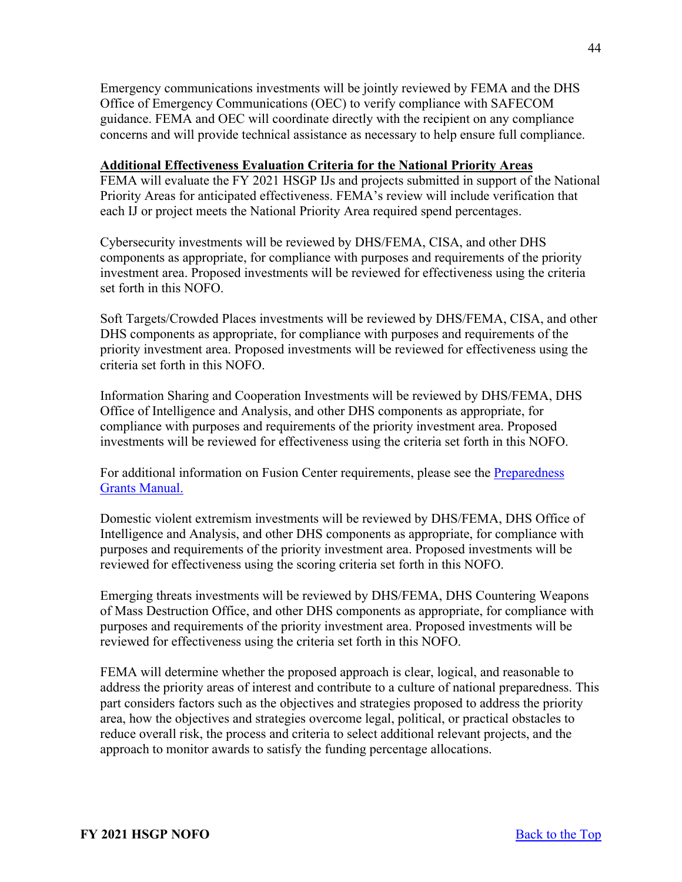Emergency communications investments will be jointly reviewed by FEMA and the DHS Office of Emergency Communications (OEC) to verify compliance with SAFECOM guidance. FEMA and OEC will coordinate directly with the recipient on any compliance concerns and will provide technical assistance as necessary to help ensure full compliance.

**Additional Effectiveness Evaluation Criteria for the National Priority Areas**

FEMA will evaluate the FY 2021 HSGP IJs and projects submitted in support of the National Priority Areas for anticipated effectiveness. FEMA's review will include verification that each IJ or project meets the National Priority Area required spend percentages.

Cybersecurity investments will be reviewed by DHS/FEMA, CISA, and other DHS components as appropriate, for compliance with purposes and requirements of the priority investment area. Proposed investments will be reviewed for effectiveness using the criteria set forth in this NOFO.

Soft Targets/Crowded Places investments will be reviewed by DHS/FEMA, CISA, and other DHS components as appropriate, for compliance with purposes and requirements of the priority investment area. Proposed investments will be reviewed for effectiveness using the criteria set forth in this NOFO.

Information Sharing and Cooperation Investments will be reviewed by DHS/FEMA, DHS Office of Intelligence and Analysis, and other DHS components as appropriate, for compliance with purposes and requirements of the priority investment area. Proposed investments will be reviewed for effectiveness using the criteria set forth in this NOFO.

For additional information on Fusion Center requirements, please see the [Preparedness Grants Manual.]

Domestic violent extremism investments will be reviewed by DHS/FEMA, DHS Office of Intelligence and Analysis, and other DHS components as appropriate, for compliance with purposes and requirements of the priority investment area. Proposed investments will be reviewed for effectiveness using the scoring criteria set forth in this NOFO.

Emerging threats investments will be reviewed by DHS/FEMA, DHS Countering Weapons of Mass Destruction Office, and other DHS components as appropriate, for compliance with purposes and requirements of the priority investment area. Proposed investments will be reviewed for effectiveness using the criteria set forth in this NOFO.

FEMA will determine whether the proposed approach is clear, logical, and reasonable to address the priority areas of interest and contribute to a culture of national preparedness. This part considers factors such as the objectives and strategies proposed to address the priority area, how the objectives and strategies overcome legal, political, or practical obstacles to reduce overall risk, the process and criteria to select additional relevant projects, and the approach to monitor awards to satisfy the funding percentage allocations.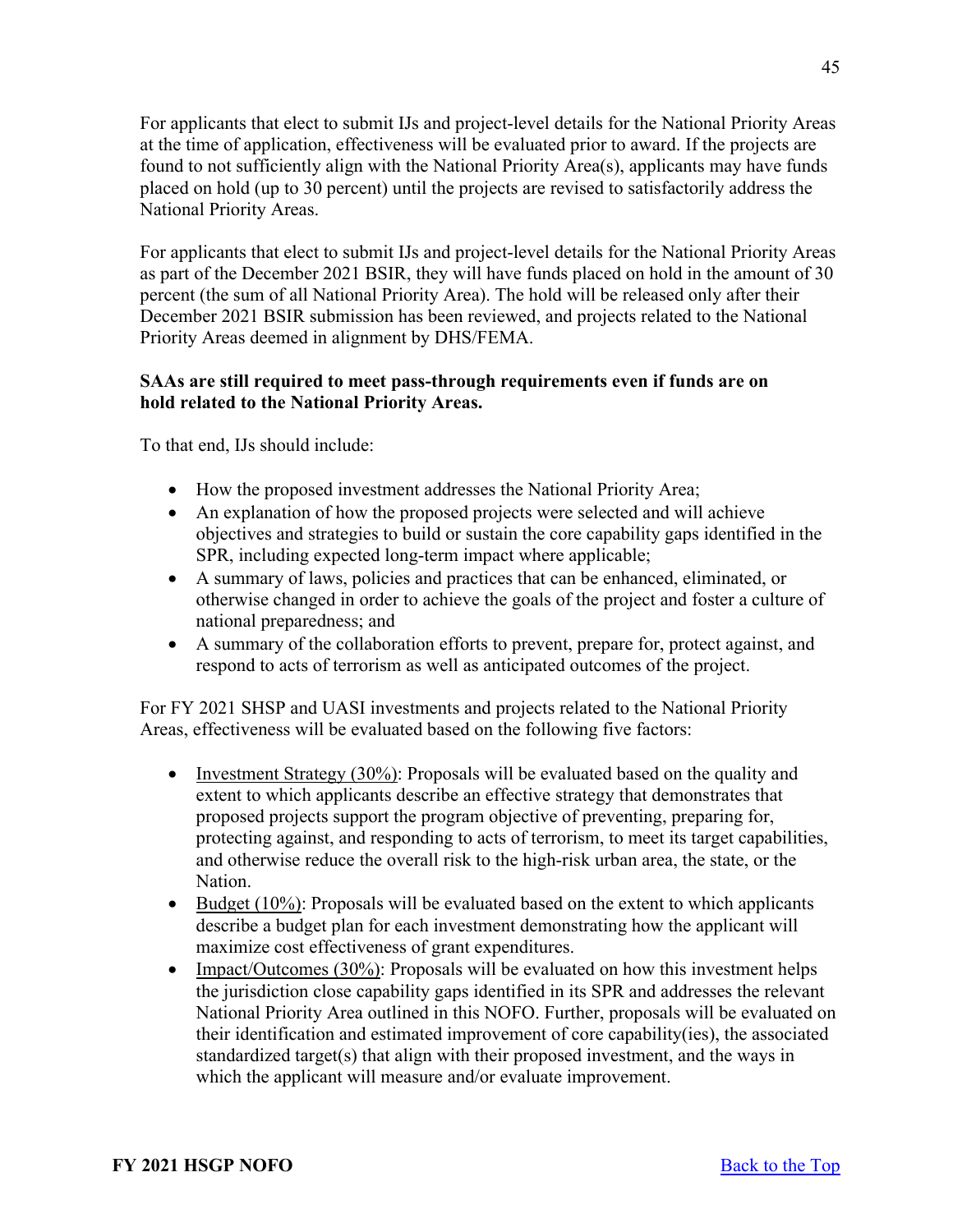For applicants that elect to submit IJs and project-level details for the National Priority Areas at the time of application, effectiveness will be evaluated prior to award. If the projects are found to not sufficiently align with the National Priority Area(s), applicants may have funds placed on hold (up to 30 percent) until the projects are revised to satisfactorily address the National Priority Areas.

For applicants that elect to submit IJs and project-level details for the National Priority Areas as part of the December 2021 BSIR, they will have funds placed on hold in the amount of 30 percent (the sum of all National Priority Area). The hold will be released only after their December 2021 BSIR submission has been reviewed, and projects related to the National Priority Areas deemed in alignment by DHS/FEMA.

**SAAs are still required to meet pass-through requirements even if funds are on hold related to the National Priority Areas.**

To that end, IJs should include:

- How the proposed investment addresses the National Priority Area;
- An explanation of how the proposed projects were selected and will achieve objectives and strategies to build or sustain the core capability gaps identified in the SPR, including expected long-term impact where applicable;
- A summary of laws, policies and practices that can be enhanced, eliminated, or otherwise changed in order to achieve the goals of the project and foster a culture of national preparedness; and
- A summary of the collaboration efforts to prevent, prepare for, protect against, and respond to acts of terrorism as well as anticipated outcomes of the project.

For FY 2021 SHSP and UASI investments and projects related to the National Priority Areas, effectiveness will be evaluated based on the following five factors:

- Investment Strategy (30%): Proposals will be evaluated based on the quality and extent to which applicants describe an effective strategy that demonstrates that proposed projects support the program objective of preventing, preparing for, protecting against, and responding to acts of terrorism, to meet its target capabilities, and otherwise reduce the overall risk to the high-risk urban area, the state, or the Nation.
- Budget (10%): Proposals will be evaluated based on the extent to which applicants describe a budget plan for each investment demonstrating how the applicant will maximize cost effectiveness of grant expenditures.
- Impact/Outcomes (30%): Proposals will be evaluated on how this investment helps the jurisdiction close capability gaps identified in its SPR and addresses the relevant National Priority Area outlined in this NOFO. Further, proposals will be evaluated on their identification and estimated improvement of core capability(ies), the associated standardized target(s) that align with their proposed investment, and the ways in which the applicant will measure and/or evaluate improvement.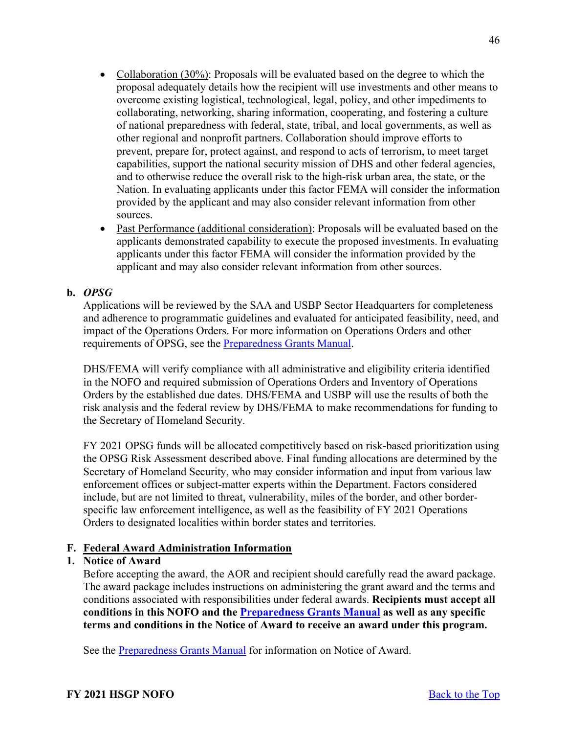- Collaboration (30%): Proposals will be evaluated based on the degree to which the proposal adequately details how the recipient will use investments and other means to overcome existing logistical, technological, legal, policy, and other impediments to collaborating, networking, sharing information, cooperating, and fostering a culture of national preparedness with federal, state, tribal, and local governments, as well as other regional and nonprofit partners. Collaboration should improve efforts to prevent, prepare for, protect against, and respond to acts of terrorism, to meet target capabilities, support the national security mission of DHS and other federal agencies, and to otherwise reduce the overall risk to the high-risk urban area, the state, or the Nation. In evaluating applicants under this factor FEMA will consider the information provided by the applicant and may also consider relevant information from other sources.
- Past Performance (additional consideration): Proposals will be evaluated based on the applicants demonstrated capability to execute the proposed investments. In evaluating applicants under this factor FEMA will consider the information provided by the applicant and may also consider relevant information from other sources.

**b. *OPSG***

Applications will be reviewed by the SAA and USBP Sector Headquarters for completeness and adherence to programmatic guidelines and evaluated for anticipated feasibility, need, and impact of the Operations Orders. For more information on Operations Orders and other requirements of OPSG, see the Preparedness Grants Manual.

DHS/FEMA will verify compliance with all administrative and eligibility criteria identified in the NOFO and required submission of Operations Orders and Inventory of Operations Orders by the established due dates. DHS/FEMA and USBP will use the results of both the risk analysis and the federal review by DHS/FEMA to make recommendations for funding to the Secretary of Homeland Security.

FY 2021 OPSG funds will be allocated competitively based on risk-based prioritization using the OPSG Risk Assessment described above. Final funding allocations are determined by the Secretary of Homeland Security, who may consider information and input from various law enforcement offices or subject-matter experts within the Department. Factors considered include, but are not limited to threat, vulnerability, miles of the border, and other border-specific law enforcement intelligence, as well as the feasibility of FY 2021 Operations Orders to designated localities within border states and territories.

## F. Federal Award Administration Information

### 1. Notice of Award

Before accepting the award, the AOR and recipient should carefully read the award package. The award package includes instructions on administering the grant award and the terms and conditions associated with responsibilities under federal awards. **Recipients must accept all conditions in this NOFO and the Preparedness Grants Manual as well as any specific terms and conditions in the Notice of Award to receive an award under this program.**

See the Preparedness Grants Manual for information on Notice of Award.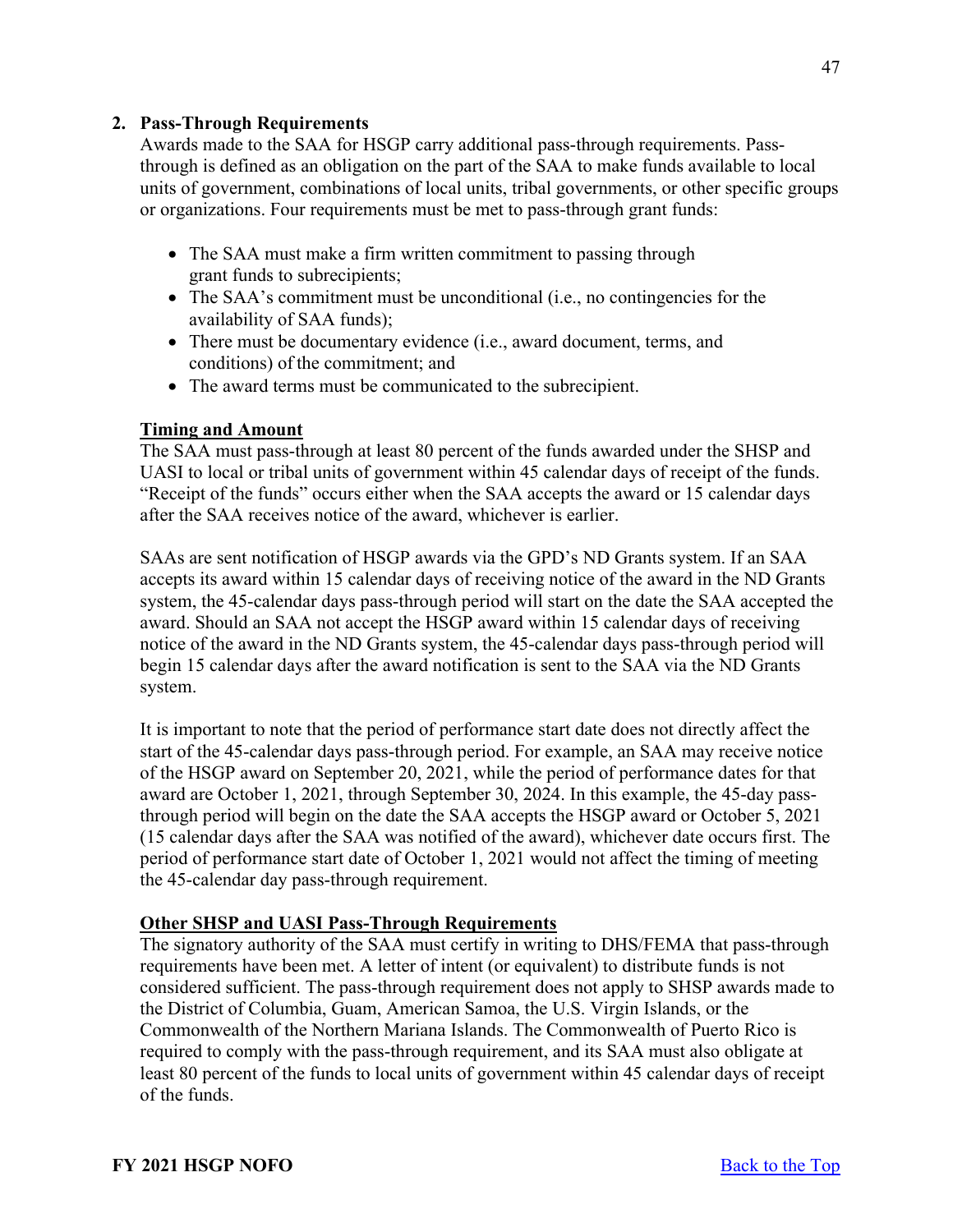## 2. Pass-Through Requirements

Awards made to the SAA for HSGP carry additional pass-through requirements. Pass-through is defined as an obligation on the part of the SAA to make funds available to local units of government, combinations of local units, tribal governments, or other specific groups or organizations. Four requirements must be met to pass-through grant funds:

- The SAA must make a firm written commitment to passing through grant funds to subrecipients;
- The SAA's commitment must be unconditional (i.e., no contingencies for the availability of SAA funds);
- There must be documentary evidence (i.e., award document, terms, and conditions) of the commitment; and
- The award terms must be communicated to the subrecipient.

**Timing and Amount**

The SAA must pass-through at least 80 percent of the funds awarded under the SHSP and UASI to local or tribal units of government within 45 calendar days of receipt of the funds. "Receipt of the funds" occurs either when the SAA accepts the award or 15 calendar days after the SAA receives notice of the award, whichever is earlier.

SAAs are sent notification of HSGP awards via the GPD's ND Grants system. If an SAA accepts its award within 15 calendar days of receiving notice of the award in the ND Grants system, the 45-calendar days pass-through period will start on the date the SAA accepted the award. Should an SAA not accept the HSGP award within 15 calendar days of receiving notice of the award in the ND Grants system, the 45-calendar days pass-through period will begin 15 calendar days after the award notification is sent to the SAA via the ND Grants system.

It is important to note that the period of performance start date does not directly affect the start of the 45-calendar days pass-through period. For example, an SAA may receive notice of the HSGP award on September 20, 2021, while the period of performance dates for that award are October 1, 2021, through September 30, 2024. In this example, the 45-day pass-through period will begin on the date the SAA accepts the HSGP award or October 5, 2021 (15 calendar days after the SAA was notified of the award), whichever date occurs first. The period of performance start date of October 1, 2021 would not affect the timing of meeting the 45-calendar day pass-through requirement.

**Other SHSP and UASI Pass-Through Requirements**

The signatory authority of the SAA must certify in writing to DHS/FEMA that pass-through requirements have been met. A letter of intent (or equivalent) to distribute funds is not considered sufficient. The pass-through requirement does not apply to SHSP awards made to the District of Columbia, Guam, American Samoa, the U.S. Virgin Islands, or the Commonwealth of the Northern Mariana Islands. The Commonwealth of Puerto Rico is required to comply with the pass-through requirement, and its SAA must also obligate at least 80 percent of the funds to local units of government within 45 calendar days of receipt of the funds.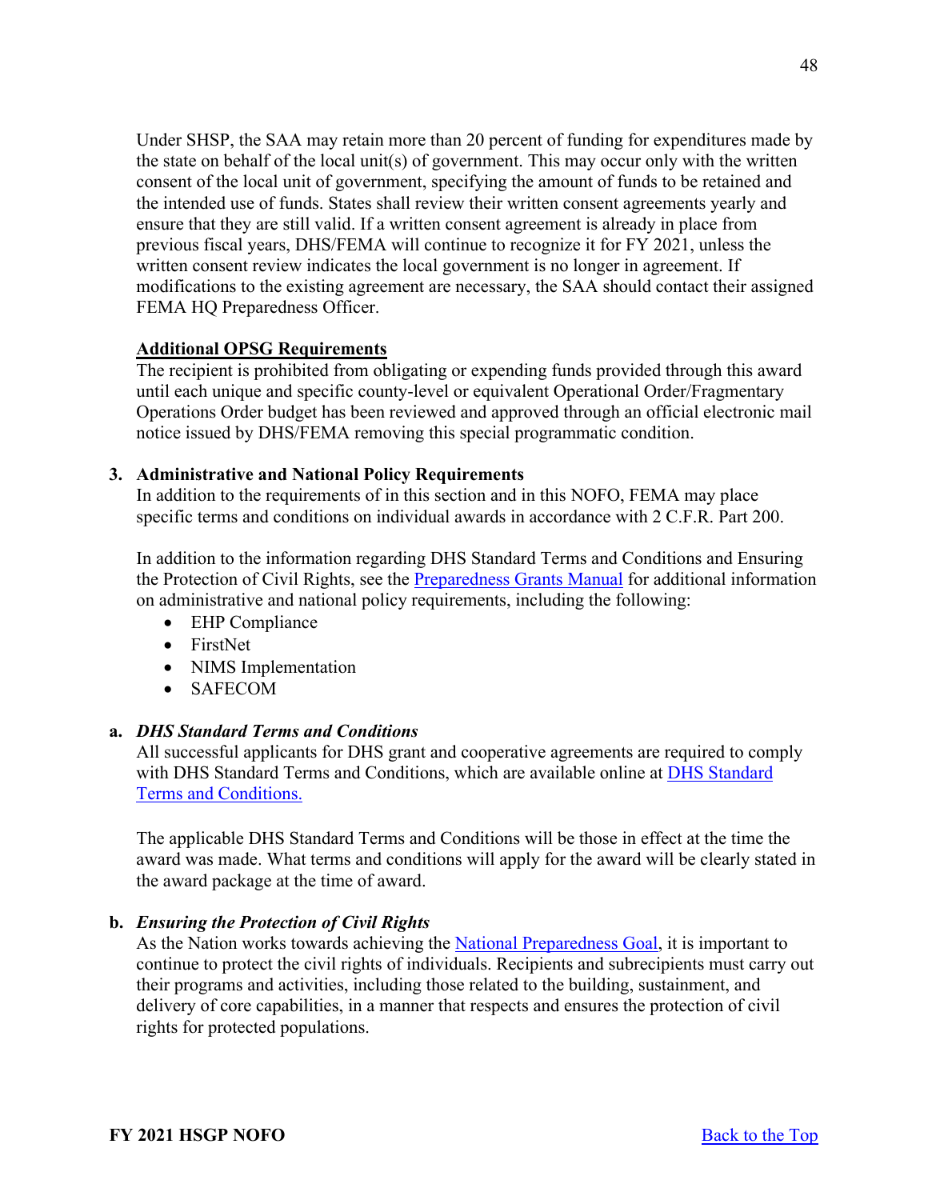Under SHSP, the SAA may retain more than 20 percent of funding for expenditures made by the state on behalf of the local unit(s) of government. This may occur only with the written consent of the local unit of government, specifying the amount of funds to be retained and the intended use of funds. States shall review their written consent agreements yearly and ensure that they are still valid. If a written consent agreement is already in place from previous fiscal years, DHS/FEMA will continue to recognize it for FY 2021, unless the written consent review indicates the local government is no longer in agreement. If modifications to the existing agreement are necessary, the SAA should contact their assigned FEMA HQ Preparedness Officer.

**Additional OPSG Requirements**

The recipient is prohibited from obligating or expending funds provided through this award until each unique and specific county-level or equivalent Operational Order/Fragmentary Operations Order budget has been reviewed and approved through an official electronic mail notice issued by DHS/FEMA removing this special programmatic condition.

### 3. Administrative and National Policy Requirements

In addition to the requirements of in this section and in this NOFO, FEMA may place specific terms and conditions on individual awards in accordance with 2 C.F.R. Part 200.

In addition to the information regarding DHS Standard Terms and Conditions and Ensuring the Protection of Civil Rights, see the Preparedness Grants Manual for additional information on administrative and national policy requirements, including the following:

- EHP Compliance
- FirstNet
- NIMS Implementation
- SAFECOM

#### a. *DHS Standard Terms and Conditions*

All successful applicants for DHS grant and cooperative agreements are required to comply with DHS Standard Terms and Conditions, which are available online at DHS Standard Terms and Conditions.

The applicable DHS Standard Terms and Conditions will be those in effect at the time the award was made. What terms and conditions will apply for the award will be clearly stated in the award package at the time of award.

#### b. *Ensuring the Protection of Civil Rights*

As the Nation works towards achieving the National Preparedness Goal, it is important to continue to protect the civil rights of individuals. Recipients and subrecipients must carry out their programs and activities, including those related to the building, sustainment, and delivery of core capabilities, in a manner that respects and ensures the protection of civil rights for protected populations.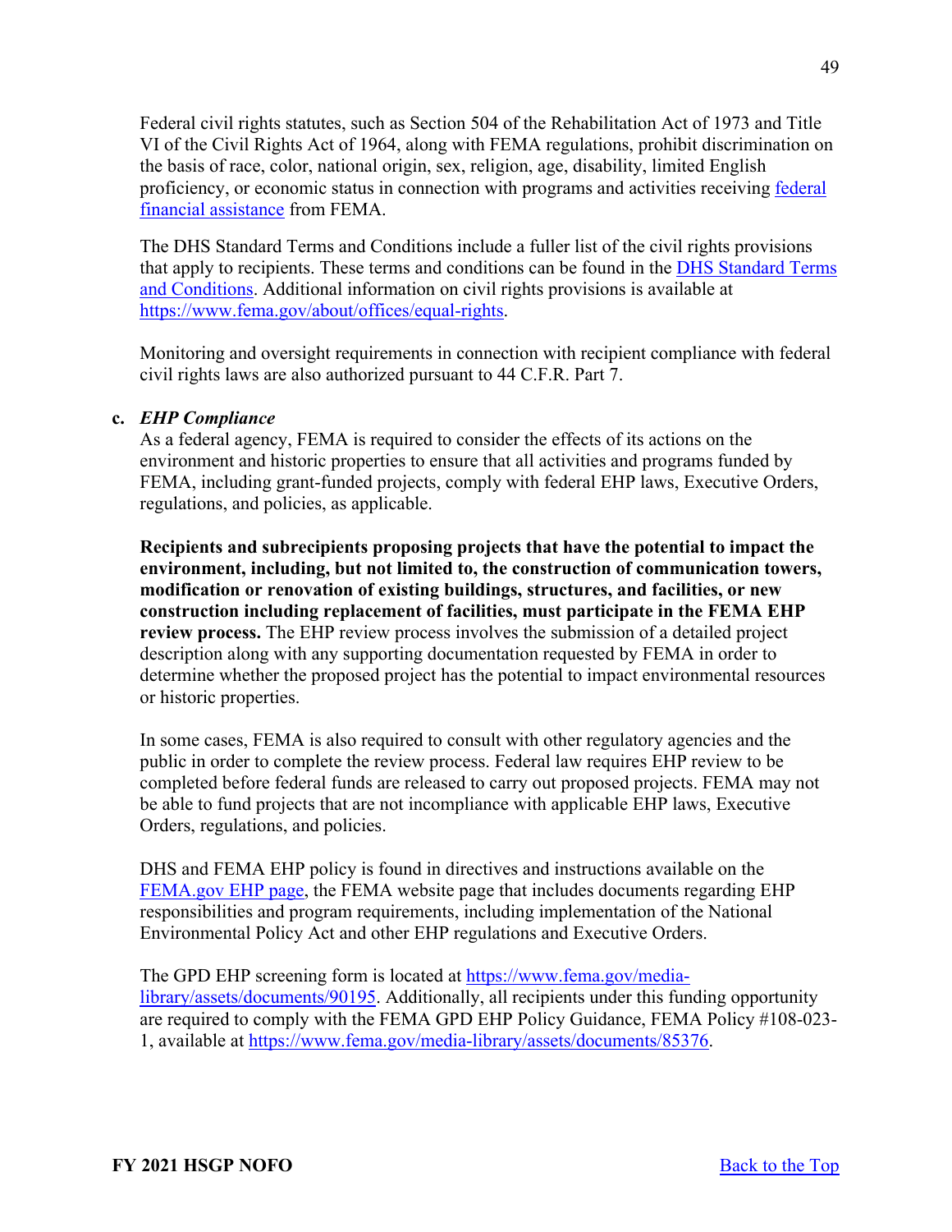Federal civil rights statutes, such as Section 504 of the Rehabilitation Act of 1973 and Title VI of the Civil Rights Act of 1964, along with FEMA regulations, prohibit discrimination on the basis of race, color, national origin, sex, religion, age, disability, limited English proficiency, or economic status in connection with programs and activities receiving [federal financial assistance](federal financial assistance) from FEMA.

The DHS Standard Terms and Conditions include a fuller list of the civil rights provisions that apply to recipients. These terms and conditions can be found in the DHS Standard Terms and Conditions. Additional information on civil rights provisions is available at https://www.fema.gov/about/offices/equal-rights.

Monitoring and oversight requirements in connection with recipient compliance with federal civil rights laws are also authorized pursuant to 44 C.F.R. Part 7.

**c. *EHP Compliance***

As a federal agency, FEMA is required to consider the effects of its actions on the environment and historic properties to ensure that all activities and programs funded by FEMA, including grant-funded projects, comply with federal EHP laws, Executive Orders, regulations, and policies, as applicable.

**Recipients and subrecipients proposing projects that have the potential to impact the environment, including, but not limited to, the construction of communication towers, modification or renovation of existing buildings, structures, and facilities, or new construction including replacement of facilities, must participate in the FEMA EHP review process.** The EHP review process involves the submission of a detailed project description along with any supporting documentation requested by FEMA in order to determine whether the proposed project has the potential to impact environmental resources or historic properties.

In some cases, FEMA is also required to consult with other regulatory agencies and the public in order to complete the review process. Federal law requires EHP review to be completed before federal funds are released to carry out proposed projects. FEMA may not be able to fund projects that are not incompliance with applicable EHP laws, Executive Orders, regulations, and policies.

DHS and FEMA EHP policy is found in directives and instructions available on the FEMA.gov EHP page, the FEMA website page that includes documents regarding EHP responsibilities and program requirements, including implementation of the National Environmental Policy Act and other EHP regulations and Executive Orders.

The GPD EHP screening form is located at https://www.fema.gov/media-library/assets/documents/90195. Additionally, all recipients under this funding opportunity are required to comply with the FEMA GPD EHP Policy Guidance, FEMA Policy #108-023-1, available at https://www.fema.gov/media-library/assets/documents/85376.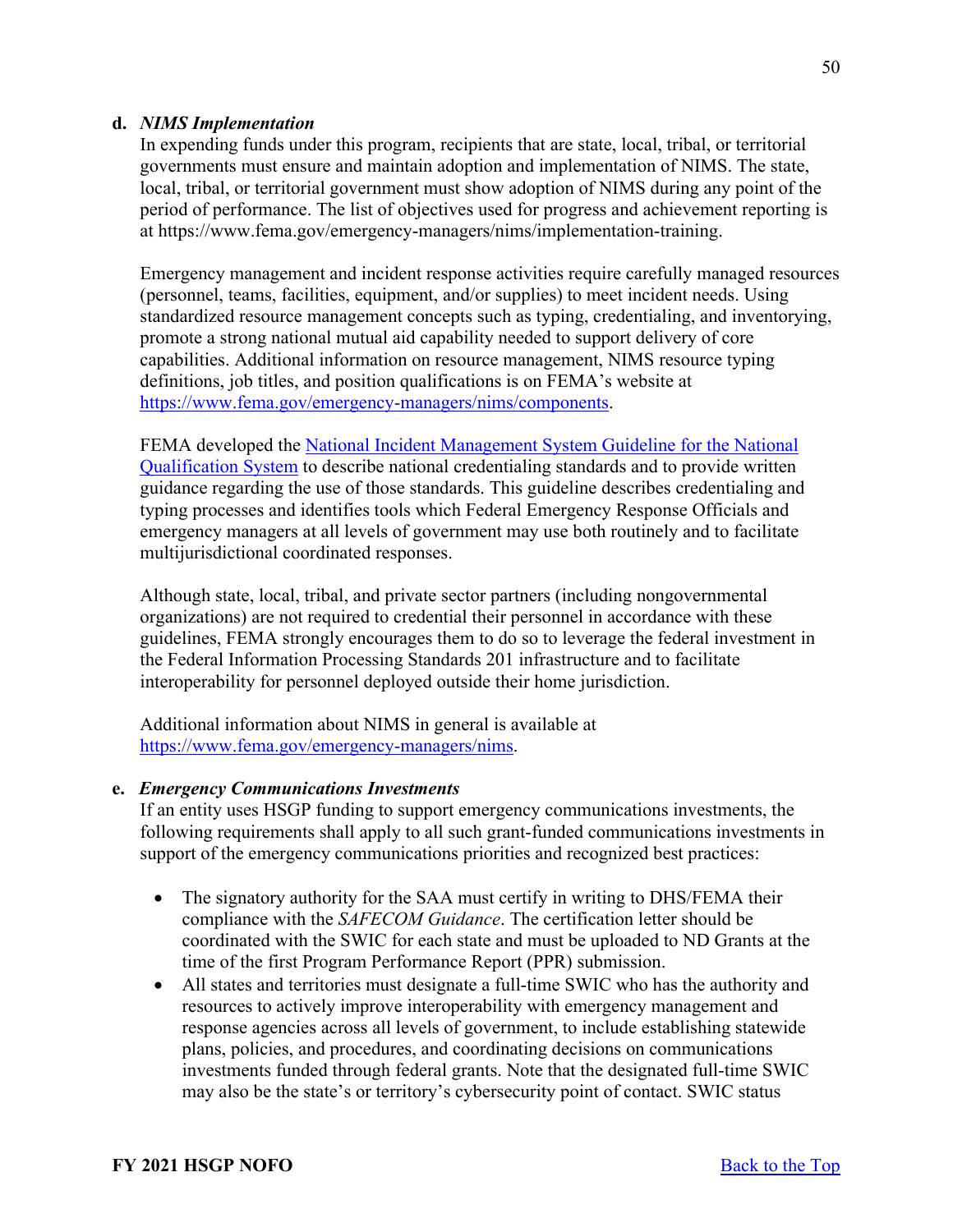**d. *NIMS Implementation***

In expending funds under this program, recipients that are state, local, tribal, or territorial governments must ensure and maintain adoption and implementation of NIMS. The state, local, tribal, or territorial government must show adoption of NIMS during any point of the period of performance. The list of objectives used for progress and achievement reporting is at https://www.fema.gov/emergency-managers/nims/implementation-training.

Emergency management and incident response activities require carefully managed resources (personnel, teams, facilities, equipment, and/or supplies) to meet incident needs. Using standardized resource management concepts such as typing, credentialing, and inventorying, promote a strong national mutual aid capability needed to support delivery of core capabilities. Additional information on resource management, NIMS resource typing definitions, job titles, and position qualifications is on FEMA's website at https://www.fema.gov/emergency-managers/nims/components.

FEMA developed the National Incident Management System Guideline for the National Qualification System to describe national credentialing standards and to provide written guidance regarding the use of those standards. This guideline describes credentialing and typing processes and identifies tools which Federal Emergency Response Officials and emergency managers at all levels of government may use both routinely and to facilitate multijurisdictional coordinated responses.

Although state, local, tribal, and private sector partners (including nongovernmental organizations) are not required to credential their personnel in accordance with these guidelines, FEMA strongly encourages them to do so to leverage the federal investment in the Federal Information Processing Standards 201 infrastructure and to facilitate interoperability for personnel deployed outside their home jurisdiction.

Additional information about NIMS in general is available at https://www.fema.gov/emergency-managers/nims.

**e. *Emergency Communications Investments***

If an entity uses HSGP funding to support emergency communications investments, the following requirements shall apply to all such grant-funded communications investments in support of the emergency communications priorities and recognized best practices:

- The signatory authority for the SAA must certify in writing to DHS/FEMA their compliance with the *SAFECOM Guidance*. The certification letter should be coordinated with the SWIC for each state and must be uploaded to ND Grants at the time of the first Program Performance Report (PPR) submission.
- All states and territories must designate a full-time SWIC who has the authority and resources to actively improve interoperability with emergency management and response agencies across all levels of government, to include establishing statewide plans, policies, and procedures, and coordinating decisions on communications investments funded through federal grants. Note that the designated full-time SWIC may also be the state's or territory's cybersecurity point of contact. SWIC status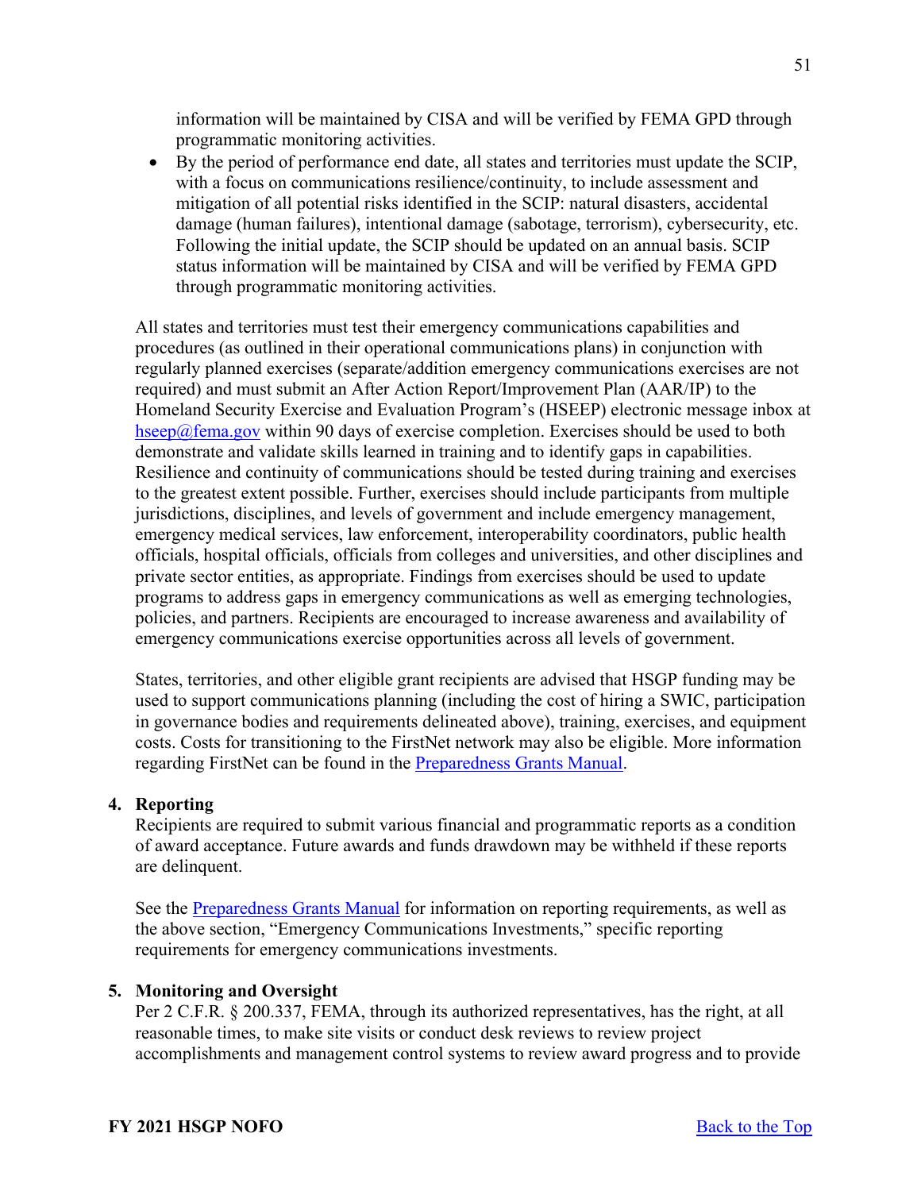information will be maintained by CISA and will be verified by FEMA GPD through programmatic monitoring activities.

- By the period of performance end date, all states and territories must update the SCIP, with a focus on communications resilience/continuity, to include assessment and mitigation of all potential risks identified in the SCIP: natural disasters, accidental damage (human failures), intentional damage (sabotage, terrorism), cybersecurity, etc. Following the initial update, the SCIP should be updated on an annual basis. SCIP status information will be maintained by CISA and will be verified by FEMA GPD through programmatic monitoring activities.

All states and territories must test their emergency communications capabilities and procedures (as outlined in their operational communications plans) in conjunction with regularly planned exercises (separate/addition emergency communications exercises are not required) and must submit an After Action Report/Improvement Plan (AAR/IP) to the Homeland Security Exercise and Evaluation Program's (HSEEP) electronic message inbox at hseep@fema.gov within 90 days of exercise completion. Exercises should be used to both demonstrate and validate skills learned in training and to identify gaps in capabilities. Resilience and continuity of communications should be tested during training and exercises to the greatest extent possible. Further, exercises should include participants from multiple jurisdictions, disciplines, and levels of government and include emergency management, emergency medical services, law enforcement, interoperability coordinators, public health officials, hospital officials, officials from colleges and universities, and other disciplines and private sector entities, as appropriate. Findings from exercises should be used to update programs to address gaps in emergency communications as well as emerging technologies, policies, and partners. Recipients are encouraged to increase awareness and availability of emergency communications exercise opportunities across all levels of government.

States, territories, and other eligible grant recipients are advised that HSGP funding may be used to support communications planning (including the cost of hiring a SWIC, participation in governance bodies and requirements delineated above), training, exercises, and equipment costs. Costs for transitioning to the FirstNet network may also be eligible. More information regarding FirstNet can be found in the Preparedness Grants Manual.

**4. Reporting**

Recipients are required to submit various financial and programmatic reports as a condition of award acceptance. Future awards and funds drawdown may be withheld if these reports are delinquent.

See the Preparedness Grants Manual for information on reporting requirements, as well as the above section, "Emergency Communications Investments," specific reporting requirements for emergency communications investments.

**5. Monitoring and Oversight**

Per 2 C.F.R. § 200.337, FEMA, through its authorized representatives, has the right, at all reasonable times, to make site visits or conduct desk reviews to review project accomplishments and management control systems to review award progress and to provide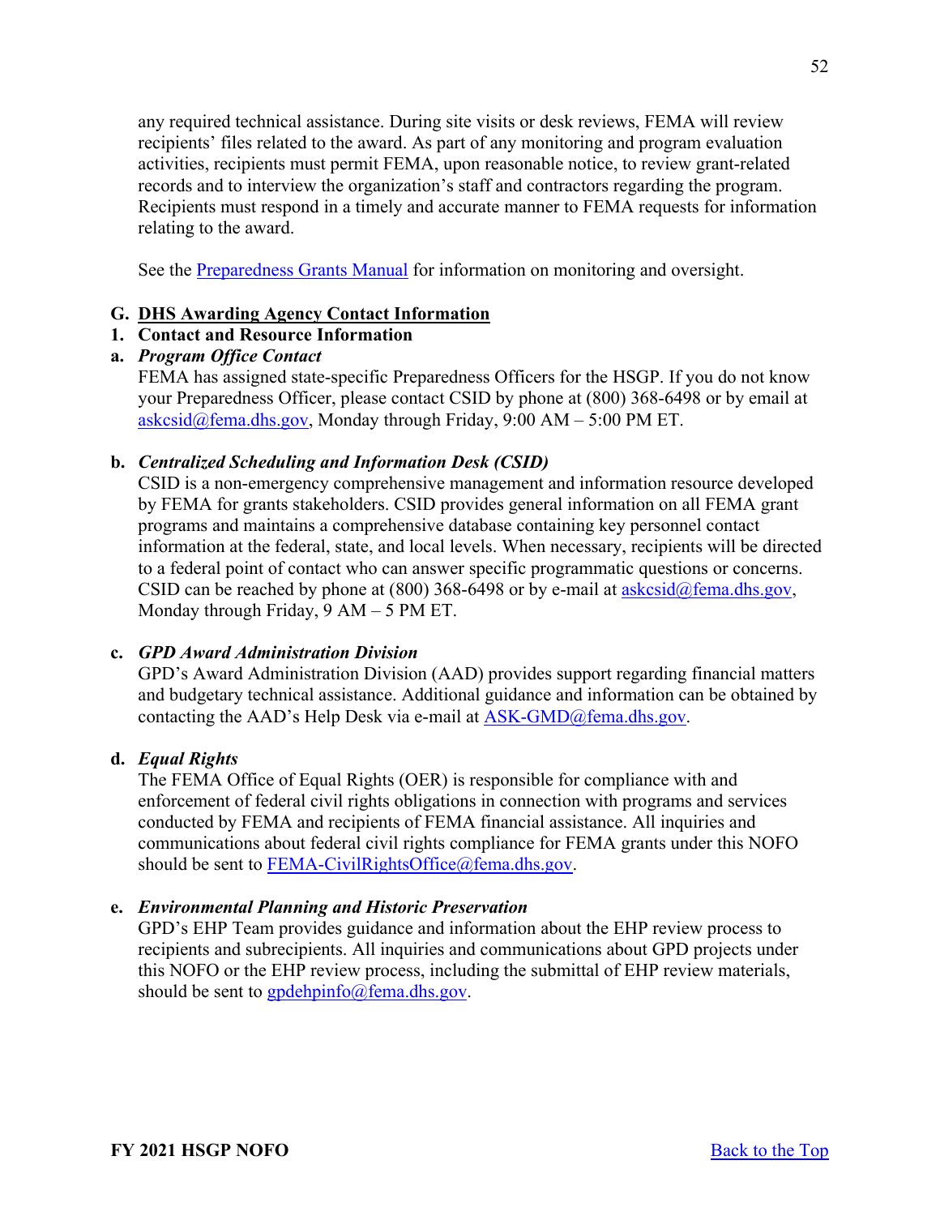any required technical assistance. During site visits or desk reviews, FEMA will review recipients' files related to the award. As part of any monitoring and program evaluation activities, recipients must permit FEMA, upon reasonable notice, to review grant-related records and to interview the organization's staff and contractors regarding the program. Recipients must respond in a timely and accurate manner to FEMA requests for information relating to the award.

See the [Preparedness Grants Manual](#) for information on monitoring and oversight.

## G. DHS Awarding Agency Contact Information

### 1. Contact and Resource Information

#### a. *Program Office Contact*

FEMA has assigned state-specific Preparedness Officers for the HSGP. If you do not know your Preparedness Officer, please contact CSID by phone at (800) 368-6498 or by email at askcsid@fema.dhs.gov, Monday through Friday, 9:00 AM – 5:00 PM ET.

#### b. *Centralized Scheduling and Information Desk (CSID)*

CSID is a non-emergency comprehensive management and information resource developed by FEMA for grants stakeholders. CSID provides general information on all FEMA grant programs and maintains a comprehensive database containing key personnel contact information at the federal, state, and local levels. When necessary, recipients will be directed to a federal point of contact who can answer specific programmatic questions or concerns. CSID can be reached by phone at (800) 368-6498 or by e-mail at askcsid@fema.dhs.gov, Monday through Friday, 9 AM – 5 PM ET.

#### c. *GPD Award Administration Division*

GPD's Award Administration Division (AAD) provides support regarding financial matters and budgetary technical assistance. Additional guidance and information can be obtained by contacting the AAD's Help Desk via e-mail at ASK-GMD@fema.dhs.gov.

#### d. *Equal Rights*

The FEMA Office of Equal Rights (OER) is responsible for compliance with and enforcement of federal civil rights obligations in connection with programs and services conducted by FEMA and recipients of FEMA financial assistance. All inquiries and communications about federal civil rights compliance for FEMA grants under this NOFO should be sent to FEMA-CivilRightsOffice@fema.dhs.gov.

#### e. *Environmental Planning and Historic Preservation*

GPD's EHP Team provides guidance and information about the EHP review process to recipients and subrecipients. All inquiries and communications about GPD projects under this NOFO or the EHP review process, including the submittal of EHP review materials, should be sent to gpdehpinfo@fema.dhs.gov.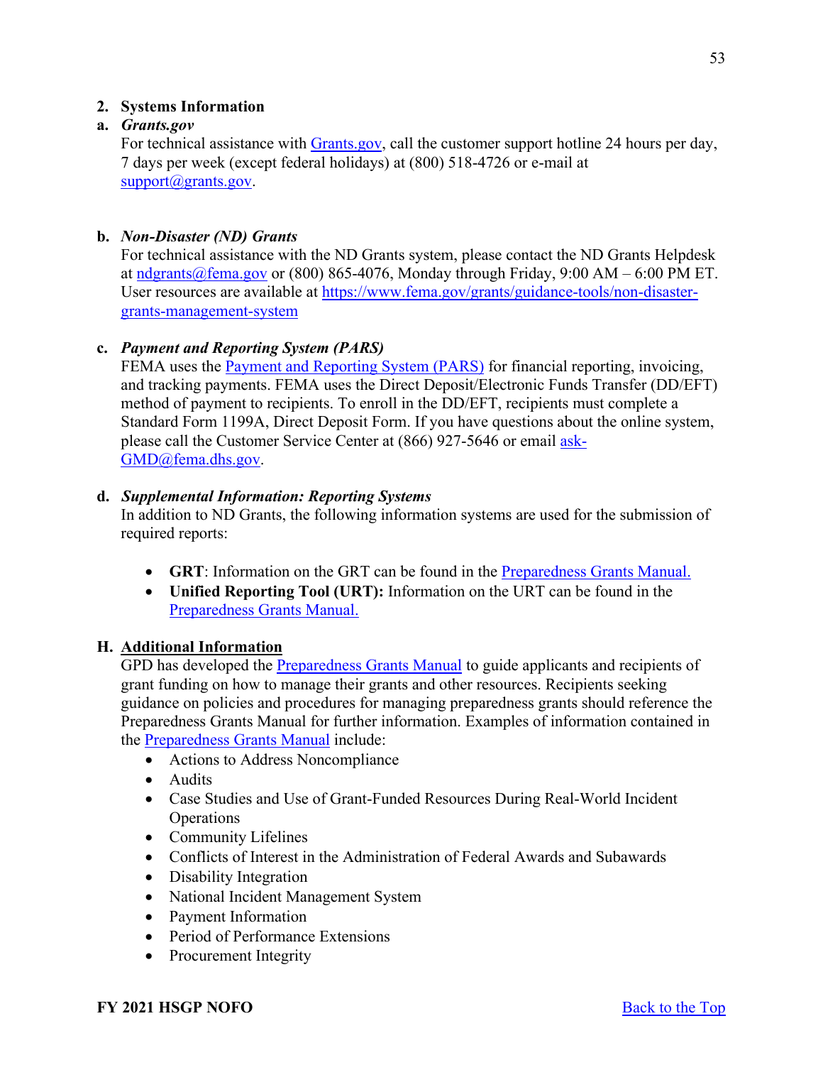### 2. Systems Information

#### a. *Grants.gov*

For technical assistance with Grants.gov, call the customer support hotline 24 hours per day, 7 days per week (except federal holidays) at (800) 518-4726 or e-mail at support@grants.gov.

#### b. *Non-Disaster (ND) Grants*

For technical assistance with the ND Grants system, please contact the ND Grants Helpdesk at ndgrants@fema.gov or (800) 865-4076, Monday through Friday, 9:00 AM – 6:00 PM ET. User resources are available at https://www.fema.gov/grants/guidance-tools/non-disaster-grants-management-system

#### c. *Payment and Reporting System (PARS)*

FEMA uses the Payment and Reporting System (PARS) for financial reporting, invoicing, and tracking payments. FEMA uses the Direct Deposit/Electronic Funds Transfer (DD/EFT) method of payment to recipients. To enroll in the DD/EFT, recipients must complete a Standard Form 1199A, Direct Deposit Form. If you have questions about the online system, please call the Customer Service Center at (866) 927-5646 or email ask-GMD@fema.dhs.gov.

#### d. *Supplemental Information: Reporting Systems*

In addition to ND Grants, the following information systems are used for the submission of required reports:

- **GRT**: Information on the GRT can be found in the Preparedness Grants Manual.
- **Unified Reporting Tool (URT):** Information on the URT can be found in the Preparedness Grants Manual.

## H. Additional Information

GPD has developed the Preparedness Grants Manual to guide applicants and recipients of grant funding on how to manage their grants and other resources. Recipients seeking guidance on policies and procedures for managing preparedness grants should reference the Preparedness Grants Manual for further information. Examples of information contained in the Preparedness Grants Manual include:

- Actions to Address Noncompliance
- Audits
- Case Studies and Use of Grant-Funded Resources During Real-World Incident Operations
- Community Lifelines
- Conflicts of Interest in the Administration of Federal Awards and Subawards
- Disability Integration
- National Incident Management System
- Payment Information
- Period of Performance Extensions
- Procurement Integrity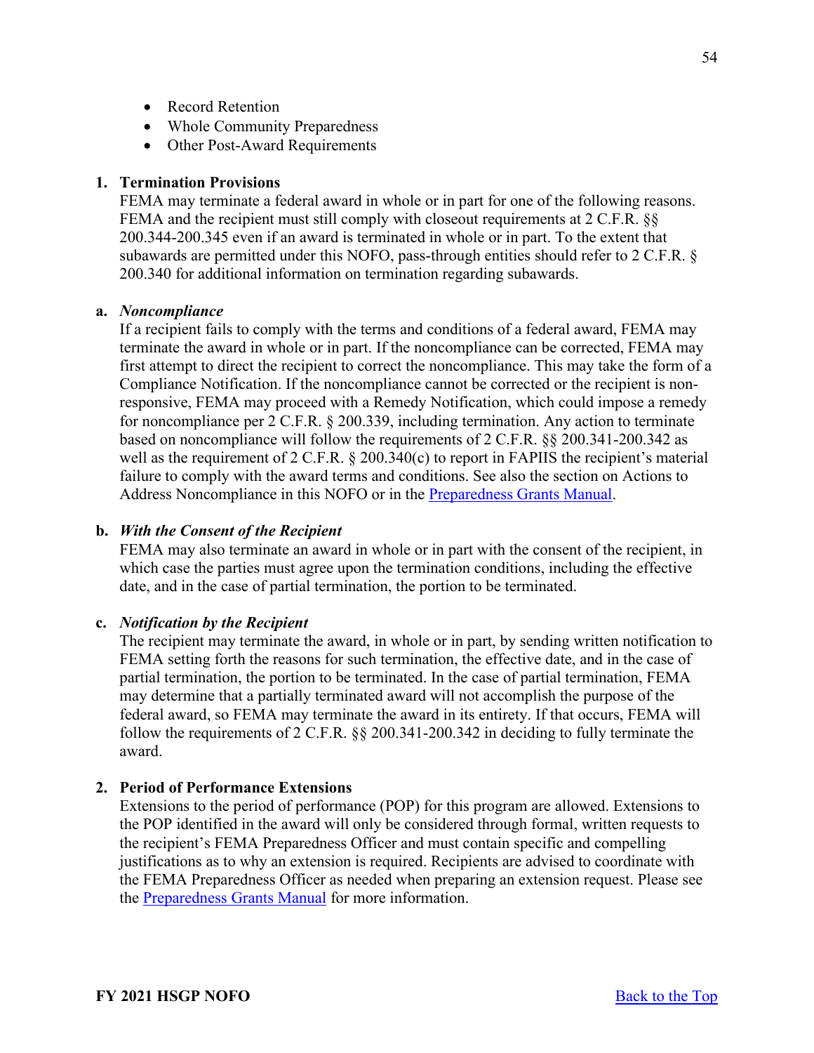- Record Retention
- Whole Community Preparedness
- Other Post-Award Requirements

**1. Termination Provisions**

FEMA may terminate a federal award in whole or in part for one of the following reasons. FEMA and the recipient must still comply with closeout requirements at 2 C.F.R. §§ 200.344-200.345 even if an award is terminated in whole or in part. To the extent that subawards are permitted under this NOFO, pass-through entities should refer to 2 C.F.R. § 200.340 for additional information on termination regarding subawards.

**a. *Noncompliance***

If a recipient fails to comply with the terms and conditions of a federal award, FEMA may terminate the award in whole or in part. If the noncompliance can be corrected, FEMA may first attempt to direct the recipient to correct the noncompliance. This may take the form of a Compliance Notification. If the noncompliance cannot be corrected or the recipient is non-responsive, FEMA may proceed with a Remedy Notification, which could impose a remedy for noncompliance per 2 C.F.R. § 200.339, including termination. Any action to terminate based on noncompliance will follow the requirements of 2 C.F.R. §§ 200.341-200.342 as well as the requirement of 2 C.F.R. § 200.340(c) to report in FAPIIS the recipient's material failure to comply with the award terms and conditions. See also the section on Actions to Address Noncompliance in this NOFO or in the Preparedness Grants Manual.

**b. *With the Consent of the Recipient***

FEMA may also terminate an award in whole or in part with the consent of the recipient, in which case the parties must agree upon the termination conditions, including the effective date, and in the case of partial termination, the portion to be terminated.

**c. *Notification by the Recipient***

The recipient may terminate the award, in whole or in part, by sending written notification to FEMA setting forth the reasons for such termination, the effective date, and in the case of partial termination, the portion to be terminated. In the case of partial termination, FEMA may determine that a partially terminated award will not accomplish the purpose of the federal award, so FEMA may terminate the award in its entirety. If that occurs, FEMA will follow the requirements of 2 C.F.R. §§ 200.341-200.342 in deciding to fully terminate the award.

**2. Period of Performance Extensions**

Extensions to the period of performance (POP) for this program are allowed. Extensions to the POP identified in the award will only be considered through formal, written requests to the recipient's FEMA Preparedness Officer and must contain specific and compelling justifications as to why an extension is required. Recipients are advised to coordinate with the FEMA Preparedness Officer as needed when preparing an extension request. Please see the Preparedness Grants Manual for more information.